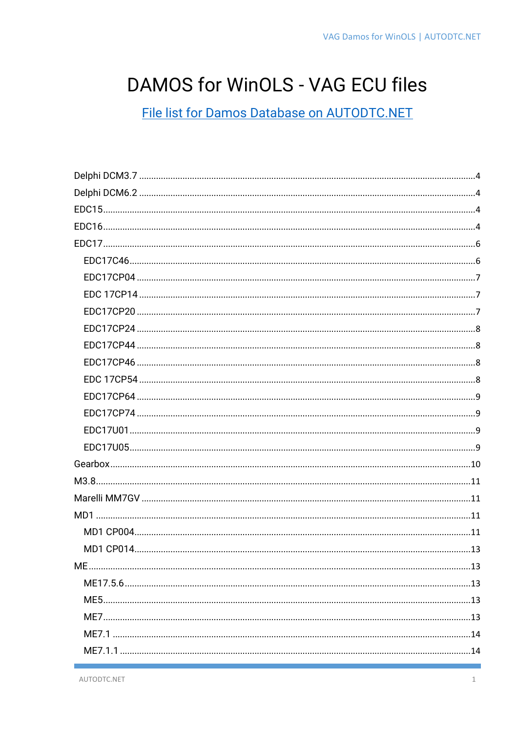# DAMOS for WinOLS - VAG ECU files

## File list for Damos Database on AUTODTC.NET

- Delphi DCM3.7 .......... 4
- Delphi DCM6.2 .......... 4
- EDC15 .......... 4
- EDC16 .......... 4
- EDC17 .......... 6
  - EDC17C46 .......... 6
  - EDC17CP04 .......... 7
  - EDC 17CP14 .......... 7
  - EDC17CP20 .......... 7
  - EDC17CP24 .......... 8
  - EDC17CP44 .......... 8
  - EDC17CP46 .......... 8
  - EDC 17CP54 .......... 8
  - EDC17CP64 .......... 9
  - EDC17CP74 .......... 9
  - EDC17U01 .......... 9
  - EDC17U05 .......... 9
- Gearbox .......... 10
- M3.8 .......... 11
- Marelli MM7GV .......... 11
- MD1 .......... 11
  - MD1 CP004 .......... 11
  - MD1 CP014 .......... 13
- ME .......... 13
  - ME17.5.6 .......... 13
  - ME5 .......... 13
  - ME7 .......... 13
  - ME7.1 .......... 14
  - ME7.1.1 .......... 14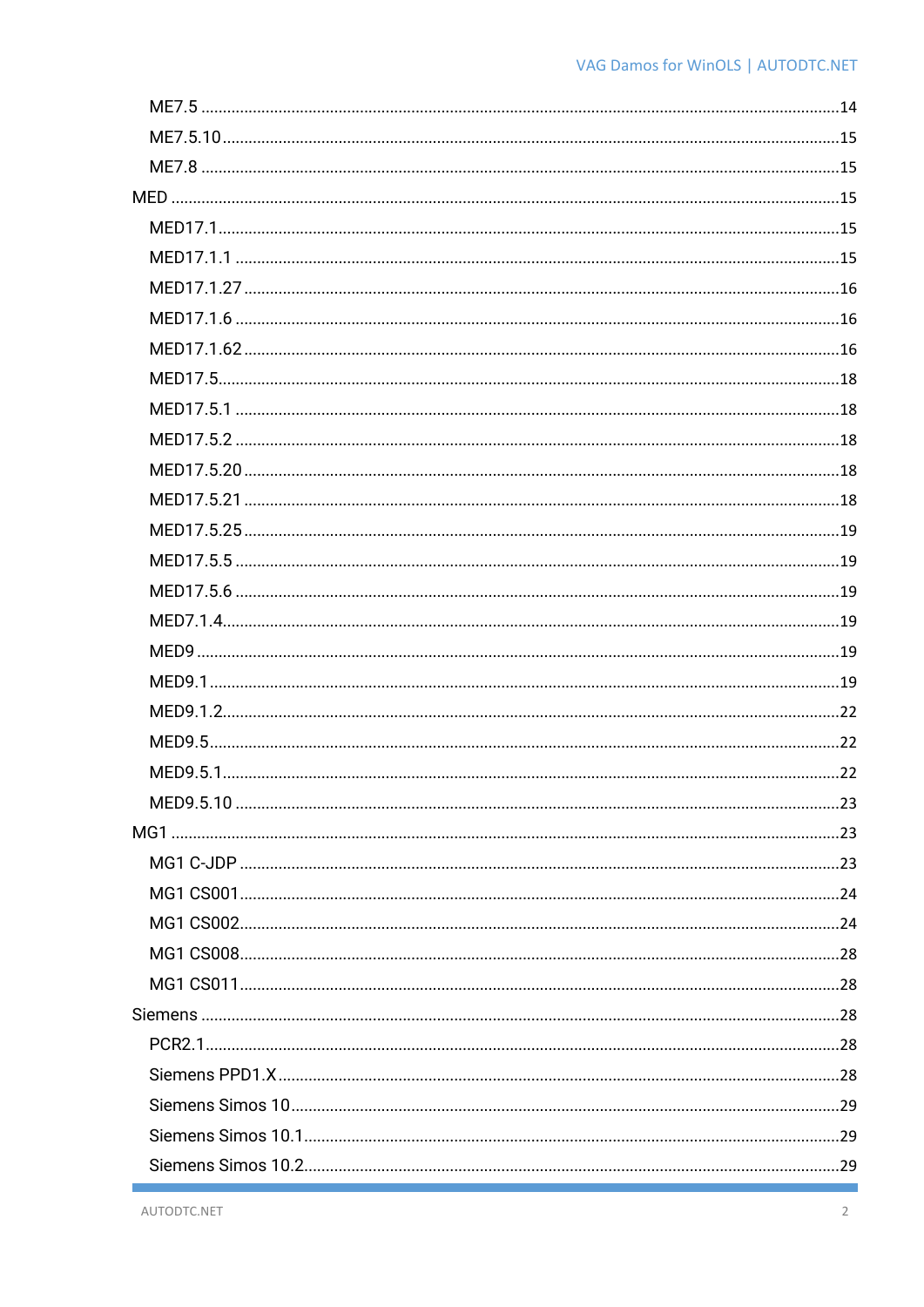- ME7.5 ....................................................................................................................................14
- ME7.5.10 ................................................................................................................................15
- ME7.8 ....................................................................................................................................15

MED ..........................................................................................................................................15

- MED17.1 ................................................................................................................................15
- MED17.1.1 .............................................................................................................................15
- MED17.1.27 ...........................................................................................................................16
- MED17.1.6 .............................................................................................................................16
- MED17.1.62 ...........................................................................................................................16
- MED17.5 ................................................................................................................................18
- MED17.5.1 .............................................................................................................................18
- MED17.5.2 .............................................................................................................................18
- MED17.5.20 ...........................................................................................................................18
- MED17.5.21 ...........................................................................................................................18
- MED17.5.25 ...........................................................................................................................19
- MED17.5.5 .............................................................................................................................19
- MED17.5.6 .............................................................................................................................19
- MED7.1.4 ...............................................................................................................................19
- MED9 .....................................................................................................................................19
- MED9.1 ..................................................................................................................................19
- MED9.1.2 ...............................................................................................................................22
- MED9.5 ..................................................................................................................................22
- MED9.5.1 ...............................................................................................................................22
- MED9.5.10 .............................................................................................................................23

MG1 ..........................................................................................................................................23

- MG1 C-JDP ............................................................................................................................23
- MG1 CS001 ............................................................................................................................24
- MG1 CS002 ............................................................................................................................24
- MG1 CS008 ............................................................................................................................28
- MG1 CS011 ............................................................................................................................28

Siemens ......................................................................................................................................28

- PCR2.1 ...................................................................................................................................28
- Siemens PPD1.X ....................................................................................................................28
- Siemens Simos 10 ..................................................................................................................29
- Siemens Simos 10.1 ...............................................................................................................29
- Siemens Simos 10.2 ...............................................................................................................29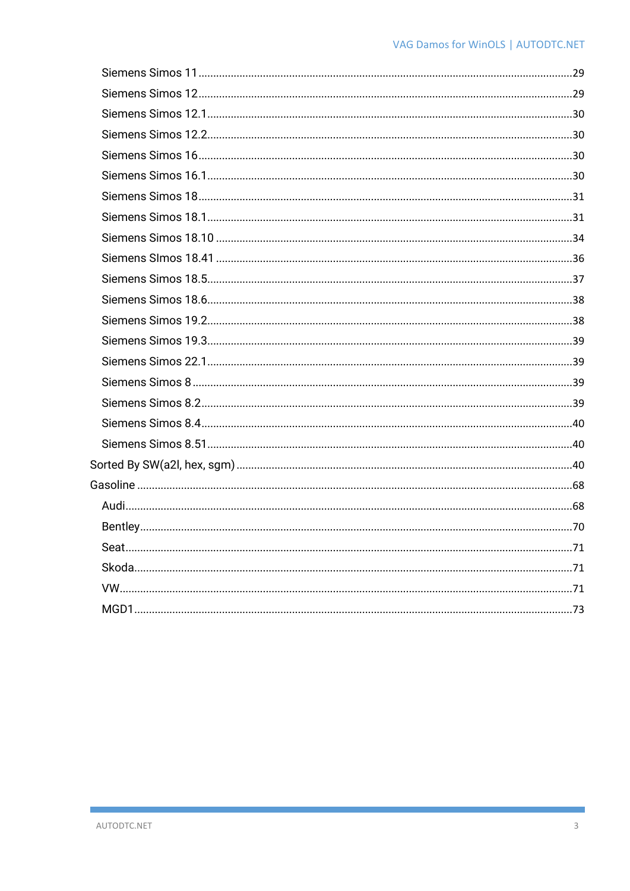- Siemens Simos 11 ........ 29
- Siemens Simos 12 ........ 29
- Siemens Simos 12.1 ........ 30
- Siemens Simos 12.2 ........ 30
- Siemens Simos 16 ........ 30
- Siemens Simos 16.1 ........ 30
- Siemens Simos 18 ........ 31
- Siemens Simos 18.1 ........ 31
- Siemens Simos 18.10 ........ 34
- Siemens SImos 18.41 ........ 36
- Siemens Simos 18.5 ........ 37
- Siemens Simos 18.6 ........ 38
- Siemens Simos 19.2 ........ 38
- Siemens Simos 19.3 ........ 39
- Siemens Simos 22.1 ........ 39
- Siemens Simos 8 ........ 39
- Siemens Simos 8.2 ........ 39
- Siemens Simos 8.4 ........ 40
- Siemens Simos 8.51 ........ 40

Sorted By SW(a2l, hex, sgm) ........ 40

Gasoline ........ 68

- Audi ........ 68
- Bentley ........ 70
- Seat ........ 71
- Skoda ........ 71
- VW ........ 71
- MGD1 ........ 73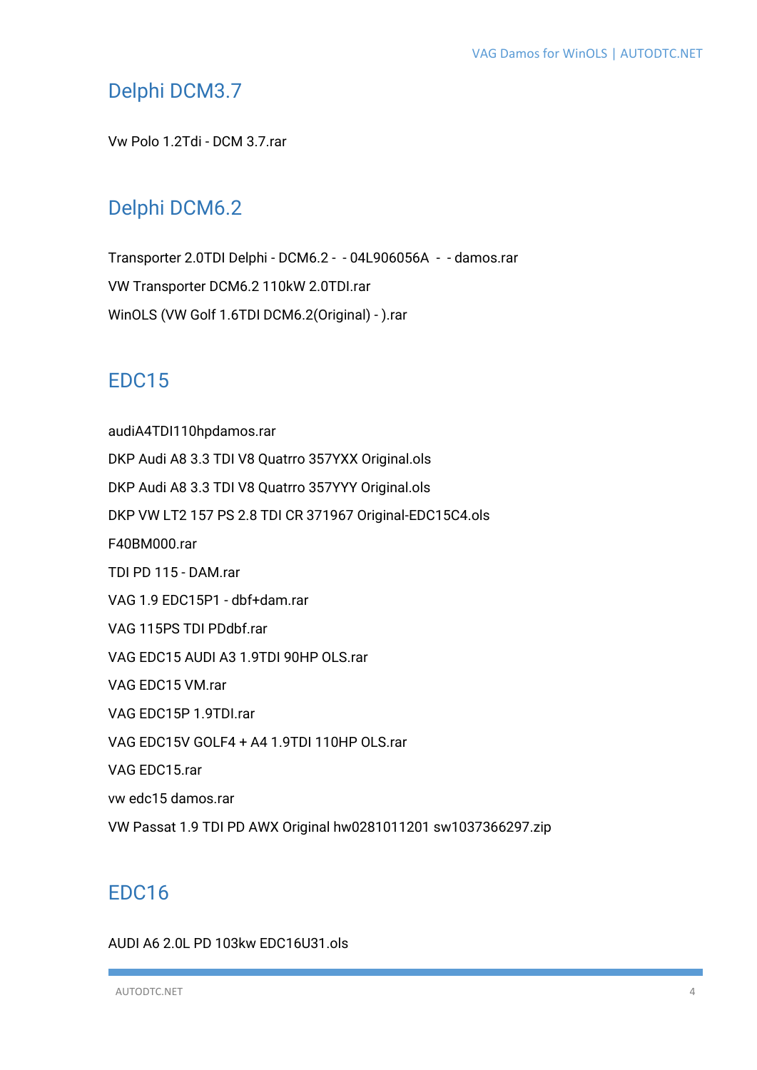## Delphi DCM3.7

Vw Polo 1.2Tdi - DCM 3.7.rar

## Delphi DCM6.2

Transporter 2.0TDI Delphi - DCM6.2 -  - 04L906056A  -  - damos.rar

VW Transporter DCM6.2 110kW 2.0TDI.rar

WinOLS (VW Golf 1.6TDI DCM6.2(Original) - ).rar

## EDC15

audiA4TDI110hpdamos.rar

DKP Audi A8 3.3 TDI V8 Quatrro 357YXX Original.ols

DKP Audi A8 3.3 TDI V8 Quatrro 357YYY Original.ols

DKP VW LT2 157 PS 2.8 TDI CR 371967 Original-EDC15C4.ols

F40BM000.rar

TDI PD 115 - DAM.rar

VAG 1.9 EDC15P1 - dbf+dam.rar

VAG 115PS TDI PDdbf.rar

VAG EDC15 AUDI A3 1.9TDI 90HP OLS.rar

VAG EDC15 VM.rar

VAG EDC15P 1.9TDI.rar

VAG EDC15V GOLF4 + A4 1.9TDI 110HP OLS.rar

VAG EDC15.rar

vw edc15 damos.rar

VW Passat 1.9 TDI PD AWX Original hw0281011201 sw1037366297.zip

## EDC16

AUDI A6 2.0L PD 103kw EDC16U31.ols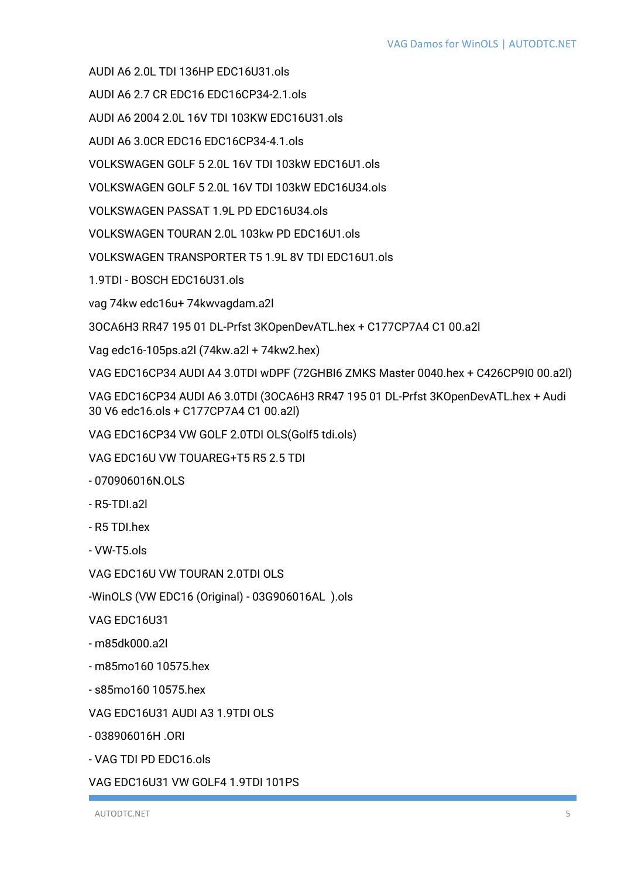AUDI A6 2.0L TDI 136HP EDC16U31.ols

AUDI A6 2.7 CR EDC16 EDC16CP34-2.1.ols

AUDI A6 2004 2.0L 16V TDI 103KW EDC16U31.ols

AUDI A6 3.0CR EDC16 EDC16CP34-4.1.ols

VOLKSWAGEN GOLF 5 2.0L 16V TDI 103kW EDC16U1.ols

VOLKSWAGEN GOLF 5 2.0L 16V TDI 103kW EDC16U34.ols

VOLKSWAGEN PASSAT 1.9L PD EDC16U34.ols

VOLKSWAGEN TOURAN 2.0L 103kw PD EDC16U1.ols

VOLKSWAGEN TRANSPORTER T5 1.9L 8V TDI EDC16U1.ols

1.9TDI - BOSCH EDC16U31.ols

vag 74kw edc16u+ 74kwvagdam.a2l

3OCA6H3 RR47 195 01 DL-Prfst 3KOpenDevATL.hex + C177CP7A4 C1 00.a2l

Vag edc16-105ps.a2l (74kw.a2l + 74kw2.hex)

VAG EDC16CP34 AUDI A4 3.0TDI wDPF (72GHBI6 ZMKS Master 0040.hex + C426CP9I0 00.a2l)

VAG EDC16CP34 AUDI A6 3.0TDI (3OCA6H3 RR47 195 01 DL-Prfst 3KOpenDevATL.hex + Audi 30 V6 edc16.ols + C177CP7A4 C1 00.a2l)

VAG EDC16CP34 VW GOLF 2.0TDI OLS(Golf5 tdi.ols)

VAG EDC16U VW TOUAREG+T5 R5 2.5 TDI

- 070906016N.OLS
- R5-TDI.a2l
- R5 TDI.hex
- VW-T5.ols

VAG EDC16U VW TOURAN 2.0TDI OLS

-WinOLS (VW EDC16 (Original) - 03G906016AL ).ols

VAG EDC16U31

- m85dk000.a2l
- m85mo160 10575.hex
- s85mo160 10575.hex

VAG EDC16U31 AUDI A3 1.9TDI OLS

- 038906016H .ORI
- VAG TDI PD EDC16.ols

VAG EDC16U31 VW GOLF4 1.9TDI 101PS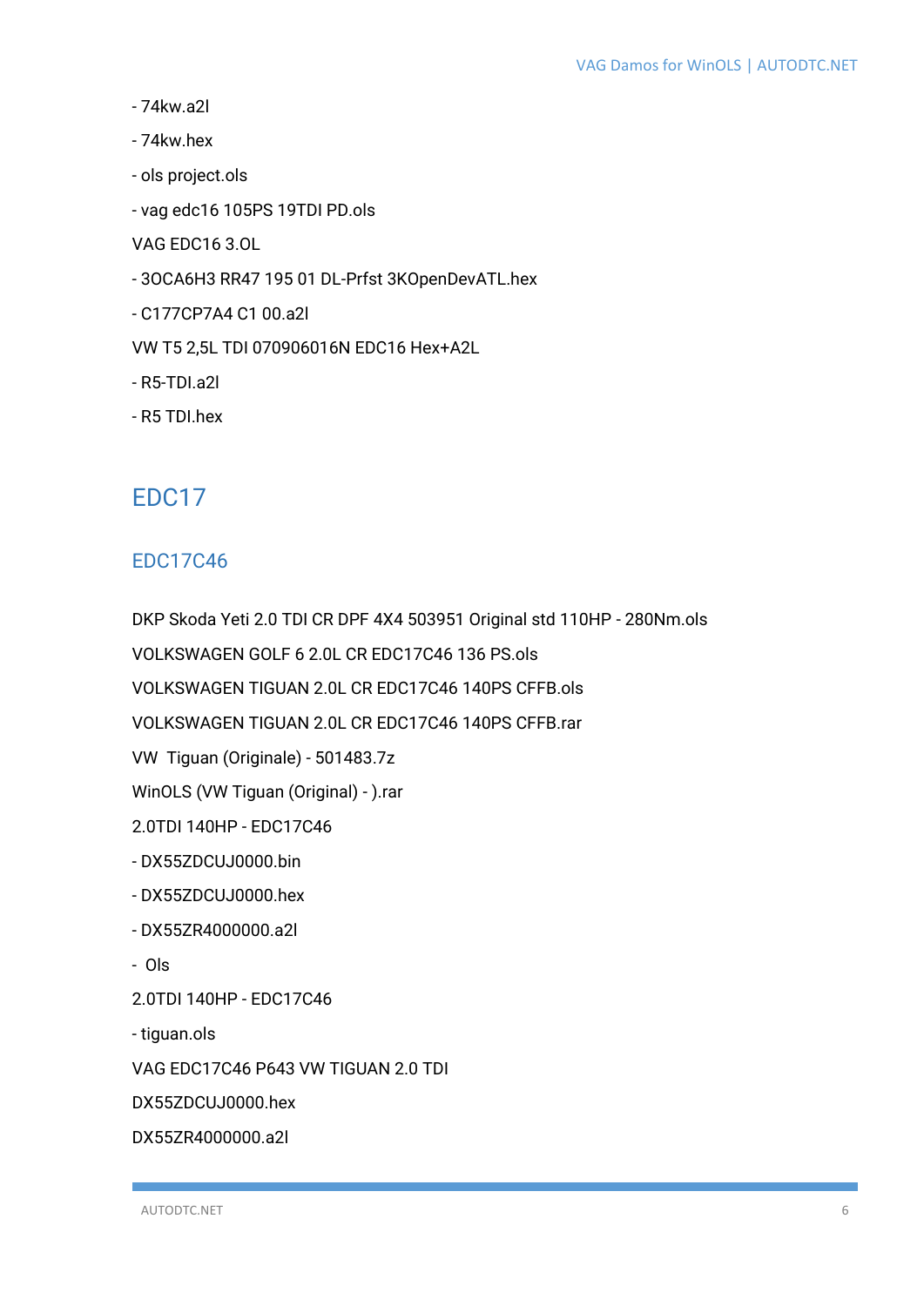- 74kw.a2l

- 74kw.hex

- ols project.ols

- vag edc16 105PS 19TDI PD.ols

VAG EDC16 3.OL

- 3OCA6H3 RR47 195 01 DL-Prfst 3KOpenDevATL.hex

- C177CP7A4 C1 00.a2l

VW T5 2,5L TDI 070906016N EDC16 Hex+A2L

- R5-TDI.a2l

- R5 TDI.hex

# EDC17

## EDC17C46

DKP Skoda Yeti 2.0 TDI CR DPF 4X4 503951 Original std 110HP - 280Nm.ols

VOLKSWAGEN GOLF 6 2.0L CR EDC17C46 136 PS.ols

VOLKSWAGEN TIGUAN 2.0L CR EDC17C46 140PS CFFB.ols

VOLKSWAGEN TIGUAN 2.0L CR EDC17C46 140PS CFFB.rar

VW  Tiguan (Originale) - 501483.7z

WinOLS (VW Tiguan (Original) - ).rar

2.0TDI 140HP - EDC17C46

- DX55ZDCUJ0000.bin

- DX55ZDCUJ0000.hex

- DX55ZR4000000.a2l

-  Ols

2.0TDI 140HP - EDC17C46

- tiguan.ols

VAG EDC17C46 P643 VW TIGUAN 2.0 TDI

DX55ZDCUJ0000.hex

DX55ZR4000000.a2l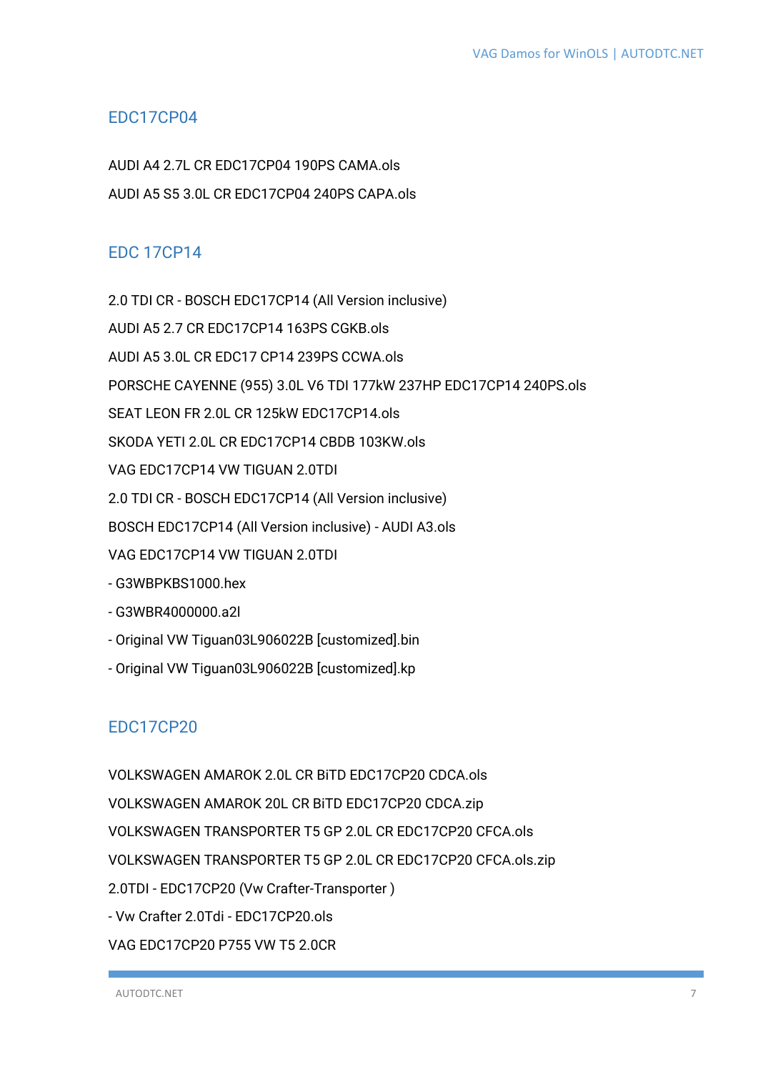## EDC17CP04

AUDI A4 2.7L CR EDC17CP04 190PS CAMA.ols

AUDI A5 S5 3.0L CR EDC17CP04 240PS CAPA.ols

## EDC 17CP14

2.0 TDI CR - BOSCH EDC17CP14 (All Version inclusive)

AUDI A5 2.7 CR EDC17CP14 163PS CGKB.ols

AUDI A5 3.0L CR EDC17 CP14 239PS CCWA.ols

PORSCHE CAYENNE (955) 3.0L V6 TDI 177kW 237HP EDC17CP14 240PS.ols

SEAT LEON FR 2.0L CR 125kW EDC17CP14.ols

SKODA YETI 2.0L CR EDC17CP14 CBDB 103KW.ols

VAG EDC17CP14 VW TIGUAN 2.0TDI

2.0 TDI CR - BOSCH EDC17CP14 (All Version inclusive)

BOSCH EDC17CP14 (All Version inclusive) - AUDI A3.ols

VAG EDC17CP14 VW TIGUAN 2.0TDI

- G3WBPKBS1000.hex
- G3WBR4000000.a2l
- Original VW Tiguan03L906022B [customized].bin
- Original VW Tiguan03L906022B [customized].kp

## EDC17CP20

VOLKSWAGEN AMAROK 2.0L CR BiTD EDC17CP20 CDCA.ols

VOLKSWAGEN AMAROK 20L CR BiTD EDC17CP20 CDCA.zip

VOLKSWAGEN TRANSPORTER T5 GP 2.0L CR EDC17CP20 CFCA.ols

VOLKSWAGEN TRANSPORTER T5 GP 2.0L CR EDC17CP20 CFCA.ols.zip

2.0TDI - EDC17CP20 (Vw Crafter-Transporter )

- Vw Crafter 2.0Tdi - EDC17CP20.ols

VAG EDC17CP20 P755 VW T5 2.0CR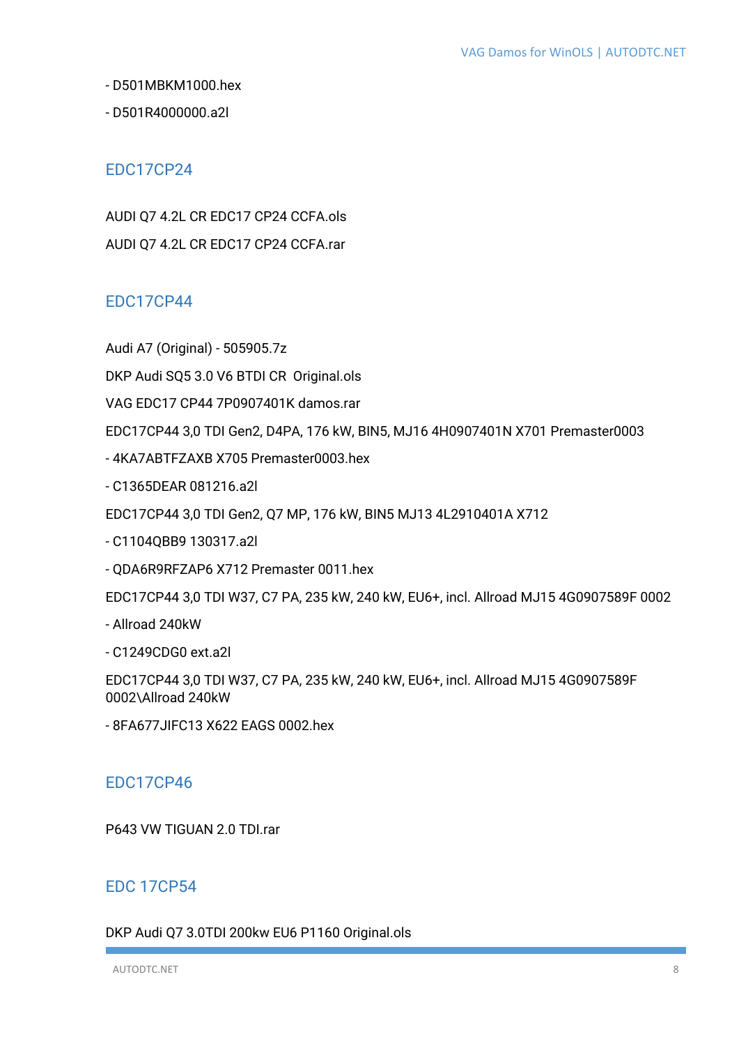- D501MBKM1000.hex

- D501R4000000.a2l

## EDC17CP24

AUDI Q7 4.2L CR EDC17 CP24 CCFA.ols

AUDI Q7 4.2L CR EDC17 CP24 CCFA.rar

## EDC17CP44

Audi A7 (Original) - 505905.7z

DKP Audi SQ5 3.0 V6 BTDI CR  Original.ols

VAG EDC17 CP44 7P0907401K damos.rar

EDC17CP44 3,0 TDI Gen2, D4PA, 176 kW, BIN5, MJ16 4H0907401N X701 Premaster0003

- 4KA7ABTFZAXB X705 Premaster0003.hex

- C1365DEAR 081216.a2l

EDC17CP44 3,0 TDI Gen2, Q7 MP, 176 kW, BIN5 MJ13 4L2910401A X712

- C1104QBB9 130317.a2l

- QDA6R9RFZAP6 X712 Premaster 0011.hex

EDC17CP44 3,0 TDI W37, C7 PA, 235 kW, 240 kW, EU6+, incl. Allroad MJ15 4G0907589F 0002

- Allroad 240kW

- C1249CDG0 ext.a2l

EDC17CP44 3,0 TDI W37, C7 PA, 235 kW, 240 kW, EU6+, incl. Allroad MJ15 4G0907589F 0002\Allroad 240kW

- 8FA677JIFC13 X622 EAGS 0002.hex

## EDC17CP46

P643 VW TIGUAN 2.0 TDI.rar

## EDC 17CP54

DKP Audi Q7 3.0TDI 200kw EU6 P1160 Original.ols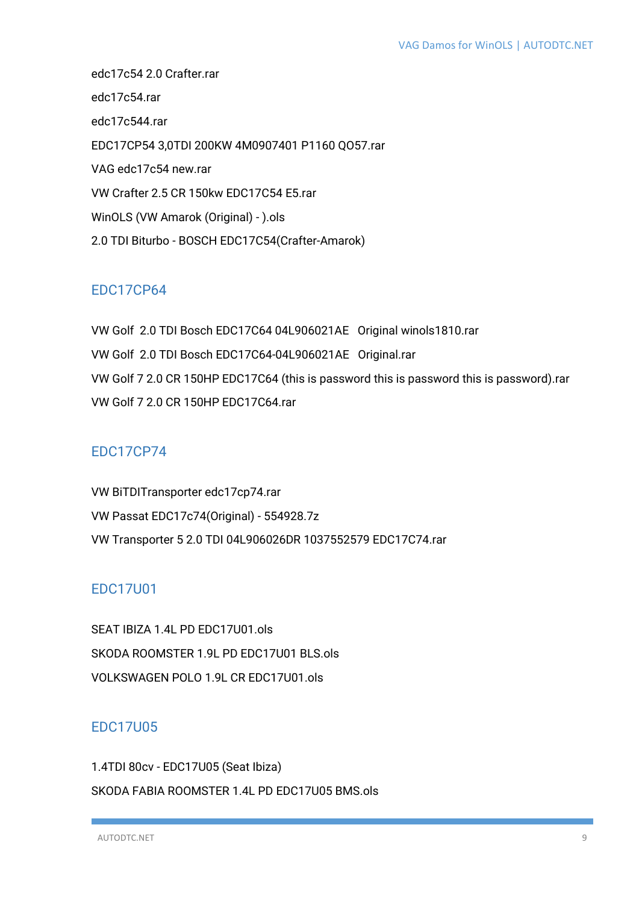edc17c54 2.0 Crafter.rar

edc17c54.rar

edc17c544.rar

EDC17CP54 3,0TDI 200KW 4M0907401 P1160 QO57.rar

VAG edc17c54 new.rar

VW Crafter 2.5 CR 150kw EDC17C54 E5.rar

WinOLS (VW Amarok (Original) - ).ols

2.0 TDI Biturbo - BOSCH EDC17C54(Crafter-Amarok)

## EDC17CP64

VW Golf  2.0 TDI Bosch EDC17C64 04L906021AE   Original winols1810.rar

VW Golf  2.0 TDI Bosch EDC17C64-04L906021AE   Original.rar

VW Golf 7 2.0 CR 150HP EDC17C64 (this is password this is password this is password).rar

VW Golf 7 2.0 CR 150HP EDC17C64.rar

## EDC17CP74

VW BiTDITransporter edc17cp74.rar

VW Passat EDC17c74(Original) - 554928.7z

VW Transporter 5 2.0 TDI 04L906026DR 1037552579 EDC17C74.rar

## EDC17U01

SEAT IBIZA 1.4L PD EDC17U01.ols

SKODA ROOMSTER 1.9L PD EDC17U01 BLS.ols

VOLKSWAGEN POLO 1.9L CR EDC17U01.ols

## EDC17U05

1.4TDI 80cv - EDC17U05 (Seat Ibiza)

SKODA FABIA ROOMSTER 1.4L PD EDC17U05 BMS.ols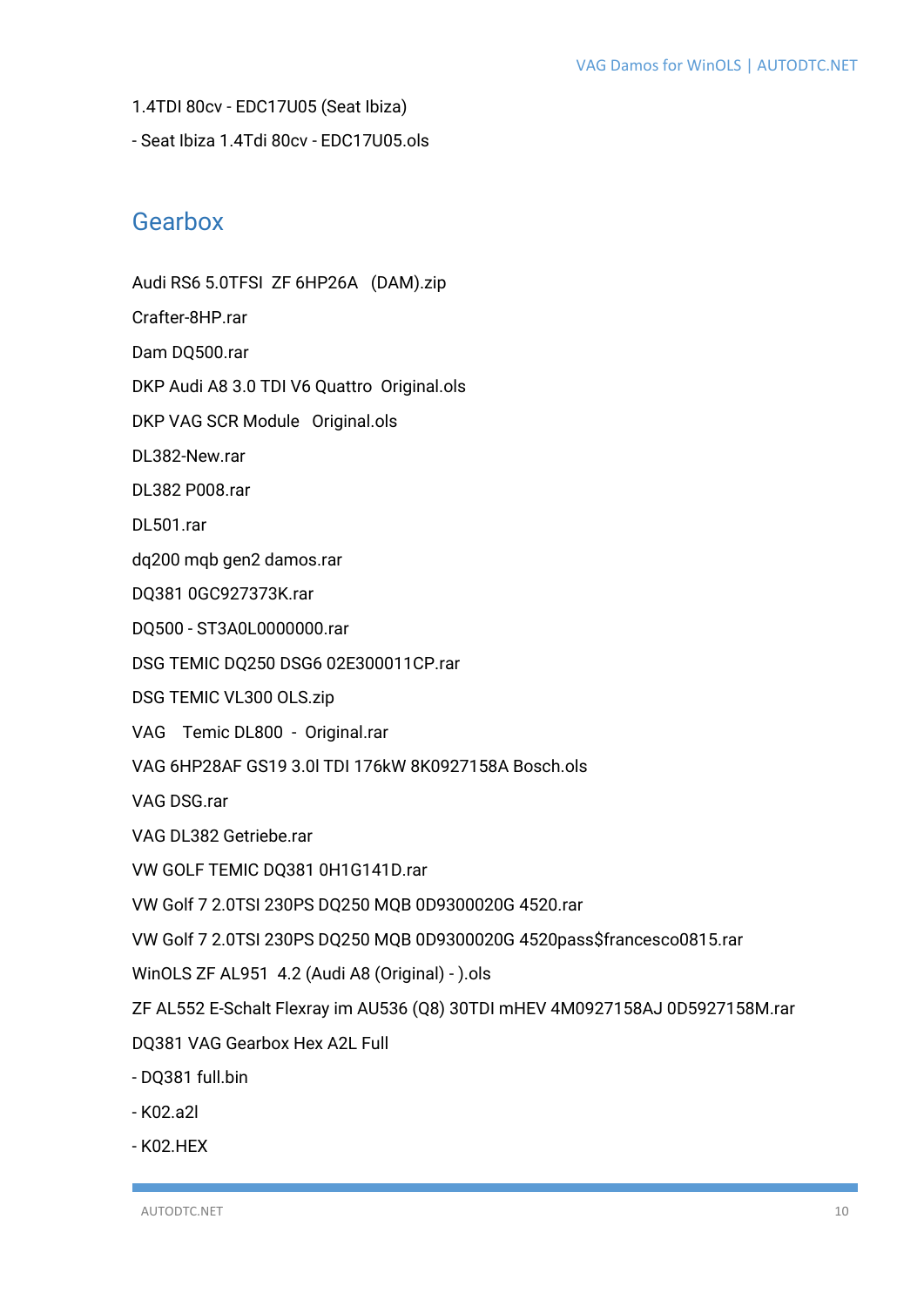1.4TDI 80cv - EDC17U05 (Seat Ibiza)

- Seat Ibiza 1.4Tdi 80cv - EDC17U05.ols

## Gearbox

Audi RS6 5.0TFSI  ZF 6HP26A   (DAM).zip

Crafter-8HP.rar

Dam DQ500.rar

DKP Audi A8 3.0 TDI V6 Quattro  Original.ols

DKP VAG SCR Module   Original.ols

DL382-New.rar

DL382 P008.rar

DL501.rar

dq200 mqb gen2 damos.rar

DQ381 0GC927373K.rar

DQ500 - ST3A0L0000000.rar

DSG TEMIC DQ250 DSG6 02E300011CP.rar

DSG TEMIC VL300 OLS.zip

VAG    Temic DL800  -  Original.rar

VAG 6HP28AF GS19 3.0l TDI 176kW 8K0927158A Bosch.ols

VAG DSG.rar

VAG DL382 Getriebe.rar

VW GOLF TEMIC DQ381 0H1G141D.rar

VW Golf 7 2.0TSI 230PS DQ250 MQB 0D9300020G 4520.rar

VW Golf 7 2.0TSI 230PS DQ250 MQB 0D9300020G 4520pass$francesco0815.rar

WinOLS ZF AL951  4.2 (Audi A8 (Original) - ).ols

ZF AL552 E-Schalt Flexray im AU536 (Q8) 30TDI mHEV 4M0927158AJ 0D5927158M.rar

DQ381 VAG Gearbox Hex A2L Full

- DQ381 full.bin
- K02.a2l
- K02.HEX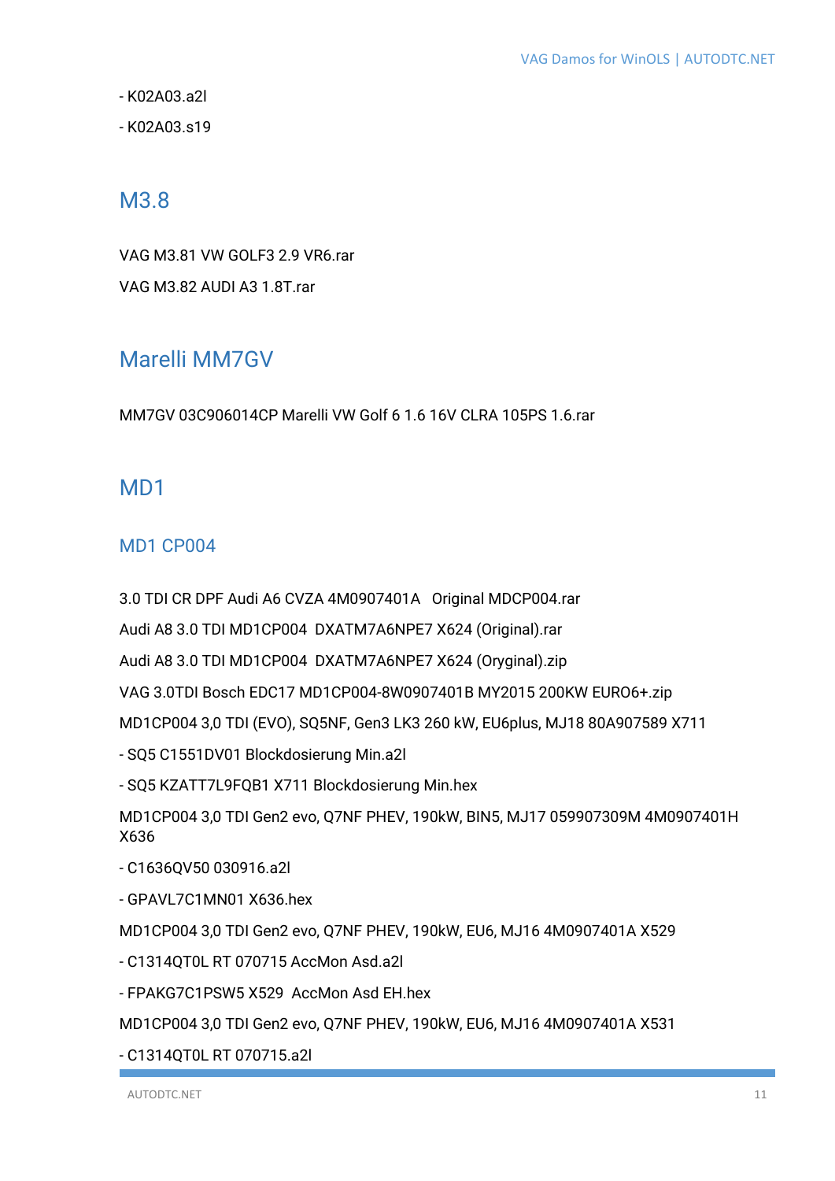- K02A03.a2l

- K02A03.s19

## M3.8

VAG M3.81 VW GOLF3 2.9 VR6.rar

VAG M3.82 AUDI A3 1.8T.rar

## Marelli MM7GV

MM7GV 03C906014CP Marelli VW Golf 6 1.6 16V CLRA 105PS 1.6.rar

## MD1

### MD1 CP004

3.0 TDI CR DPF Audi A6 CVZA 4M0907401A   Original MDCP004.rar

Audi A8 3.0 TDI MD1CP004  DXATM7A6NPE7 X624 (Original).rar

Audi A8 3.0 TDI MD1CP004  DXATM7A6NPE7 X624 (Oryginal).zip

VAG 3.0TDI Bosch EDC17 MD1CP004-8W0907401B MY2015 200KW EURO6+.zip

MD1CP004 3,0 TDI (EVO), SQ5NF, Gen3 LK3 260 kW, EU6plus, MJ18 80A907589 X711

- SQ5 C1551DV01 Blockdosierung Min.a2l

- SQ5 KZATT7L9FQB1 X711 Blockdosierung Min.hex

MD1CP004 3,0 TDI Gen2 evo, Q7NF PHEV, 190kW, BIN5, MJ17 059907309M 4M0907401H X636

- C1636QV50 030916.a2l

- GPAVL7C1MN01 X636.hex

MD1CP004 3,0 TDI Gen2 evo, Q7NF PHEV, 190kW, EU6, MJ16 4M0907401A X529

- C1314QT0L RT 070715 AccMon Asd.a2l

- FPAKG7C1PSW5 X529  AccMon Asd EH.hex

MD1CP004 3,0 TDI Gen2 evo, Q7NF PHEV, 190kW, EU6, MJ16 4M0907401A X531

- C1314QT0L RT 070715.a2l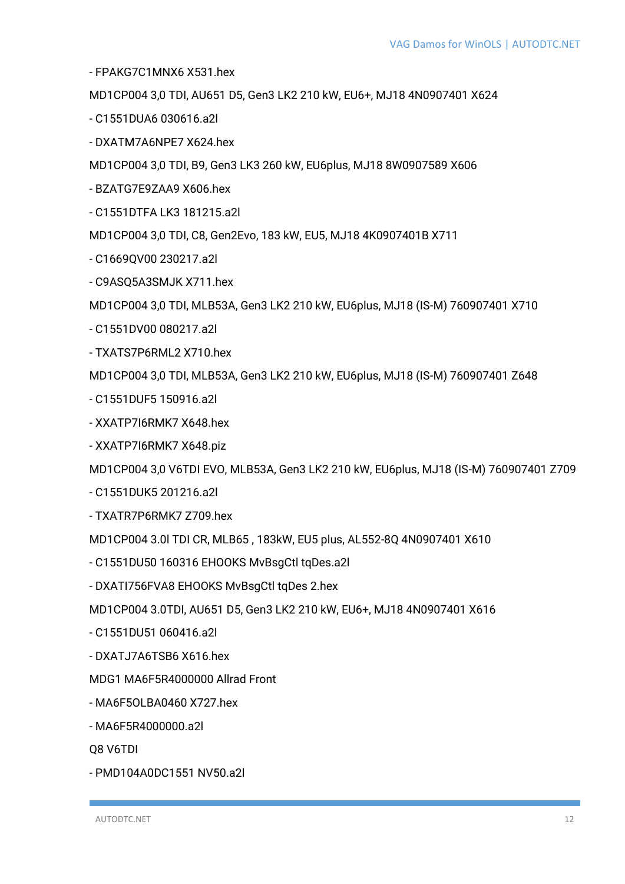- FPAKG7C1MNX6 X531.hex

MD1CP004 3,0 TDI, AU651 D5, Gen3 LK2 210 kW, EU6+, MJ18 4N0907401 X624

- C1551DUA6 030616.a2l
- DXATM7A6NPE7 X624.hex

MD1CP004 3,0 TDI, B9, Gen3 LK3 260 kW, EU6plus, MJ18 8W0907589 X606

- BZATG7E9ZAA9 X606.hex
- C1551DTFA LK3 181215.a2l

MD1CP004 3,0 TDI, C8, Gen2Evo, 183 kW, EU5, MJ18 4K0907401B X711

- C1669QV00 230217.a2l
- C9ASQ5A3SMJK X711.hex

MD1CP004 3,0 TDI, MLB53A, Gen3 LK2 210 kW, EU6plus, MJ18 (IS-M) 760907401 X710

- C1551DV00 080217.a2l
- TXATS7P6RML2 X710.hex

MD1CP004 3,0 TDI, MLB53A, Gen3 LK2 210 kW, EU6plus, MJ18 (IS-M) 760907401 Z648

- C1551DUF5 150916.a2l
- XXATP7I6RMK7 X648.hex
- XXATP7I6RMK7 X648.piz

MD1CP004 3,0 V6TDI EVO, MLB53A, Gen3 LK2 210 kW, EU6plus, MJ18 (IS-M) 760907401 Z709

- C1551DUK5 201216.a2l
- TXATR7P6RMK7 Z709.hex

MD1CP004 3.0l TDI CR, MLB65 , 183kW, EU5 plus, AL552-8Q 4N0907401 X610

- C1551DU50 160316 EHOOKS MvBsgCtl tqDes.a2l
- DXATI756FVA8 EHOOKS MvBsgCtl tqDes 2.hex

MD1CP004 3.0TDI, AU651 D5, Gen3 LK2 210 kW, EU6+, MJ18 4N0907401 X616

- C1551DU51 060416.a2l
- DXATJ7A6TSB6 X616.hex

MDG1 MA6F5R4000000 Allrad Front

- MA6F5OLBA0460 X727.hex
- MA6F5R4000000.a2l

Q8 V6TDI

- PMD104A0DC1551 NV50.a2l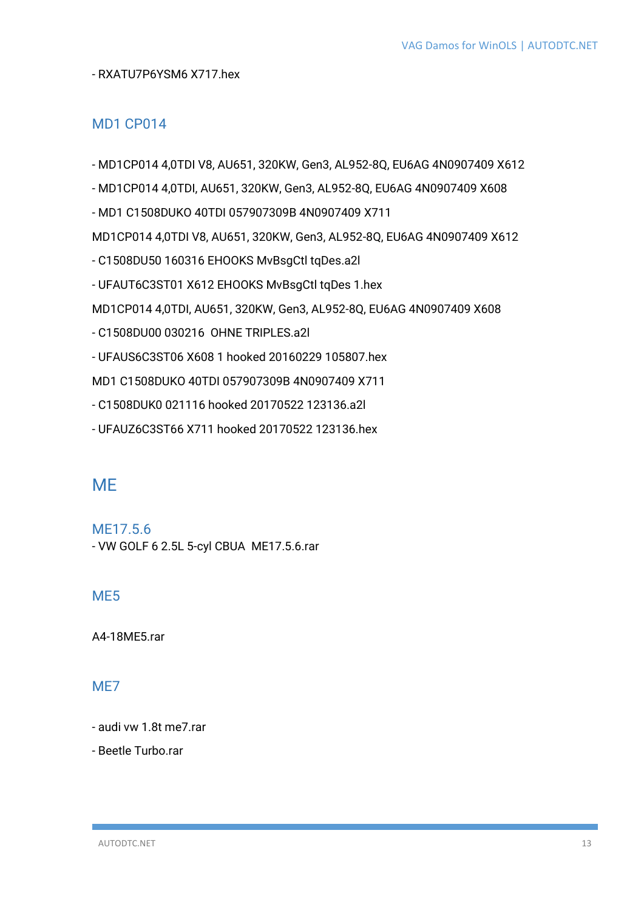- RXATU7P6YSM6 X717.hex

### MD1 CP014

- MD1CP014 4,0TDI V8, AU651, 320KW, Gen3, AL952-8Q, EU6AG 4N0907409 X612
- MD1CP014 4,0TDI, AU651, 320KW, Gen3, AL952-8Q, EU6AG 4N0907409 X608
- MD1 C1508DUKO 40TDI 057907309B 4N0907409 X711

MD1CP014 4,0TDI V8, AU651, 320KW, Gen3, AL952-8Q, EU6AG 4N0907409 X612

- C1508DU50 160316 EHOOKS MvBsgCtl tqDes.a2l
- UFAUT6C3ST01 X612 EHOOKS MvBsgCtl tqDes 1.hex

MD1CP014 4,0TDI, AU651, 320KW, Gen3, AL952-8Q, EU6AG 4N0907409 X608

- C1508DU00 030216  OHNE TRIPLES.a2l
- UFAUS6C3ST06 X608 1 hooked 20160229 105807.hex

MD1 C1508DUKO 40TDI 057907309B 4N0907409 X711

- C1508DUK0 021116 hooked 20170522 123136.a2l
- UFAUZ6C3ST66 X711 hooked 20170522 123136.hex

## ME

### ME17.5.6

- VW GOLF 6 2.5L 5-cyl CBUA  ME17.5.6.rar

### ME5

A4-18ME5.rar

### ME7

- audi vw 1.8t me7.rar
- Beetle Turbo.rar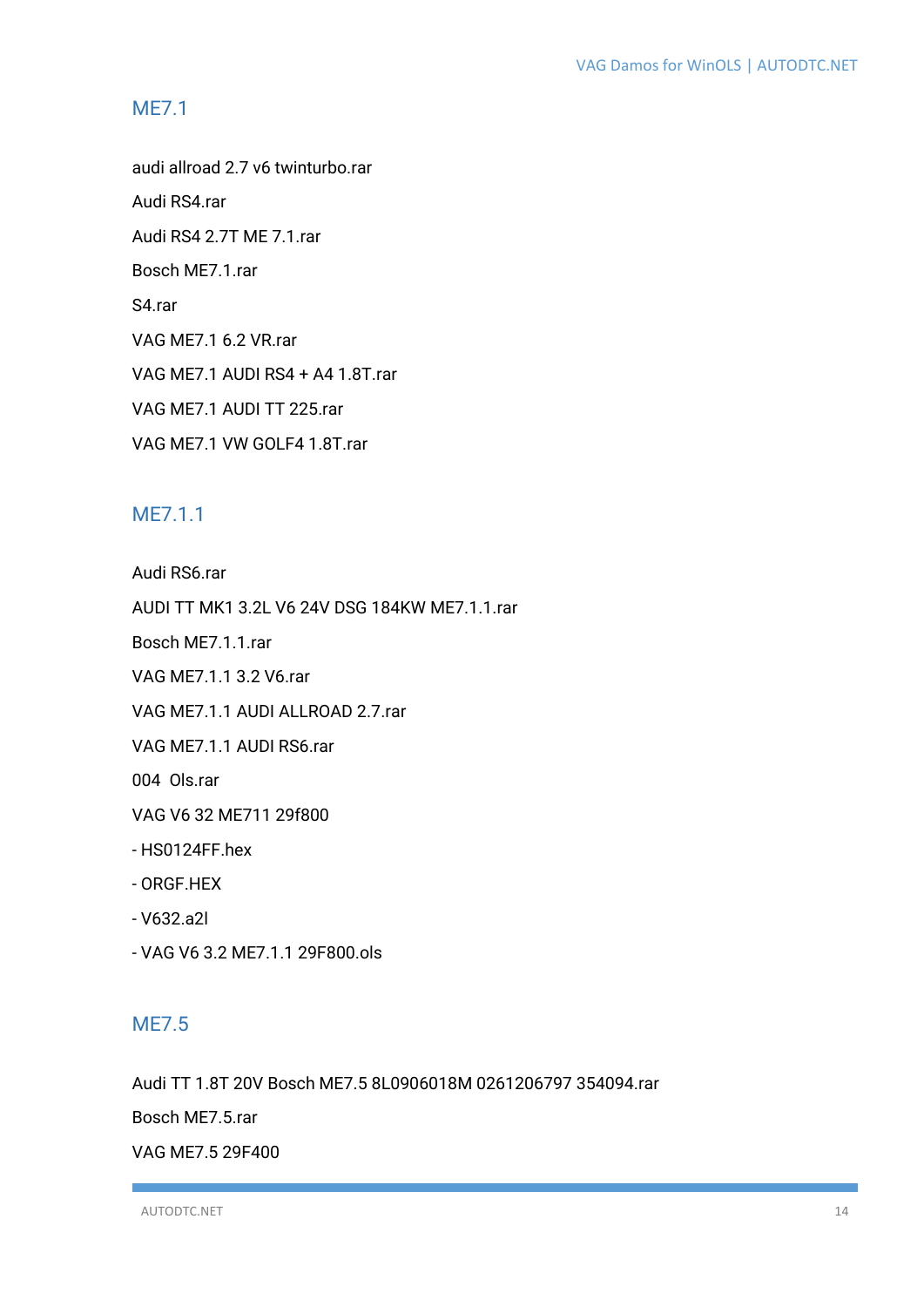## ME7.1

audi allroad 2.7 v6 twinturbo.rar

Audi RS4.rar

Audi RS4 2.7T ME 7.1.rar

Bosch ME7.1.rar

S4.rar

VAG ME7.1 6.2 VR.rar

VAG ME7.1 AUDI RS4 + A4 1.8T.rar

VAG ME7.1 AUDI TT 225.rar

VAG ME7.1 VW GOLF4 1.8T.rar

## ME7.1.1

Audi RS6.rar

AUDI TT MK1 3.2L V6 24V DSG 184KW ME7.1.1.rar

Bosch ME7.1.1.rar

VAG ME7.1.1 3.2 V6.rar

VAG ME7.1.1 AUDI ALLROAD 2.7.rar

VAG ME7.1.1 AUDI RS6.rar

004 Ols.rar

VAG V6 32 ME711 29f800

- HS0124FF.hex
- ORGF.HEX
- V632.a2l
- VAG V6 3.2 ME7.1.1 29F800.ols

## ME7.5

Audi TT 1.8T 20V Bosch ME7.5 8L0906018M 0261206797 354094.rar

Bosch ME7.5.rar

VAG ME7.5 29F400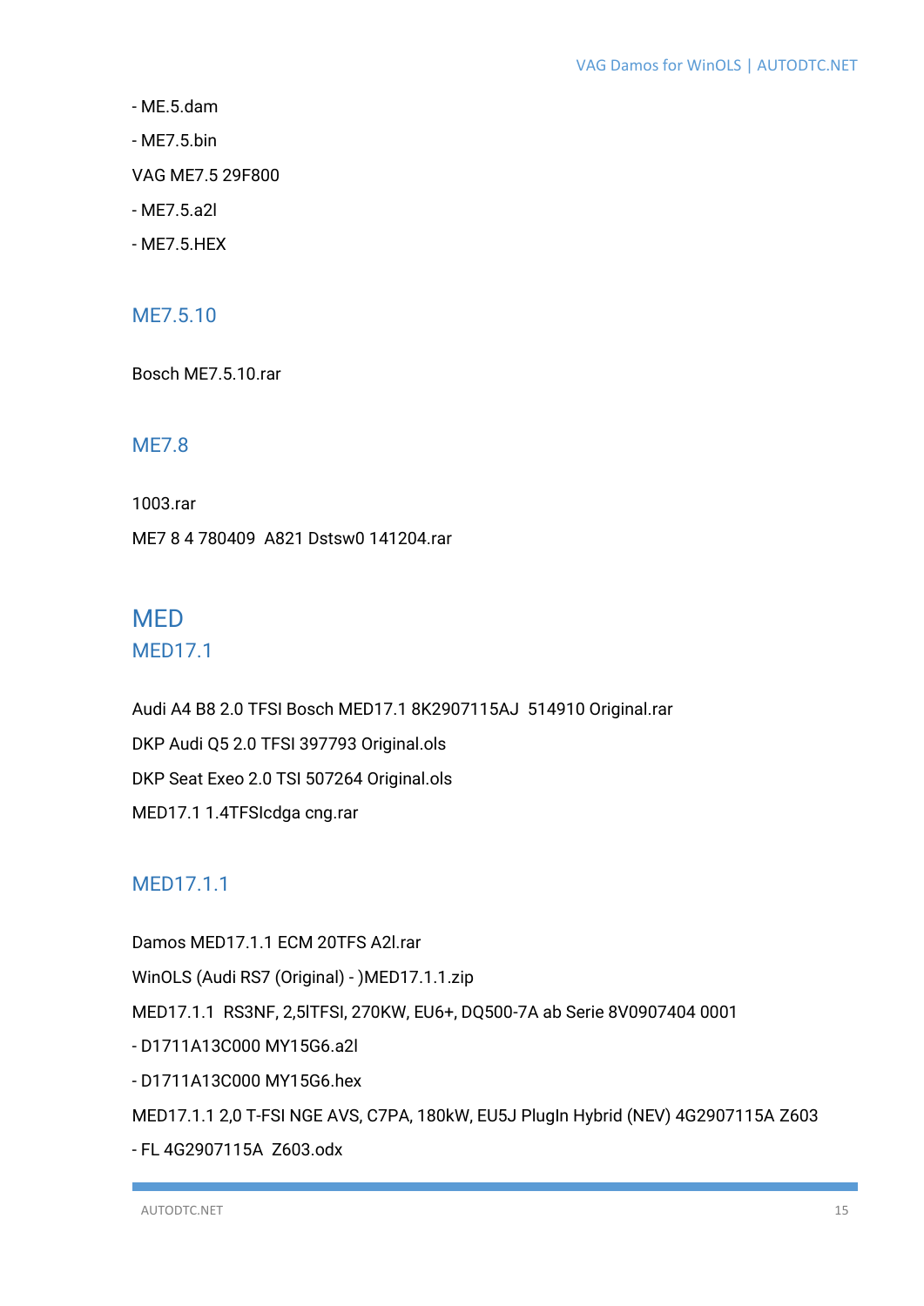- ME.5.dam

- ME7.5.bin

VAG ME7.5 29F800

- ME7.5.a2l

- ME7.5.HEX

### ME7.5.10

Bosch ME7.5.10.rar

### ME7.8

1003.rar

ME7 8 4 780409  A821 Dstsw0 141204.rar

## MED

### MED17.1

Audi A4 B8 2.0 TFSI Bosch MED17.1 8K2907115AJ  514910 Original.rar

DKP Audi Q5 2.0 TFSI 397793 Original.ols

DKP Seat Exeo 2.0 TSI 507264 Original.ols

MED17.1 1.4TFSIcdga cng.rar

### MED17.1.1

Damos MED17.1.1 ECM 20TFS A2l.rar

WinOLS (Audi RS7 (Original) - )MED17.1.1.zip

MED17.1.1  RS3NF, 2,5lTFSI, 270KW, EU6+, DQ500-7A ab Serie 8V0907404 0001

- D1711A13C000 MY15G6.a2l

- D1711A13C000 MY15G6.hex

MED17.1.1 2,0 T-FSI NGE AVS, C7PA, 180kW, EU5J PlugIn Hybrid (NEV) 4G2907115A Z603

- FL 4G2907115A  Z603.odx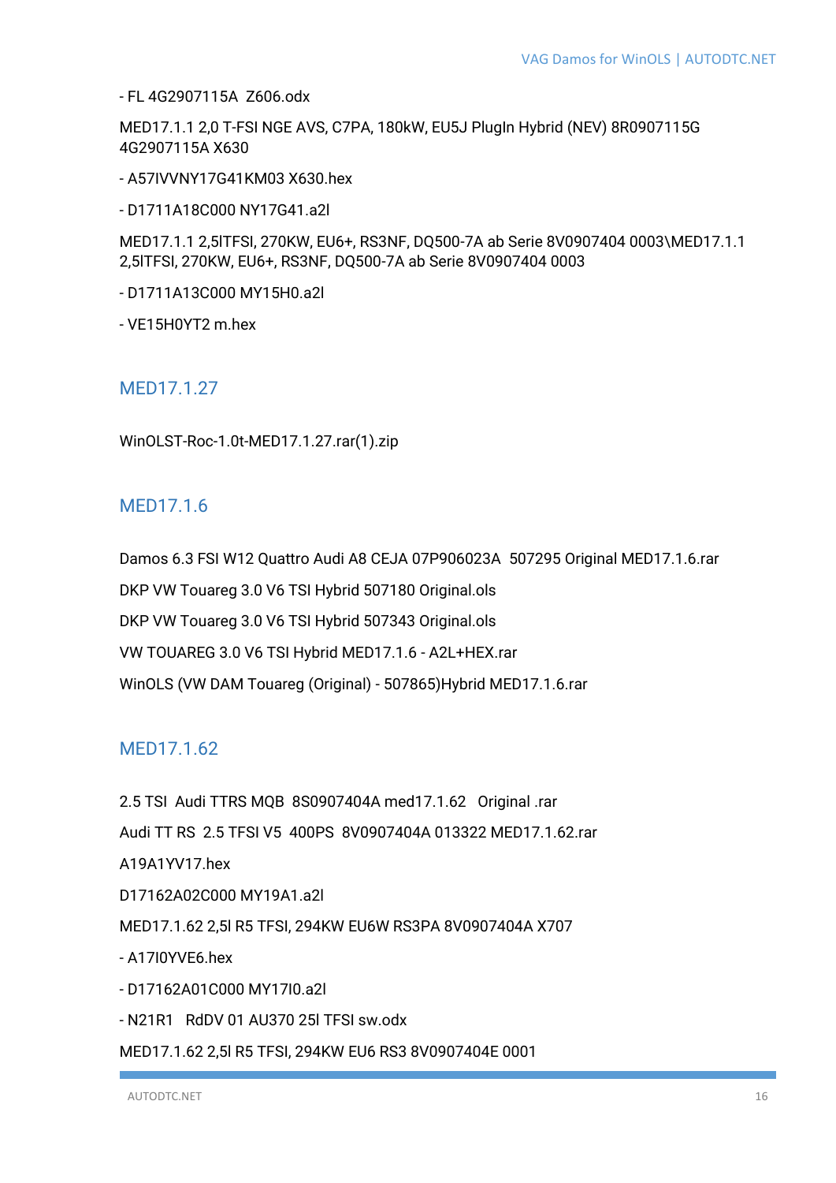- FL 4G2907115A  Z606.odx

MED17.1.1 2,0 T-FSI NGE AVS, C7PA, 180kW, EU5J PlugIn Hybrid (NEV) 8R0907115G 4G2907115A X630

- A57IVVNY17G41KM03 X630.hex

- D1711A18C000 NY17G41.a2l

MED17.1.1 2,5lTFSI, 270KW, EU6+, RS3NF, DQ500-7A ab Serie 8V0907404 0003\MED17.1.1 2,5lTFSI, 270KW, EU6+, RS3NF, DQ500-7A ab Serie 8V0907404 0003

- D1711A13C000 MY15H0.a2l

- VE15H0YT2 m.hex

## MED17.1.27

WinOLST-Roc-1.0t-MED17.1.27.rar(1).zip

## MED17.1.6

Damos 6.3 FSI W12 Quattro Audi A8 CEJA 07P906023A  507295 Original MED17.1.6.rar

DKP VW Touareg 3.0 V6 TSI Hybrid 507180 Original.ols

DKP VW Touareg 3.0 V6 TSI Hybrid 507343 Original.ols

VW TOUAREG 3.0 V6 TSI Hybrid MED17.1.6 - A2L+HEX.rar

WinOLS (VW DAM Touareg (Original) - 507865)Hybrid MED17.1.6.rar

## MED17.1.62

2.5 TSI  Audi TTRS MQB  8S0907404A med17.1.62   Original .rar

Audi TT RS  2.5 TFSI V5  400PS  8V0907404A 013322 MED17.1.62.rar

A19A1YV17.hex

D17162A02C000 MY19A1.a2l

MED17.1.62 2,5l R5 TFSI, 294KW EU6W RS3PA 8V0907404A X707

- A17I0YVE6.hex

- D17162A01C000 MY17I0.a2l

- N21R1   RdDV 01 AU370 25l TFSI sw.odx

MED17.1.62 2,5l R5 TFSI, 294KW EU6 RS3 8V0907404E 0001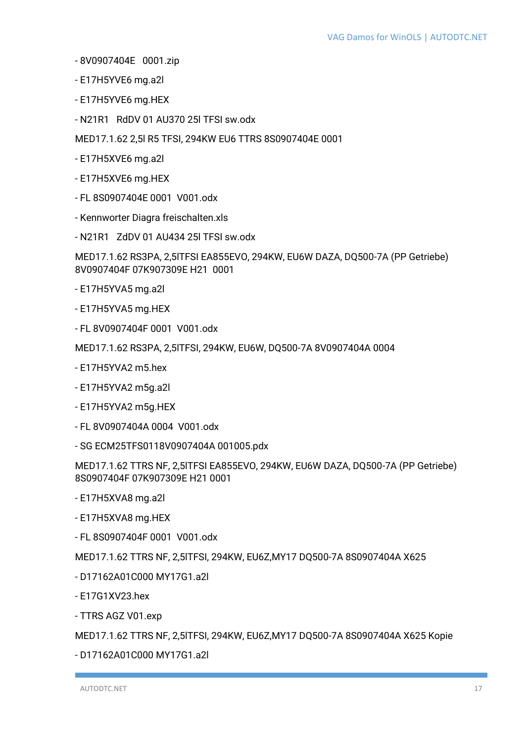- 8V0907404E   0001.zip

- E17H5YVE6 mg.a2l

- E17H5YVE6 mg.HEX

- N21R1   RdDV 01 AU370 25l TFSI sw.odx

MED17.1.62 2,5l R5 TFSI, 294KW EU6 TTRS 8S0907404E 0001

- E17H5XVE6 mg.a2l

- E17H5XVE6 mg.HEX

- FL 8S0907404E 0001  V001.odx

- Kennworter Diagra freischalten.xls

- N21R1   ZdDV 01 AU434 25l TFSI sw.odx

MED17.1.62 RS3PA, 2,5lTFSI EA855EVO, 294KW, EU6W DAZA, DQ500-7A (PP Getriebe) 8V0907404F 07K907309E H21  0001

- E17H5YVA5 mg.a2l

- E17H5YVA5 mg.HEX

- FL 8V0907404F 0001  V001.odx

MED17.1.62 RS3PA, 2,5lTFSI, 294KW, EU6W, DQ500-7A 8V0907404A 0004

- E17H5YVA2 m5.hex

- E17H5YVA2 m5g.a2l

- E17H5YVA2 m5g.HEX

- FL 8V0907404A 0004  V001.odx

- SG ECM25TFS0118V0907404A 001005.pdx

MED17.1.62 TTRS NF, 2,5lTFSI EA855EVO, 294KW, EU6W DAZA, DQ500-7A (PP Getriebe) 8S0907404F 07K907309E H21 0001

- E17H5XVA8 mg.a2l

- E17H5XVA8 mg.HEX

- FL 8S0907404F 0001  V001.odx

MED17.1.62 TTRS NF, 2,5lTFSI, 294KW, EU6Z,MY17 DQ500-7A 8S0907404A X625

- D17162A01C000 MY17G1.a2l

- E17G1XV23.hex

- TTRS AGZ V01.exp

MED17.1.62 TTRS NF, 2,5lTFSI, 294KW, EU6Z,MY17 DQ500-7A 8S0907404A X625 Kopie

- D17162A01C000 MY17G1.a2l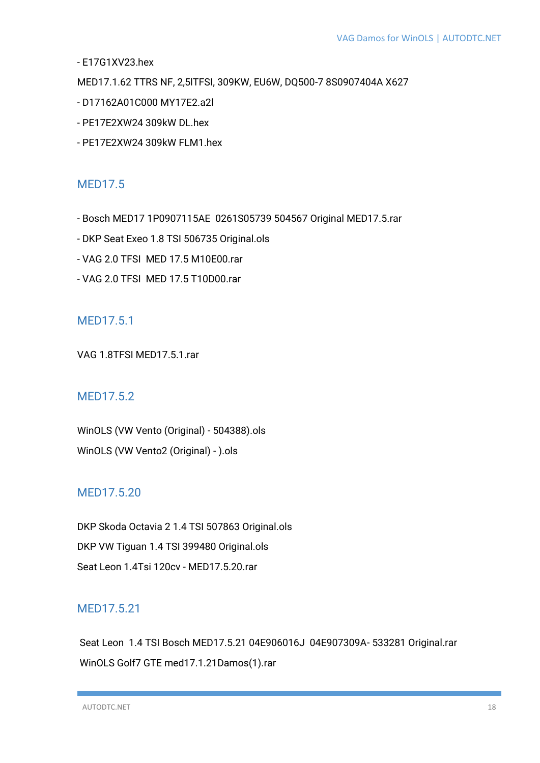- E17G1XV23.hex

MED17.1.62 TTRS NF, 2,5lTFSI, 309KW, EU6W, DQ500-7 8S0907404A X627

- D17162A01C000 MY17E2.a2l
- PE17E2XW24 309kW DL.hex
- PE17E2XW24 309kW FLM1.hex

## MED17.5

- Bosch MED17 1P0907115AE  0261S05739 504567 Original MED17.5.rar
- DKP Seat Exeo 1.8 TSI 506735 Original.ols
- VAG 2.0 TFSI  MED 17.5 M10E00.rar
- VAG 2.0 TFSI  MED 17.5 T10D00.rar

## MED17.5.1

VAG 1.8TFSI MED17.5.1.rar

## MED17.5.2

WinOLS (VW Vento (Original) - 504388).ols

WinOLS (VW Vento2 (Original) - ).ols

## MED17.5.20

DKP Skoda Octavia 2 1.4 TSI 507863 Original.ols

DKP VW Tiguan 1.4 TSI 399480 Original.ols

Seat Leon 1.4Tsi 120cv - MED17.5.20.rar

## MED17.5.21

Seat Leon  1.4 TSI Bosch MED17.5.21 04E906016J  04E907309A- 533281 Original.rar

WinOLS Golf7 GTE med17.1.21Damos(1).rar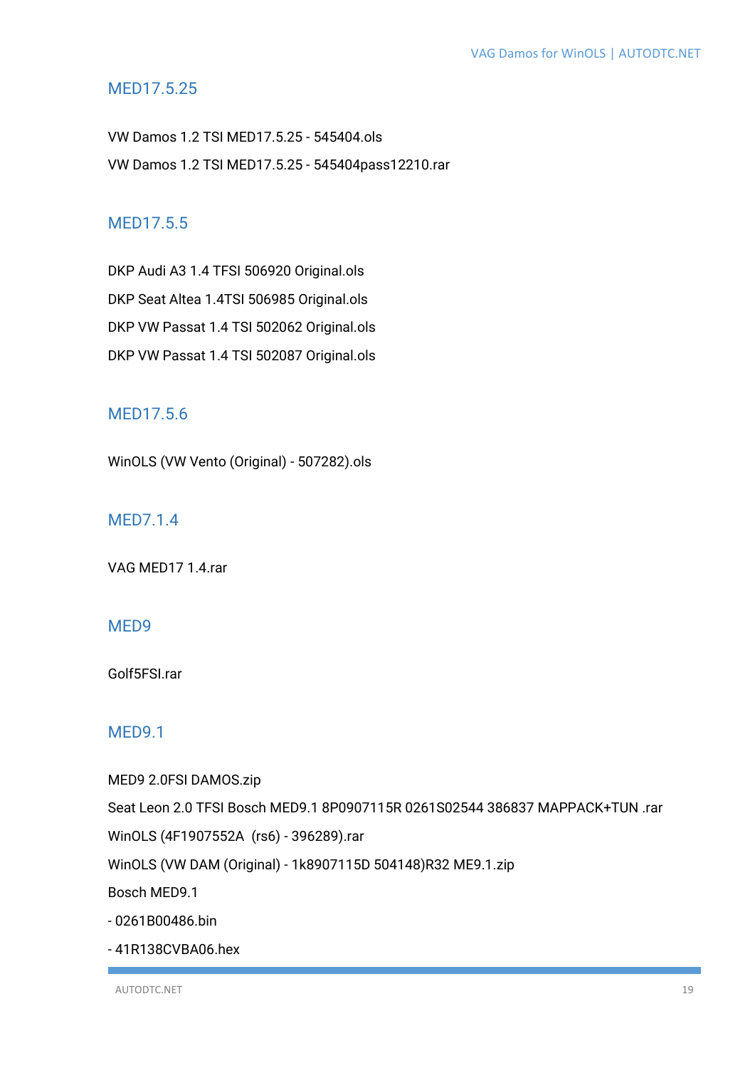## MED17.5.25

VW Damos 1.2 TSI MED17.5.25 - 545404.ols

VW Damos 1.2 TSI MED17.5.25 - 545404pass12210.rar

## MED17.5.5

DKP Audi A3 1.4 TFSI 506920 Original.ols

DKP Seat Altea 1.4TSI 506985 Original.ols

DKP VW Passat 1.4 TSI 502062 Original.ols

DKP VW Passat 1.4 TSI 502087 Original.ols

## MED17.5.6

WinOLS (VW Vento (Original) - 507282).ols

## MED7.1.4

VAG MED17 1.4.rar

## MED9

Golf5FSI.rar

## MED9.1

MED9 2.0FSI DAMOS.zip

Seat Leon 2.0 TFSI Bosch MED9.1 8P0907115R 0261S02544 386837 MAPPACK+TUN .rar

WinOLS (4F1907552A  (rs6) - 396289).rar

WinOLS (VW DAM (Original) - 1k8907115D 504148)R32 ME9.1.zip

Bosch MED9.1

- 0261B00486.bin

- 41R138CVBA06.hex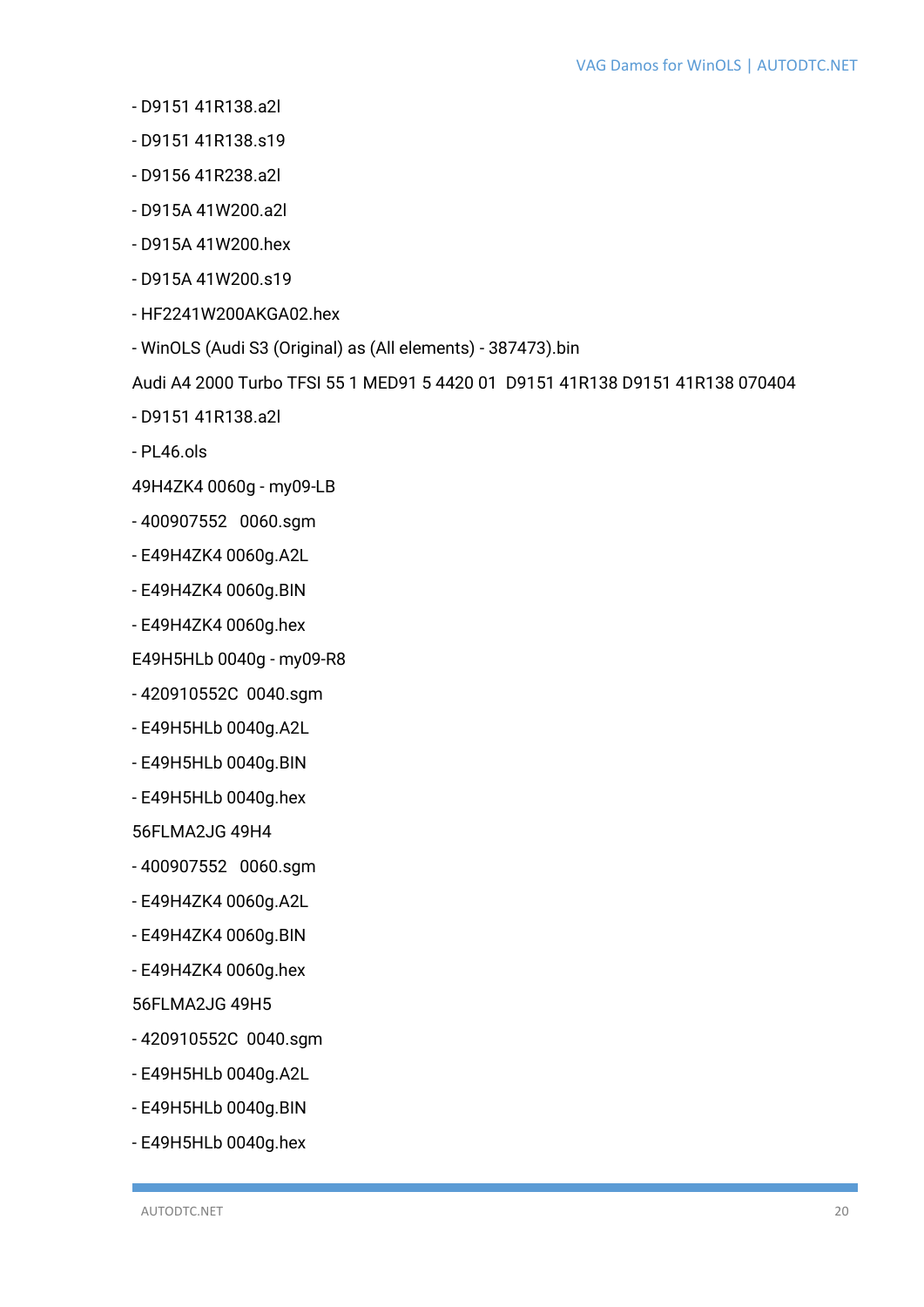- D9151 41R138.a2l
- D9151 41R138.s19
- D9156 41R238.a2l
- D915A 41W200.a2l
- D915A 41W200.hex
- D915A 41W200.s19
- HF2241W200AKGA02.hex
- WinOLS (Audi S3 (Original) as (All elements) - 387473).bin

Audi A4 2000 Turbo TFSI 55 1 MED91 5 4420 01  D9151 41R138 D9151 41R138 070404

- D9151 41R138.a2l
- PL46.ols

49H4ZK4 0060g - my09-LB

- 400907552   0060.sgm
- E49H4ZK4 0060g.A2L
- E49H4ZK4 0060g.BIN
- E49H4ZK4 0060g.hex

E49H5HLb 0040g - my09-R8

- 420910552C  0040.sgm
- E49H5HLb 0040g.A2L
- E49H5HLb 0040g.BIN
- E49H5HLb 0040g.hex

56FLMA2JG 49H4

- 400907552   0060.sgm
- E49H4ZK4 0060g.A2L
- E49H4ZK4 0060g.BIN
- E49H4ZK4 0060g.hex

56FLMA2JG 49H5

- 420910552C  0040.sgm
- E49H5HLb 0040g.A2L
- E49H5HLb 0040g.BIN
- E49H5HLb 0040g.hex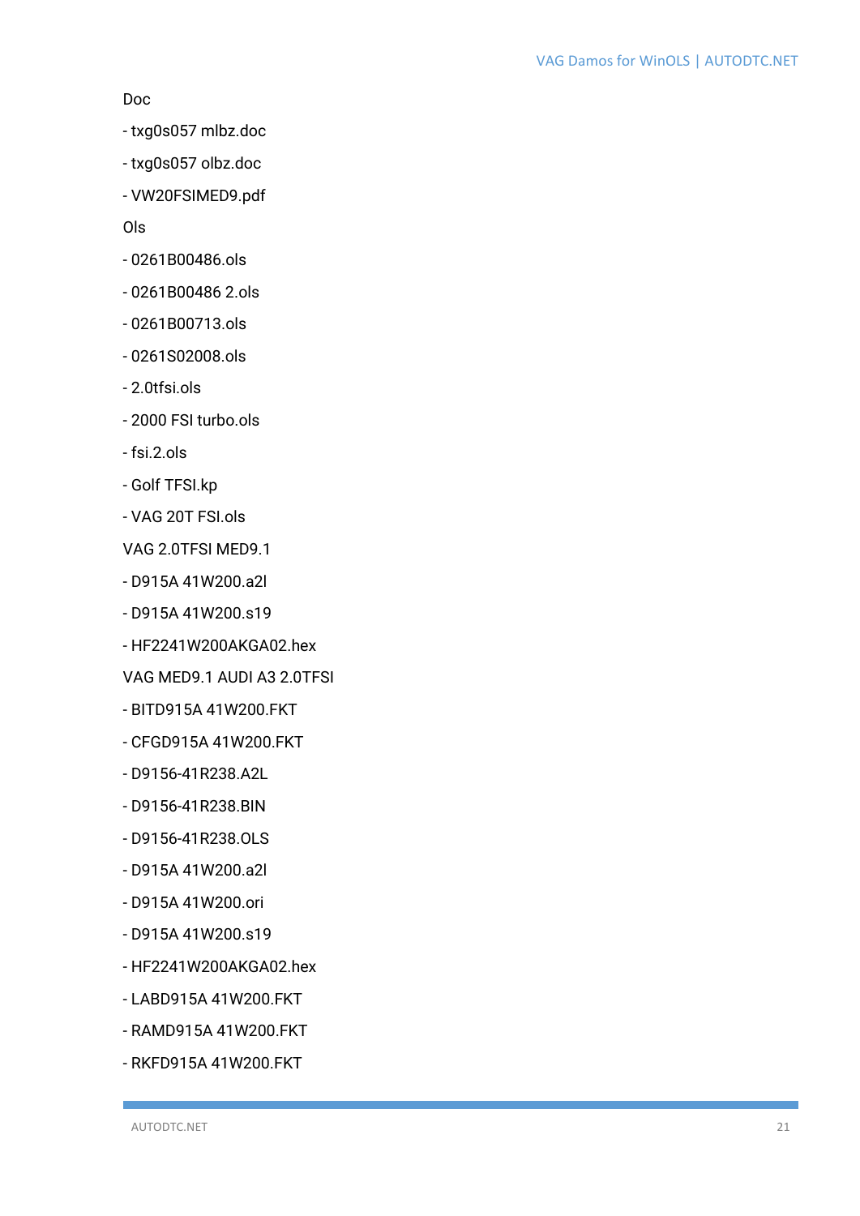Doc

- txg0s057 mlbz.doc
- txg0s057 olbz.doc
- VW20FSIMED9.pdf

Ols

- 0261B00486.ols
- 0261B00486 2.ols
- 0261B00713.ols
- 0261S02008.ols
- 2.0tfsi.ols
- 2000 FSI turbo.ols
- fsi.2.ols
- Golf TFSI.kp
- VAG 20T FSI.ols

VAG 2.0TFSI MED9.1

- D915A 41W200.a2l
- D915A 41W200.s19
- HF2241W200AKGA02.hex

VAG MED9.1 AUDI A3 2.0TFSI

- BITD915A 41W200.FKT
- CFGD915A 41W200.FKT
- D9156-41R238.A2L
- D9156-41R238.BIN
- D9156-41R238.OLS
- D915A 41W200.a2l
- D915A 41W200.ori
- D915A 41W200.s19
- HF2241W200AKGA02.hex
- LABD915A 41W200.FKT
- RAMD915A 41W200.FKT
- RKFD915A 41W200.FKT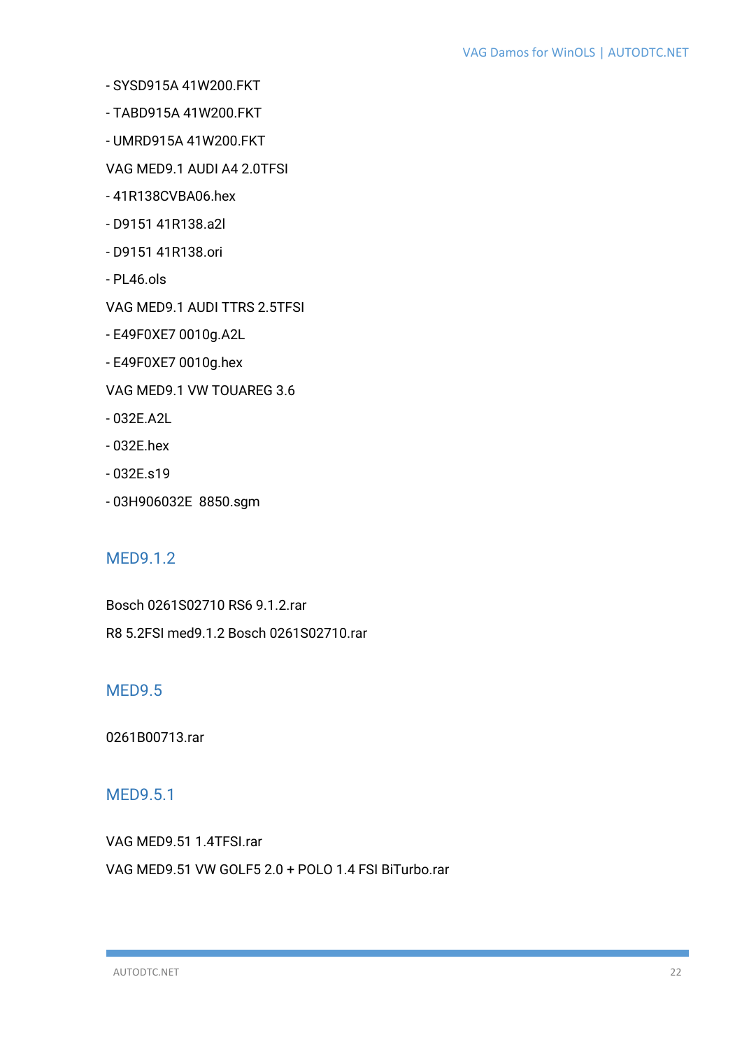- SYSD915A 41W200.FKT
- TABD915A 41W200.FKT
- UMRD915A 41W200.FKT

VAG MED9.1 AUDI A4 2.0TFSI

- 41R138CVBA06.hex
- D9151 41R138.a2l
- D9151 41R138.ori
- PL46.ols

VAG MED9.1 AUDI TTRS 2.5TFSI

- E49F0XE7 0010g.A2L
- E49F0XE7 0010g.hex

VAG MED9.1 VW TOUAREG 3.6

- 032E.A2L
- 032E.hex
- 032E.s19
- 03H906032E  8850.sgm

## MED9.1.2

Bosch 0261S02710 RS6 9.1.2.rar

R8 5.2FSI med9.1.2 Bosch 0261S02710.rar

## MED9.5

0261B00713.rar

## MED9.5.1

VAG MED9.51 1.4TFSI.rar

VAG MED9.51 VW GOLF5 2.0 + POLO 1.4 FSI BiTurbo.rar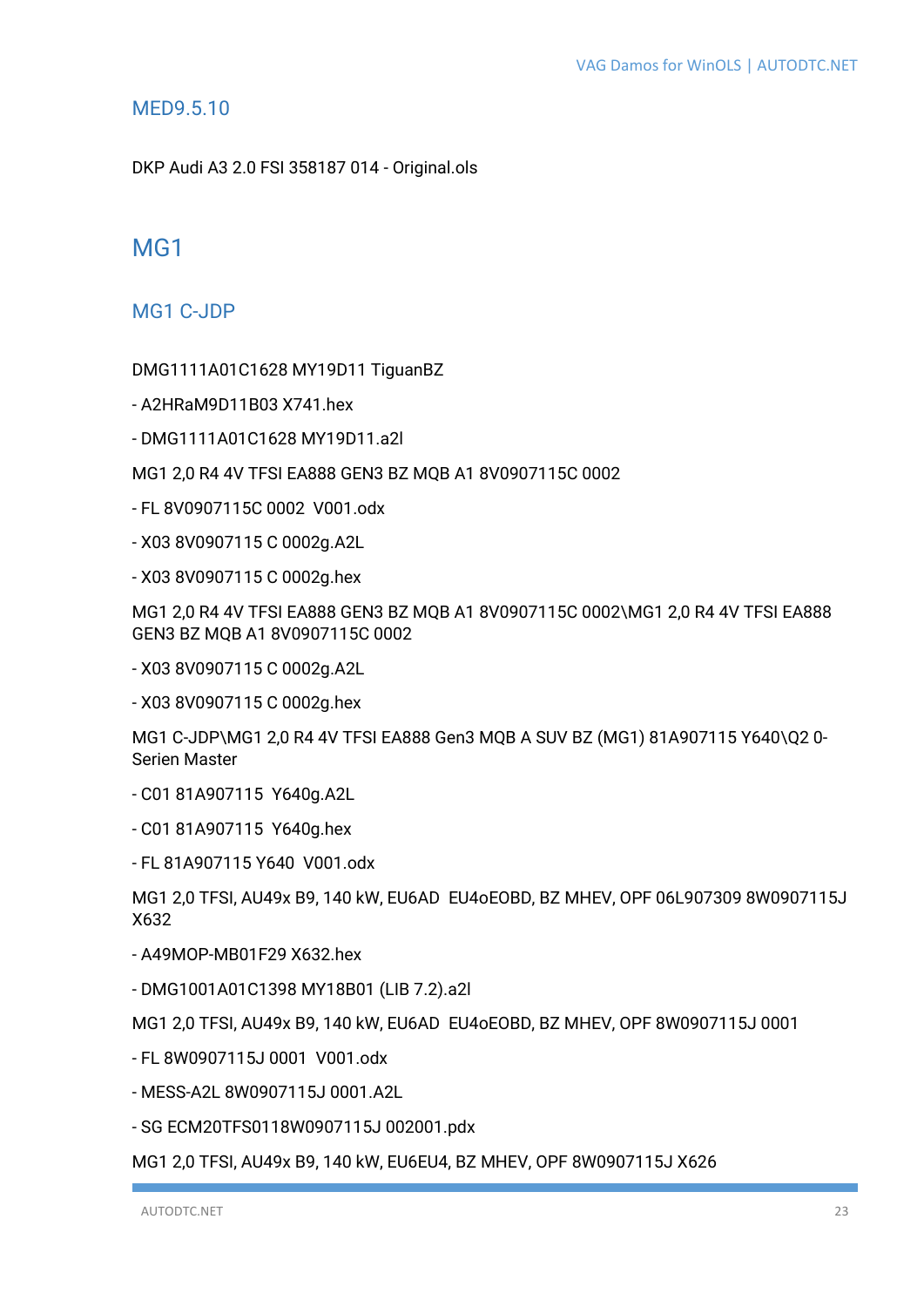### MED9.5.10

DKP Audi A3 2.0 FSI 358187 014 - Original.ols

## MG1

### MG1 C-JDP

DMG1111A01C1628 MY19D11 TiguanBZ

- A2HRaM9D11B03 X741.hex

- DMG1111A01C1628 MY19D11.a2l

MG1 2,0 R4 4V TFSI EA888 GEN3 BZ MQB A1 8V0907115C 0002

- FL 8V0907115C 0002  V001.odx

- X03 8V0907115 C 0002g.A2L

- X03 8V0907115 C 0002g.hex

MG1 2,0 R4 4V TFSI EA888 GEN3 BZ MQB A1 8V0907115C 0002\MG1 2,0 R4 4V TFSI EA888 GEN3 BZ MQB A1 8V0907115C 0002

- X03 8V0907115 C 0002g.A2L

- X03 8V0907115 C 0002g.hex

MG1 C-JDP\MG1 2,0 R4 4V TFSI EA888 Gen3 MQB A SUV BZ (MG1) 81A907115 Y640\Q2 0-Serien Master

- C01 81A907115  Y640g.A2L

- C01 81A907115  Y640g.hex

- FL 81A907115 Y640  V001.odx

MG1 2,0 TFSI, AU49x B9, 140 kW, EU6AD  EU4oEOBD, BZ MHEV, OPF 06L907309 8W0907115J X632

- A49MOP-MB01F29 X632.hex

- DMG1001A01C1398 MY18B01 (LIB 7.2).a2l

MG1 2,0 TFSI, AU49x B9, 140 kW, EU6AD  EU4oEOBD, BZ MHEV, OPF 8W0907115J 0001

- FL 8W0907115J 0001  V001.odx

- MESS-A2L 8W0907115J 0001.A2L

- SG ECM20TFS0118W0907115J 002001.pdx

MG1 2,0 TFSI, AU49x B9, 140 kW, EU6EU4, BZ MHEV, OPF 8W0907115J X626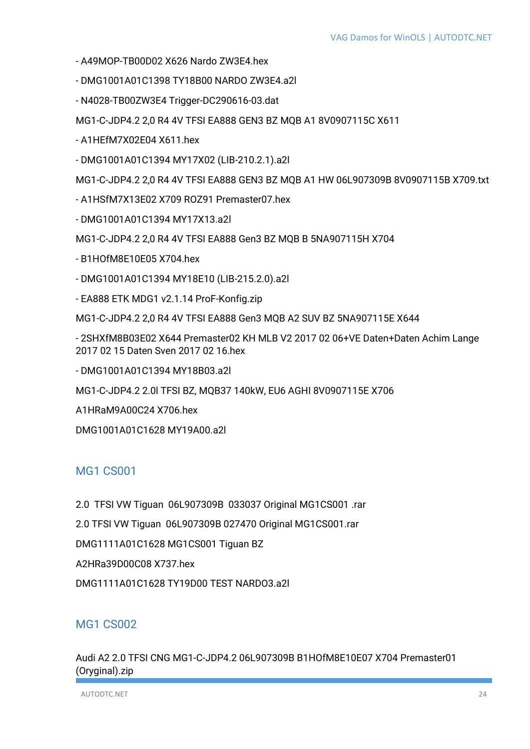- A49MOP-TB00D02 X626 Nardo ZW3E4.hex

- DMG1001A01C1398 TY18B00 NARDO ZW3E4.a2l

- N4028-TB00ZW3E4 Trigger-DC290616-03.dat

MG1-C-JDP4.2 2,0 R4 4V TFSI EA888 GEN3 BZ MQB A1 8V0907115C X611

- A1HEfM7X02E04 X611.hex

- DMG1001A01C1394 MY17X02 (LIB-210.2.1).a2l

MG1-C-JDP4.2 2,0 R4 4V TFSI EA888 GEN3 BZ MQB A1 HW 06L907309B 8V0907115B X709.txt

- A1HSfM7X13E02 X709 ROZ91 Premaster07.hex

- DMG1001A01C1394 MY17X13.a2l

MG1-C-JDP4.2 2,0 R4 4V TFSI EA888 Gen3 BZ MQB B 5NA907115H X704

- B1HOfM8E10E05 X704.hex

- DMG1001A01C1394 MY18E10 (LIB-215.2.0).a2l

- EA888 ETK MDG1 v2.1.14 ProF-Konfig.zip

MG1-C-JDP4.2 2,0 R4 4V TFSI EA888 Gen3 MQB A2 SUV BZ 5NA907115E X644

- 2SHXfM8B03E02 X644 Premaster02 KH MLB V2 2017 02 06+VE Daten+Daten Achim Lange 2017 02 15 Daten Sven 2017 02 16.hex

- DMG1001A01C1394 MY18B03.a2l

MG1-C-JDP4.2 2.0l TFSI BZ, MQB37 140kW, EU6 AGHI 8V0907115E X706

A1HRaM9A00C24 X706.hex

DMG1001A01C1628 MY19A00.a2l

## MG1 CS001

2.0 TFSI VW Tiguan 06L907309B 033037 Original MG1CS001 .rar

2.0 TFSI VW Tiguan 06L907309B 027470 Original MG1CS001.rar

DMG1111A01C1628 MG1CS001 Tiguan BZ

A2HRa39D00C08 X737.hex

DMG1111A01C1628 TY19D00 TEST NARDO3.a2l

## MG1 CS002

Audi A2 2.0 TFSI CNG MG1-C-JDP4.2 06L907309B B1HOfM8E10E07 X704 Premaster01 (Oryginal).zip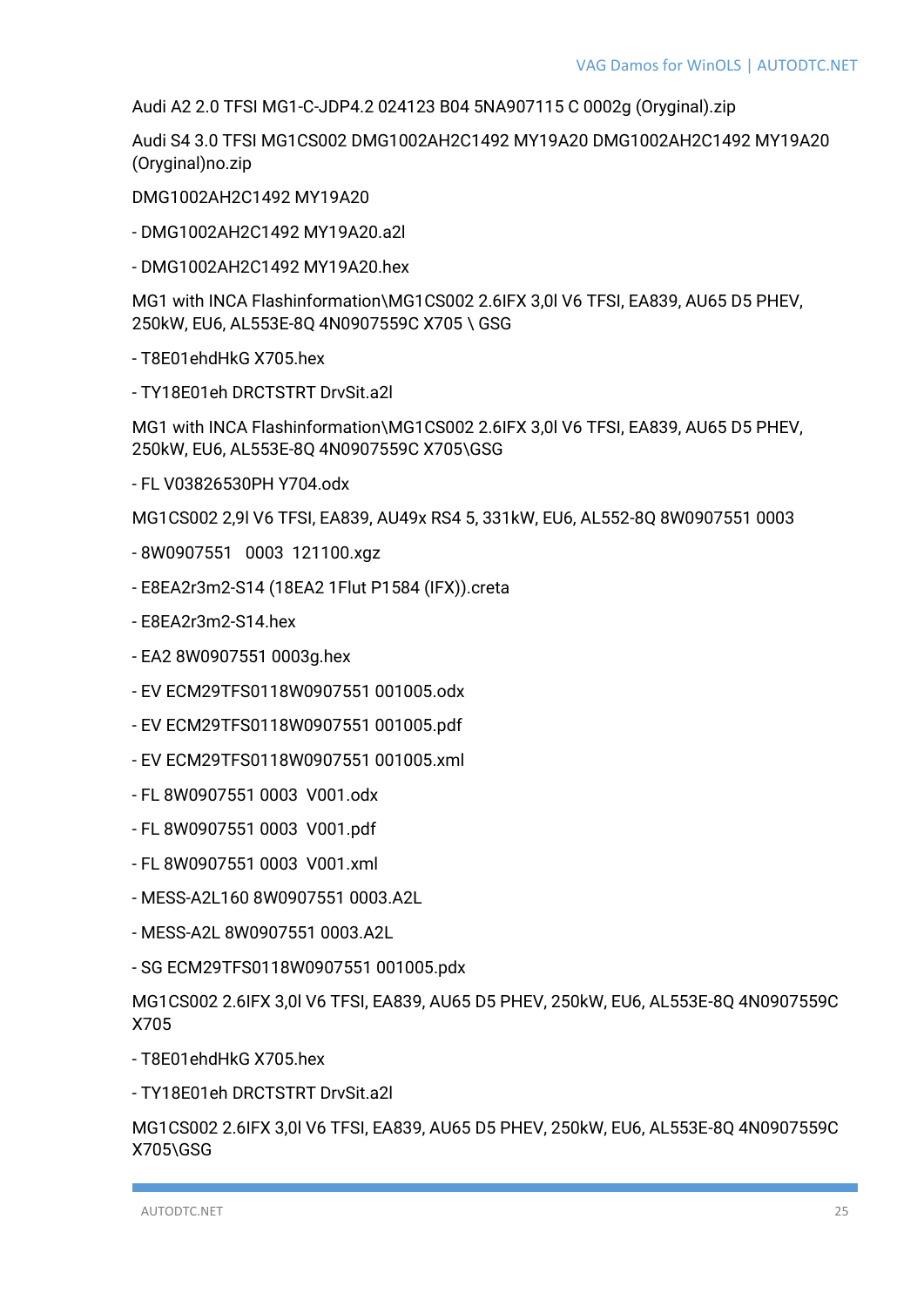Audi A2 2.0 TFSI MG1-C-JDP4.2 024123 B04 5NA907115 C 0002g (Oryginal).zip

Audi S4 3.0 TFSI MG1CS002 DMG1002AH2C1492 MY19A20 DMG1002AH2C1492 MY19A20 (Oryginal)no.zip

DMG1002AH2C1492 MY19A20

- DMG1002AH2C1492 MY19A20.a2l
- DMG1002AH2C1492 MY19A20.hex

MG1 with INCA Flashinformation\MG1CS002 2.6IFX 3,0l V6 TFSI, EA839, AU65 D5 PHEV, 250kW, EU6, AL553E-8Q 4N0907559C X705 \ GSG

- T8E01ehdHkG X705.hex
- TY18E01eh DRCTSTRT DrvSit.a2l

MG1 with INCA Flashinformation\MG1CS002 2.6IFX 3,0l V6 TFSI, EA839, AU65 D5 PHEV, 250kW, EU6, AL553E-8Q 4N0907559C X705\GSG

- FL V03826530PH Y704.odx

MG1CS002 2,9l V6 TFSI, EA839, AU49x RS4 5, 331kW, EU6, AL552-8Q 8W0907551 0003

- 8W0907551 0003 121100.xgz
- E8EA2r3m2-S14 (18EA2 1Flut P1584 (IFX)).creta
- E8EA2r3m2-S14.hex
- EA2 8W0907551 0003g.hex
- EV ECM29TFS0118W0907551 001005.odx
- EV ECM29TFS0118W0907551 001005.pdf
- EV ECM29TFS0118W0907551 001005.xml
- FL 8W0907551 0003 V001.odx
- FL 8W0907551 0003 V001.pdf
- FL 8W0907551 0003 V001.xml
- MESS-A2L160 8W0907551 0003.A2L
- MESS-A2L 8W0907551 0003.A2L
- SG ECM29TFS0118W0907551 001005.pdx

MG1CS002 2.6IFX 3,0l V6 TFSI, EA839, AU65 D5 PHEV, 250kW, EU6, AL553E-8Q 4N0907559C X705

- T8E01ehdHkG X705.hex
- TY18E01eh DRCTSTRT DrvSit.a2l

MG1CS002 2.6IFX 3,0l V6 TFSI, EA839, AU65 D5 PHEV, 250kW, EU6, AL553E-8Q 4N0907559C X705\GSG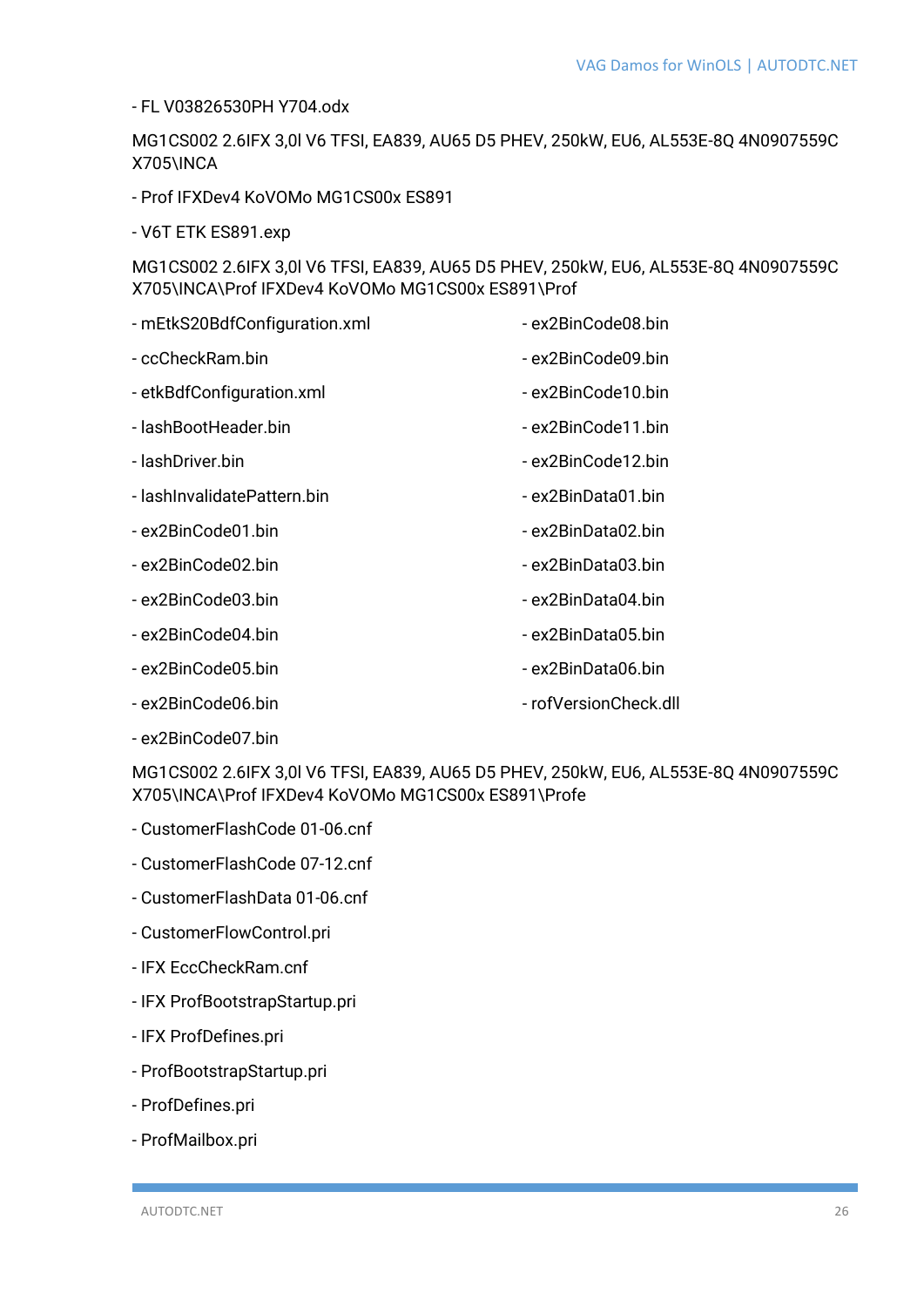- FL V03826530PH Y704.odx

MG1CS002 2.6IFX 3,0l V6 TFSI, EA839, AU65 D5 PHEV, 250kW, EU6, AL553E-8Q 4N0907559C X705\INCA

- Prof IFXDev4 KoVOMo MG1CS00x ES891

- V6T ETK ES891.exp

MG1CS002 2.6IFX 3,0l V6 TFSI, EA839, AU65 D5 PHEV, 250kW, EU6, AL553E-8Q 4N0907559C X705\INCA\Prof IFXDev4 KoVOMo MG1CS00x ES891\Prof

- mEtkS20BdfConfiguration.xml
- ccCheckRam.bin
- etkBdfConfiguration.xml
- lashBootHeader.bin
- lashDriver.bin
- lashInvalidatePattern.bin
- ex2BinCode01.bin
- ex2BinCode02.bin
- ex2BinCode03.bin
- ex2BinCode04.bin
- ex2BinCode05.bin
- ex2BinCode06.bin
- ex2BinCode07.bin
- ex2BinCode08.bin
- ex2BinCode09.bin
- ex2BinCode10.bin
- ex2BinCode11.bin
- ex2BinCode12.bin
- ex2BinData01.bin
- ex2BinData02.bin
- ex2BinData03.bin
- ex2BinData04.bin
- ex2BinData05.bin
- ex2BinData06.bin
- rofVersionCheck.dll

MG1CS002 2.6IFX 3,0l V6 TFSI, EA839, AU65 D5 PHEV, 250kW, EU6, AL553E-8Q 4N0907559C X705\INCA\Prof IFXDev4 KoVOMo MG1CS00x ES891\Profe

- CustomerFlashCode 01-06.cnf

- CustomerFlashCode 07-12.cnf

- CustomerFlashData 01-06.cnf

- CustomerFlowControl.pri

- IFX EccCheckRam.cnf

- IFX ProfBootstrapStartup.pri

- IFX ProfDefines.pri

- ProfBootstrapStartup.pri

- ProfDefines.pri

- ProfMailbox.pri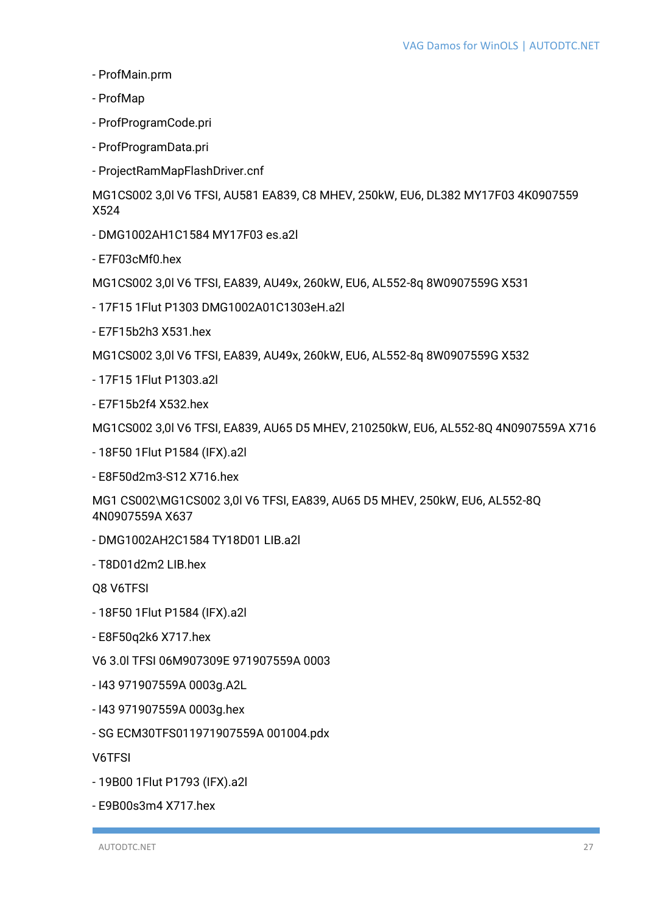- ProfMain.prm
- ProfMap
- ProfProgramCode.pri
- ProfProgramData.pri
- ProjectRamMapFlashDriver.cnf

MG1CS002 3,0l V6 TFSI, AU581 EA839, C8 MHEV, 250kW, EU6, DL382 MY17F03 4K0907559 X524

- DMG1002AH1C1584 MY17F03 es.a2l
- E7F03cMf0.hex

MG1CS002 3,0l V6 TFSI, EA839, AU49x, 260kW, EU6, AL552-8q 8W0907559G X531

- 17F15 1Flut P1303 DMG1002A01C1303eH.a2l
- E7F15b2h3 X531.hex

MG1CS002 3,0l V6 TFSI, EA839, AU49x, 260kW, EU6, AL552-8q 8W0907559G X532

- 17F15 1Flut P1303.a2l
- E7F15b2f4 X532.hex

MG1CS002 3,0l V6 TFSI, EA839, AU65 D5 MHEV, 210250kW, EU6, AL552-8Q 4N0907559A X716

- 18F50 1Flut P1584 (IFX).a2l
- E8F50d2m3-S12 X716.hex

MG1 CS002\MG1CS002 3,0l V6 TFSI, EA839, AU65 D5 MHEV, 250kW, EU6, AL552-8Q 4N0907559A X637

- DMG1002AH2C1584 TY18D01 LIB.a2l
- T8D01d2m2 LIB.hex

Q8 V6TFSI

- 18F50 1Flut P1584 (IFX).a2l
- E8F50q2k6 X717.hex

V6 3.0l TFSI 06M907309E 971907559A 0003

- I43 971907559A 0003g.A2L
- I43 971907559A 0003g.hex
- SG ECM30TFS011971907559A 001004.pdx

V6TFSI

- 19B00 1Flut P1793 (IFX).a2l
- E9B00s3m4 X717.hex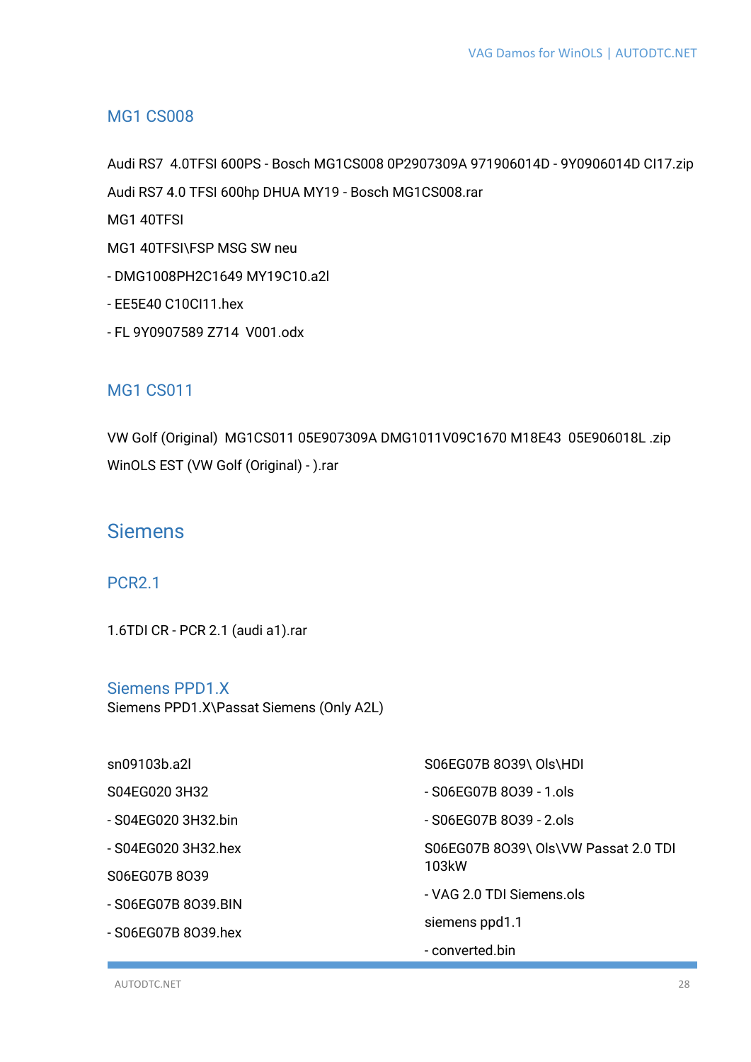### MG1 CS008

Audi RS7  4.0TFSI 600PS - Bosch MG1CS008 0P2907309A 971906014D - 9Y0906014D CI17.zip

Audi RS7 4.0 TFSI 600hp DHUA MY19 - Bosch MG1CS008.rar

MG1 40TFSI

MG1 40TFSI\FSP MSG SW neu

- DMG1008PH2C1649 MY19C10.a2l
- EE5E40 C10CI11.hex
- FL 9Y0907589 Z714  V001.odx

### MG1 CS011

VW Golf (Original)  MG1CS011 05E907309A DMG1011V09C1670 M18E43  05E906018L .zip

WinOLS EST (VW Golf (Original) - ).rar

## Siemens

### PCR2.1

1.6TDI CR - PCR 2.1 (audi a1).rar

### Siemens PPD1.X

Siemens PPD1.X\Passat Siemens (Only A2L)

sn09103b.a2l

S04EG020 3H32

- S04EG020 3H32.bin
- S04EG020 3H32.hex

S06EG07B 8O39

- S06EG07B 8O39.BIN
- S06EG07B 8O39.hex

S06EG07B 8O39\ Ols\HDI

- S06EG07B 8O39 - 1.ols
- S06EG07B 8O39 - 2.ols

S06EG07B 8O39\ Ols\VW Passat 2.0 TDI 103kW

- VAG 2.0 TDI Siemens.ols

siemens ppd1.1

- converted.bin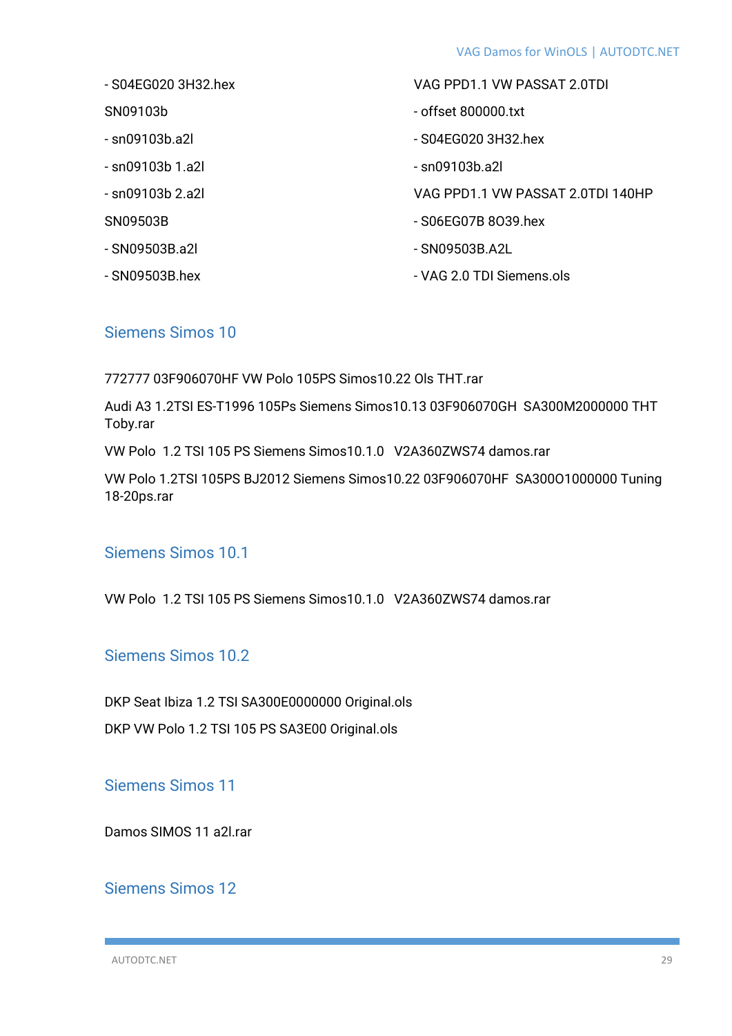- S04EG020 3H32.hex

SN09103b

- sn09103b.a2l
- sn09103b 1.a2l
- sn09103b 2.a2l

SN09503B

- SN09503B.a2l
- SN09503B.hex

VAG PPD1.1 VW PASSAT 2.0TDI

- offset 800000.txt
- S04EG020 3H32.hex
- sn09103b.a2l

VAG PPD1.1 VW PASSAT 2.0TDI 140HP

- S06EG07B 8039.hex
- SN09503B.A2L
- VAG 2.0 TDI Siemens.ols

## Siemens Simos 10

772777 03F906070HF VW Polo 105PS Simos10.22 Ols THT.rar

Audi A3 1.2TSI ES-T1996 105Ps Siemens Simos10.13 03F906070GH  SA300M2000000 THT Toby.rar

VW Polo  1.2 TSI 105 PS Siemens Simos10.1.0   V2A360ZWS74 damos.rar

VW Polo 1.2TSI 105PS BJ2012 Siemens Simos10.22 03F906070HF  SA300O1000000 Tuning 18-20ps.rar

## Siemens Simos 10.1

VW Polo  1.2 TSI 105 PS Siemens Simos10.1.0   V2A360ZWS74 damos.rar

## Siemens Simos 10.2

DKP Seat Ibiza 1.2 TSI SA300E0000000 Original.ols

DKP VW Polo 1.2 TSI 105 PS SA3E00 Original.ols

## Siemens Simos 11

Damos SIMOS 11 a2l.rar

## Siemens Simos 12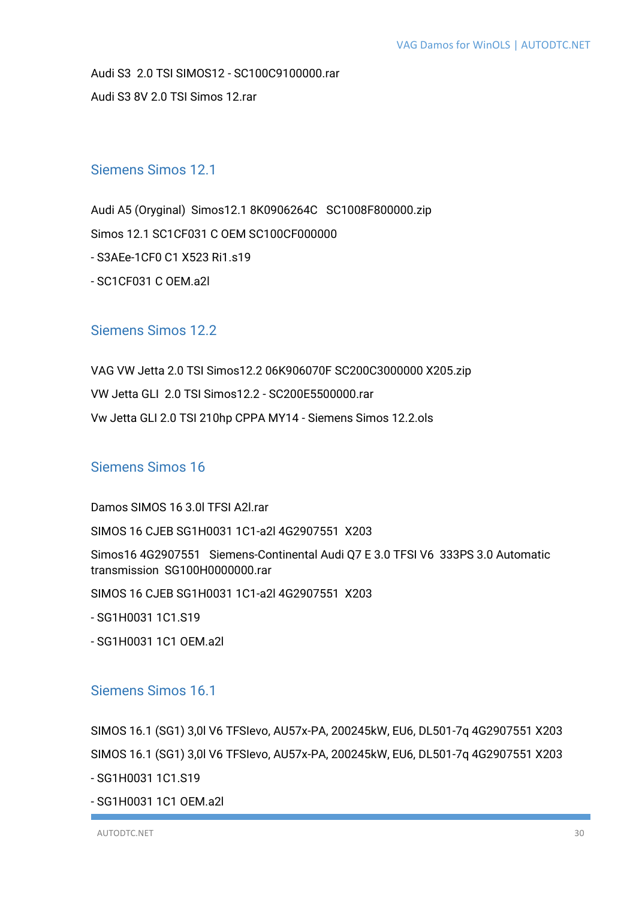Audi S3  2.0 TSI SIMOS12 - SC100C9100000.rar

Audi S3 8V 2.0 TSI Simos 12.rar

## Siemens Simos 12.1

Audi A5 (Oryginal)  Simos12.1 8K0906264C   SC1008F800000.zip

Simos 12.1 SC1CF031 C OEM SC100CF000000

- S3AEe-1CF0 C1 X523 Ri1.s19
- SC1CF031 C OEM.a2l

## Siemens Simos 12.2

VAG VW Jetta 2.0 TSI Simos12.2 06K906070F SC200C3000000 X205.zip

VW Jetta GLI  2.0 TSI Simos12.2 - SC200E5500000.rar

Vw Jetta GLI 2.0 TSI 210hp CPPA MY14 - Siemens Simos 12.2.ols

## Siemens Simos 16

Damos SIMOS 16 3.0l TFSI A2l.rar

SIMOS 16 CJEB SG1H0031 1C1-a2l 4G2907551  X203

Simos16 4G2907551   Siemens-Continental Audi Q7 E 3.0 TFSI V6  333PS 3.0 Automatic transmission  SG100H0000000.rar

SIMOS 16 CJEB SG1H0031 1C1-a2l 4G2907551  X203

- SG1H0031 1C1.S19
- SG1H0031 1C1 OEM.a2l

## Siemens Simos 16.1

SIMOS 16.1 (SG1) 3,0l V6 TFSIevo, AU57x-PA, 200245kW, EU6, DL501-7q 4G2907551 X203

SIMOS 16.1 (SG1) 3,0l V6 TFSIevo, AU57x-PA, 200245kW, EU6, DL501-7q 4G2907551 X203

- SG1H0031 1C1.S19
- SG1H0031 1C1 OEM.a2l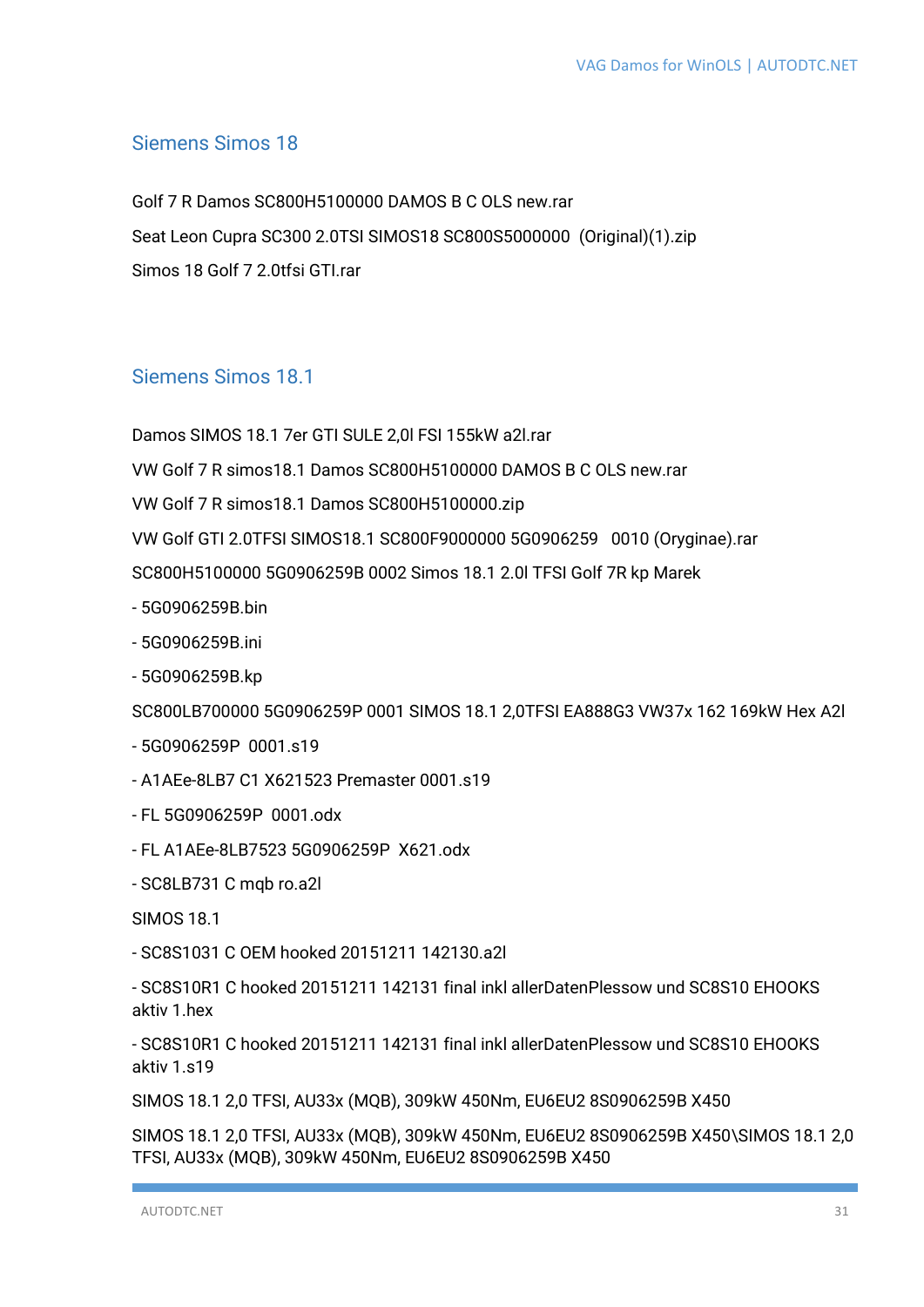## Siemens Simos 18

Golf 7 R Damos SC800H5100000 DAMOS B C OLS new.rar

Seat Leon Cupra SC300 2.0TSI SIMOS18 SC800S5000000  (Original)(1).zip

Simos 18 Golf 7 2.0tfsi GTI.rar

## Siemens Simos 18.1

Damos SIMOS 18.1 7er GTI SULE 2,0l FSI 155kW a2l.rar

VW Golf 7 R simos18.1 Damos SC800H5100000 DAMOS B C OLS new.rar

VW Golf 7 R simos18.1 Damos SC800H5100000.zip

VW Golf GTI 2.0TFSI SIMOS18.1 SC800F9000000 5G0906259   0010 (Oryginae).rar

SC800H5100000 5G0906259B 0002 Simos 18.1 2.0l TFSI Golf 7R kp Marek

- 5G0906259B.bin
- 5G0906259B.ini
- 5G0906259B.kp

SC800LB700000 5G0906259P 0001 SIMOS 18.1 2,0TFSI EA888G3 VW37x 162 169kW Hex A2l

- 5G0906259P  0001.s19
- A1AEe-8LB7 C1 X621523 Premaster 0001.s19
- FL 5G0906259P  0001.odx
- FL A1AEe-8LB7523 5G0906259P  X621.odx
- SC8LB731 C mqb ro.a2l

SIMOS 18.1

- SC8S1031 C OEM hooked 20151211 142130.a2l
- SC8S10R1 C hooked 20151211 142131 final inkl allerDatenPlessow und SC8S10 EHOOKS aktiv 1.hex
- SC8S10R1 C hooked 20151211 142131 final inkl allerDatenPlessow und SC8S10 EHOOKS aktiv 1.s19

SIMOS 18.1 2,0 TFSI, AU33x (MQB), 309kW 450Nm, EU6EU2 8S0906259B X450

SIMOS 18.1 2,0 TFSI, AU33x (MQB), 309kW 450Nm, EU6EU2 8S0906259B X450\SIMOS 18.1 2,0 TFSI, AU33x (MQB), 309kW 450Nm, EU6EU2 8S0906259B X450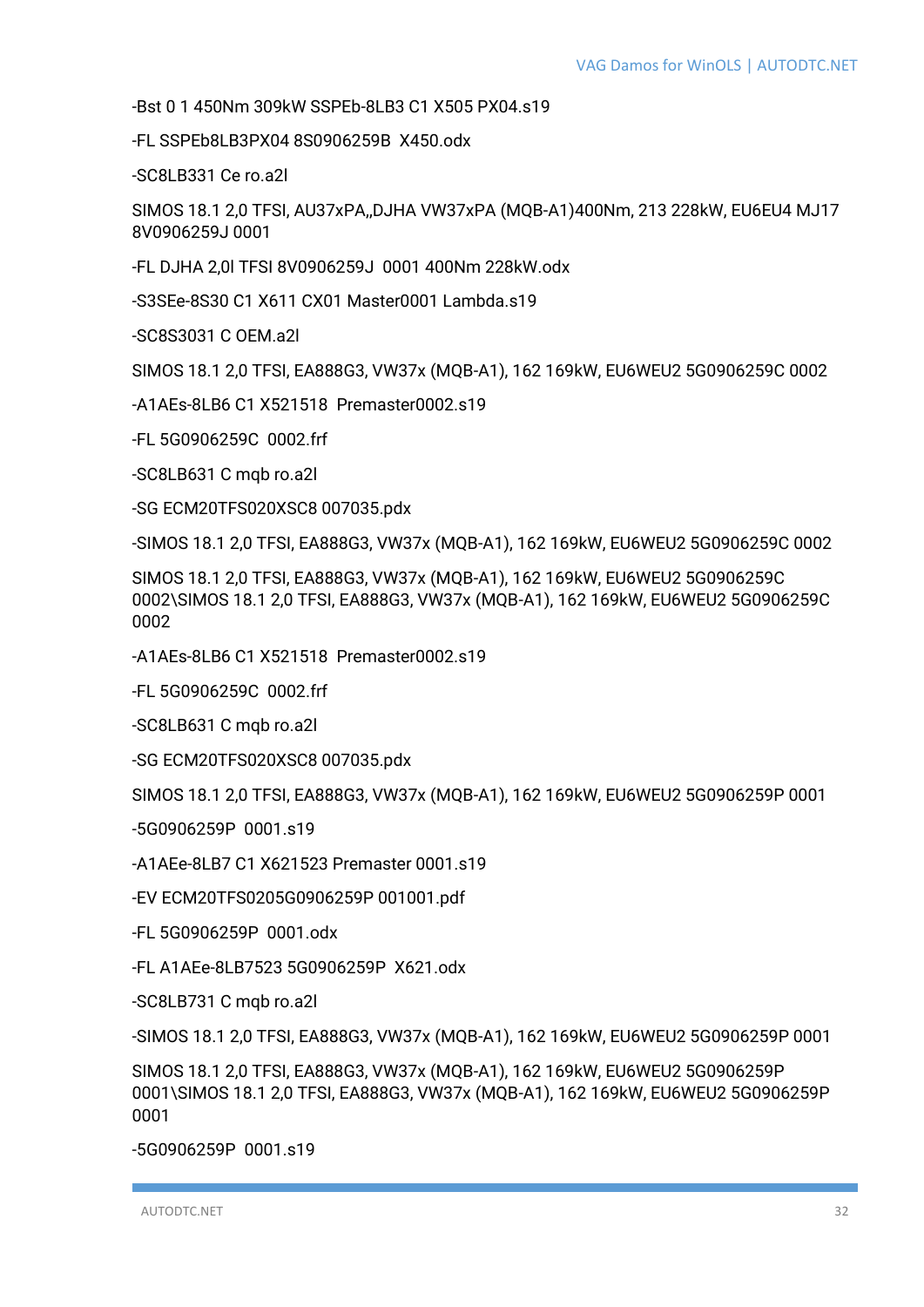-Bst 0 1 450Nm 309kW SSPEb-8LB3 C1 X505 PX04.s19

-FL SSPEb8LB3PX04 8S0906259B  X450.odx

-SC8LB331 Ce ro.a2l

SIMOS 18.1 2,0 TFSI, AU37xPA,,DJHA VW37xPA (MQB-A1)400Nm, 213 228kW, EU6EU4 MJ17 8V0906259J 0001

-FL DJHA 2,0l TFSI 8V0906259J  0001 400Nm 228kW.odx

-S3SEe-8S30 C1 X611 CX01 Master0001 Lambda.s19

-SC8S3031 C OEM.a2l

SIMOS 18.1 2,0 TFSI, EA888G3, VW37x (MQB-A1), 162 169kW, EU6WEU2 5G0906259C 0002

-A1AEs-8LB6 C1 X521518  Premaster0002.s19

-FL 5G0906259C  0002.frf

-SC8LB631 C mqb ro.a2l

-SG ECM20TFS020XSC8 007035.pdx

-SIMOS 18.1 2,0 TFSI, EA888G3, VW37x (MQB-A1), 162 169kW, EU6WEU2 5G0906259C 0002

SIMOS 18.1 2,0 TFSI, EA888G3, VW37x (MQB-A1), 162 169kW, EU6WEU2 5G0906259C 0002\SIMOS 18.1 2,0 TFSI, EA888G3, VW37x (MQB-A1), 162 169kW, EU6WEU2 5G0906259C 0002

-A1AEs-8LB6 C1 X521518  Premaster0002.s19

-FL 5G0906259C  0002.frf

-SC8LB631 C mqb ro.a2l

-SG ECM20TFS020XSC8 007035.pdx

SIMOS 18.1 2,0 TFSI, EA888G3, VW37x (MQB-A1), 162 169kW, EU6WEU2 5G0906259P 0001

-5G0906259P  0001.s19

-A1AEe-8LB7 C1 X621523 Premaster 0001.s19

-EV ECM20TFS0205G0906259P 001001.pdf

-FL 5G0906259P  0001.odx

-FL A1AEe-8LB7523 5G0906259P  X621.odx

-SC8LB731 C mqb ro.a2l

-SIMOS 18.1 2,0 TFSI, EA888G3, VW37x (MQB-A1), 162 169kW, EU6WEU2 5G0906259P 0001

SIMOS 18.1 2,0 TFSI, EA888G3, VW37x (MQB-A1), 162 169kW, EU6WEU2 5G0906259P 0001\SIMOS 18.1 2,0 TFSI, EA888G3, VW37x (MQB-A1), 162 169kW, EU6WEU2 5G0906259P 0001

-5G0906259P  0001.s19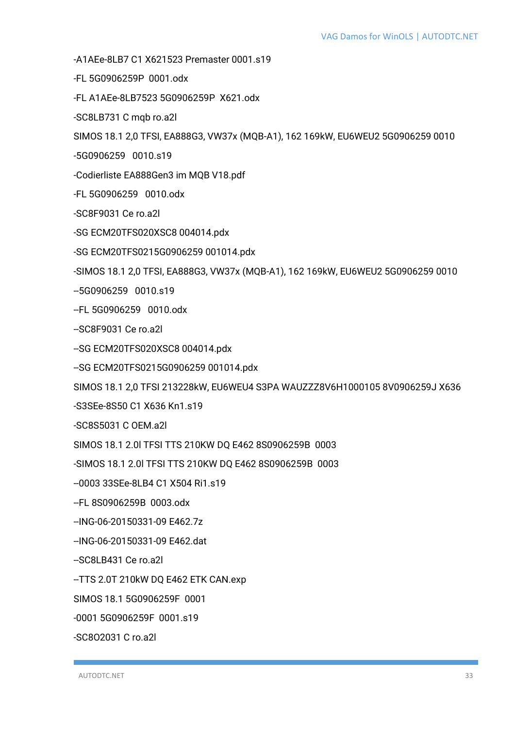-A1AEe-8LB7 C1 X621523 Premaster 0001.s19

-FL 5G0906259P 0001.odx

-FL A1AEe-8LB7523 5G0906259P X621.odx

-SC8LB731 C mqb ro.a2l

SIMOS 18.1 2,0 TFSI, EA888G3, VW37x (MQB-A1), 162 169kW, EU6WEU2 5G0906259 0010

-5G0906259 0010.s19

-Codierliste EA888Gen3 im MQB V18.pdf

-FL 5G0906259 0010.odx

-SC8F9031 Ce ro.a2l

-SG ECM20TFS020XSC8 004014.pdx

-SG ECM20TFS0215G0906259 001014.pdx

-SIMOS 18.1 2,0 TFSI, EA888G3, VW37x (MQB-A1), 162 169kW, EU6WEU2 5G0906259 0010

--5G0906259 0010.s19

--FL 5G0906259 0010.odx

--SC8F9031 Ce ro.a2l

--SG ECM20TFS020XSC8 004014.pdx

--SG ECM20TFS0215G0906259 001014.pdx

SIMOS 18.1 2,0 TFSI 213228kW, EU6WEU4 S3PA WAUZZZ8V6H1000105 8V0906259J X636

-S3SEe-8S50 C1 X636 Kn1.s19

-SC8S5031 C OEM.a2l

SIMOS 18.1 2.0l TFSI TTS 210KW DQ E462 8S0906259B 0003

-SIMOS 18.1 2.0l TFSI TTS 210KW DQ E462 8S0906259B 0003

--0003 33SEe-8LB4 C1 X504 Ri1.s19

--FL 8S0906259B 0003.odx

--ING-06-20150331-09 E462.7z

--ING-06-20150331-09 E462.dat

--SC8LB431 Ce ro.a2l

--TTS 2.0T 210kW DQ E462 ETK CAN.exp

SIMOS 18.1 5G0906259F 0001

-0001 5G0906259F 0001.s19

-SC8O2031 C ro.a2l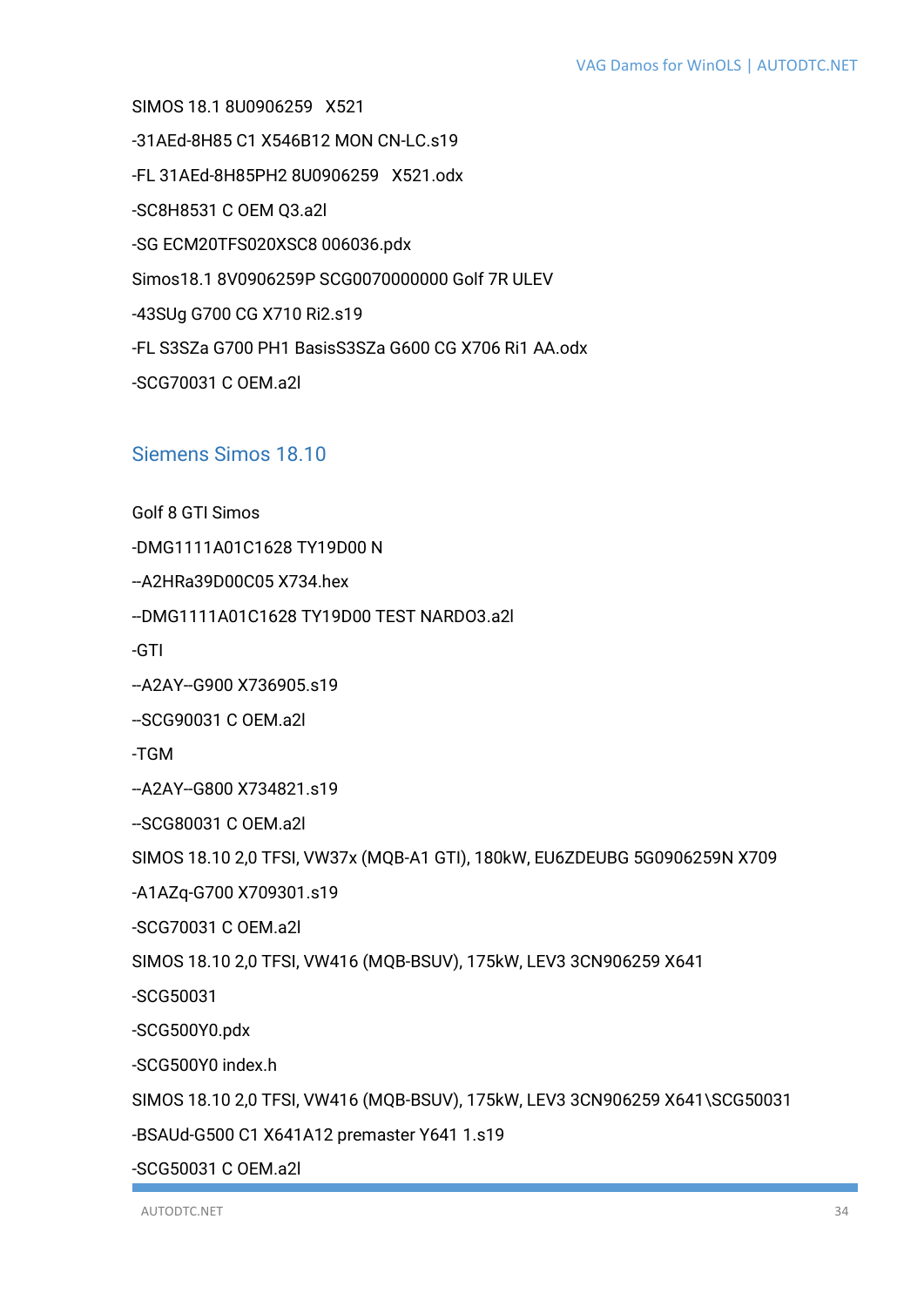SIMOS 18.1 8U0906259   X521

-31AEd-8H85 C1 X546B12 MON CN-LC.s19

-FL 31AEd-8H85PH2 8U0906259   X521.odx

-SC8H8531 C OEM Q3.a2l

-SG ECM20TFS020XSC8 006036.pdx

Simos18.1 8V0906259P SCG0070000000 Golf 7R ULEV

-43SUg G700 CG X710 Ri2.s19

-FL S3SZa G700 PH1 BasisS3SZa G600 CG X706 Ri1 AA.odx

-SCG70031 C OEM.a2l

## Siemens Simos 18.10

Golf 8 GTI Simos

-DMG1111A01C1628 TY19D00 N

--A2HRa39D00C05 X734.hex

--DMG1111A01C1628 TY19D00 TEST NARDO3.a2l

-GTI

--A2AY--G900 X736905.s19

--SCG90031 C OEM.a2l

-TGM

--A2AY--G800 X734821.s19

--SCG80031 C OEM.a2l

SIMOS 18.10 2,0 TFSI, VW37x (MQB-A1 GTI), 180kW, EU6ZDEUBG 5G0906259N X709

-A1AZq-G700 X709301.s19

-SCG70031 C OEM.a2l

SIMOS 18.10 2,0 TFSI, VW416 (MQB-BSUV), 175kW, LEV3 3CN906259 X641

-SCG50031

-SCG500Y0.pdx

-SCG500Y0 index.h

SIMOS 18.10 2,0 TFSI, VW416 (MQB-BSUV), 175kW, LEV3 3CN906259 X641\SCG50031

-BSAUd-G500 C1 X641A12 premaster Y641 1.s19

-SCG50031 C OEM.a2l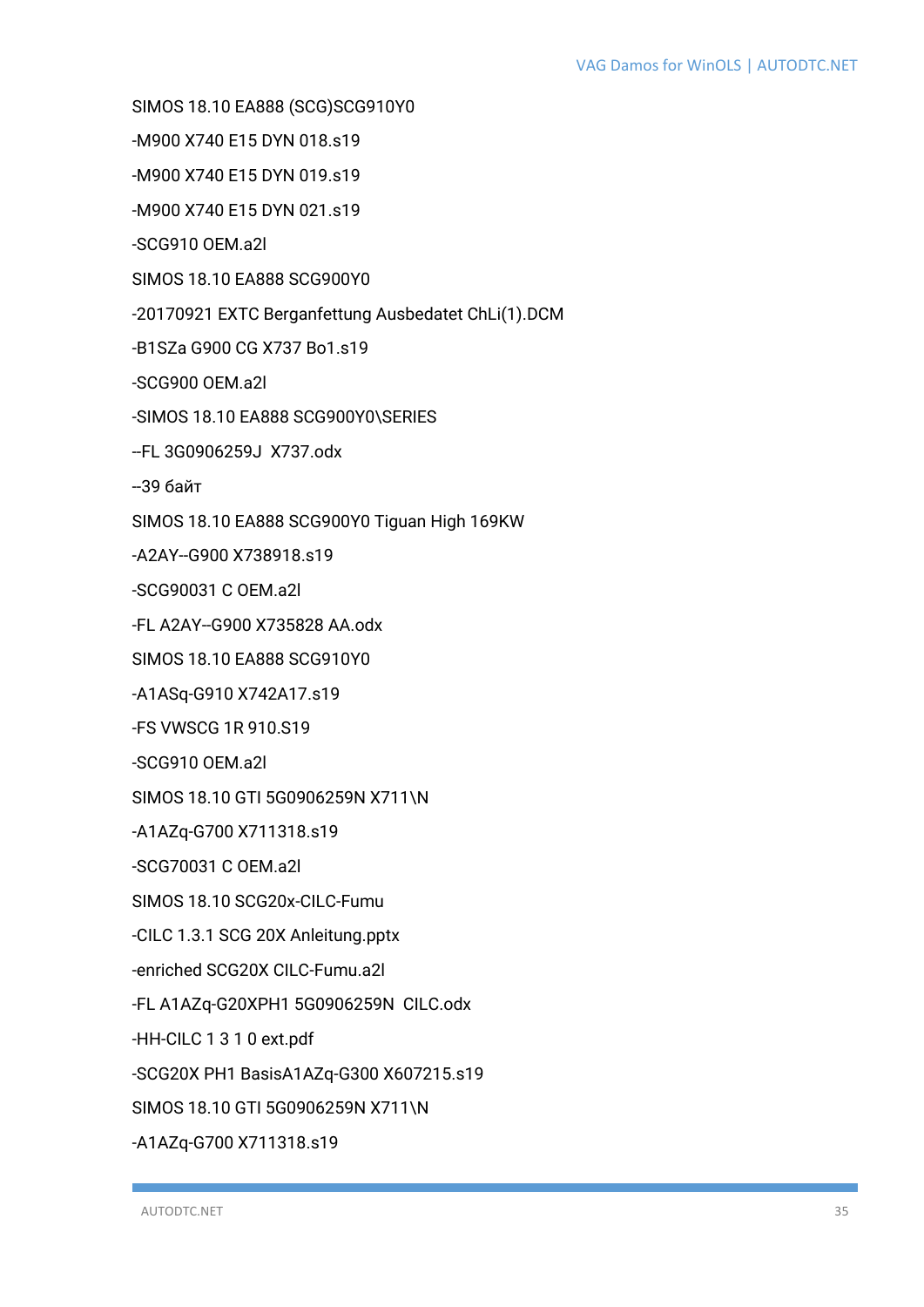SIMOS 18.10 EA888 (SCG)SCG910Y0

-M900 X740 E15 DYN 018.s19

-M900 X740 E15 DYN 019.s19

-M900 X740 E15 DYN 021.s19

-SCG910 OEM.a2l

SIMOS 18.10 EA888 SCG900Y0

-20170921 EXTC Berganfettung Ausbedatet ChLi(1).DCM

-B1SZa G900 CG X737 Bo1.s19

-SCG900 OEM.a2l

-SIMOS 18.10 EA888 SCG900Y0\SERIES

--FL 3G0906259J  X737.odx

--39 байт

SIMOS 18.10 EA888 SCG900Y0 Tiguan High 169KW

-A2AY--G900 X738918.s19

-SCG90031 C OEM.a2l

-FL A2AY--G900 X735828 AA.odx

SIMOS 18.10 EA888 SCG910Y0

-A1ASq-G910 X742A17.s19

-FS VWSCG 1R 910.S19

-SCG910 OEM.a2l

SIMOS 18.10 GTI 5G0906259N X711\N

-A1AZq-G700 X711318.s19

-SCG70031 C OEM.a2l

SIMOS 18.10 SCG20x-CILC-Fumu

-CILC 1.3.1 SCG 20X Anleitung.pptx

-enriched SCG20X CILC-Fumu.a2l

-FL A1AZq-G20XPH1 5G0906259N  CILC.odx

-HH-CILC 1 3 1 0 ext.pdf

-SCG20X PH1 BasisA1AZq-G300 X607215.s19

SIMOS 18.10 GTI 5G0906259N X711\N

-A1AZq-G700 X711318.s19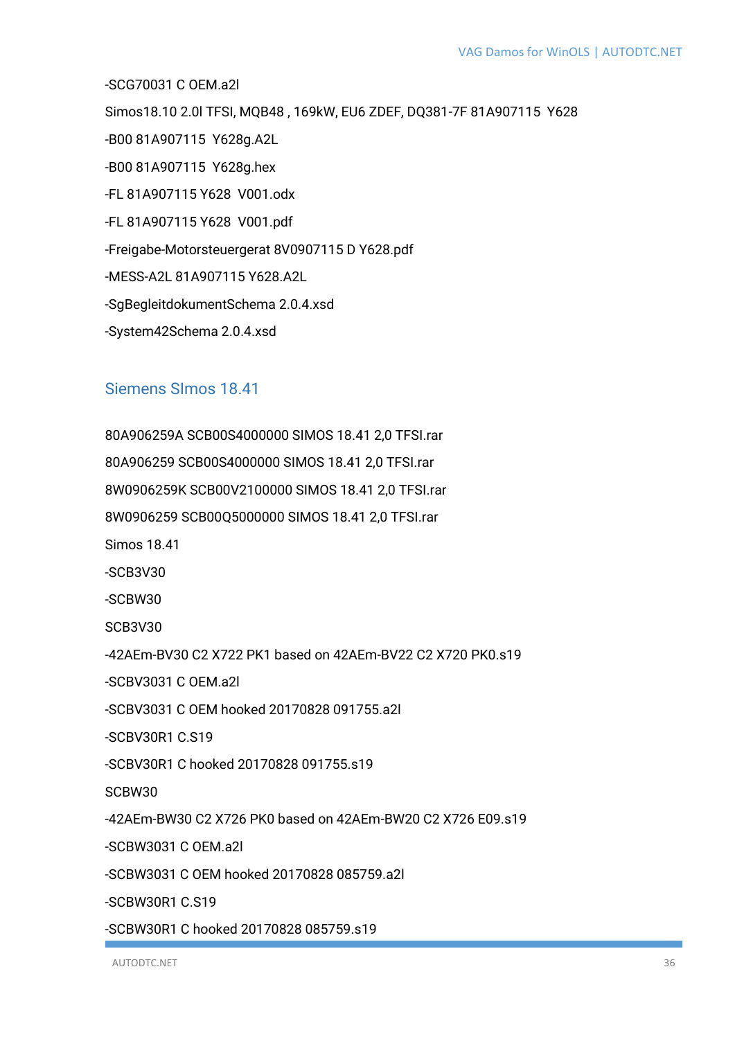-SCG70031 C OEM.a2l

Simos18.10 2.0l TFSI, MQB48 , 169kW, EU6 ZDEF, DQ381-7F 81A907115  Y628

-B00 81A907115  Y628g.A2L

-B00 81A907115  Y628g.hex

-FL 81A907115 Y628  V001.odx

-FL 81A907115 Y628  V001.pdf

-Freigabe-Motorsteuergerat 8V0907115 D Y628.pdf

-MESS-A2L 81A907115 Y628.A2L

-SgBegleitdokumentSchema 2.0.4.xsd

-System42Schema 2.0.4.xsd

## Siemens SImos 18.41

80A906259A SCB00S4000000 SIMOS 18.41 2,0 TFSI.rar

80A906259 SCB00S4000000 SIMOS 18.41 2,0 TFSI.rar

8W0906259K SCB00V2100000 SIMOS 18.41 2,0 TFSI.rar

8W0906259 SCB00Q5000000 SIMOS 18.41 2,0 TFSI.rar

Simos 18.41

-SCB3V30

-SCBW30

SCB3V30

-42AEm-BV30 C2 X722 PK1 based on 42AEm-BV22 C2 X720 PK0.s19

-SCBV3031 C OEM.a2l

-SCBV3031 C OEM hooked 20170828 091755.a2l

-SCBV30R1 C.S19

-SCBV30R1 C hooked 20170828 091755.s19

SCBW30

-42AEm-BW30 C2 X726 PK0 based on 42AEm-BW20 C2 X726 E09.s19

-SCBW3031 C OEM.a2l

-SCBW3031 C OEM hooked 20170828 085759.a2l

-SCBW30R1 C.S19

-SCBW30R1 C hooked 20170828 085759.s19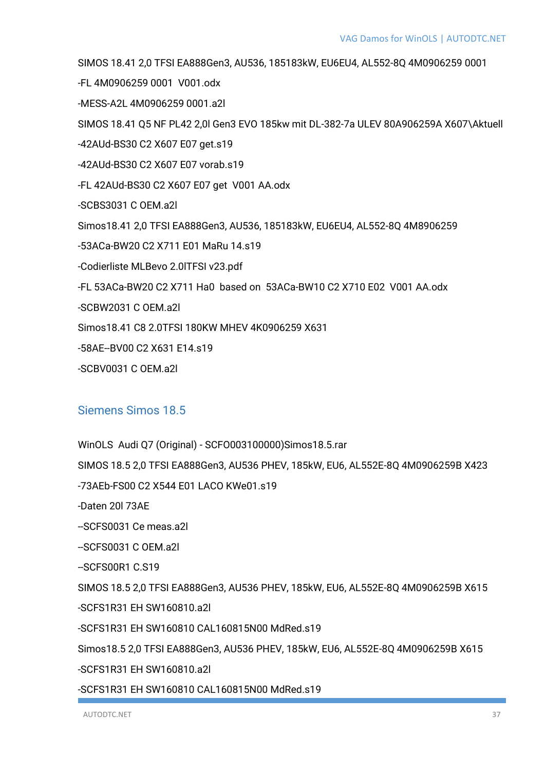SIMOS 18.41 2,0 TFSI EA888Gen3, AU536, 185183kW, EU6EU4, AL552-8Q 4M0906259 0001

-FL 4M0906259 0001  V001.odx

-MESS-A2L 4M0906259 0001.a2l

SIMOS 18.41 Q5 NF PL42 2,0l Gen3 EVO 185kw mit DL-382-7a ULEV 80A906259A X607\Aktuell

-42AUd-BS30 C2 X607 E07 get.s19

-42AUd-BS30 C2 X607 E07 vorab.s19

-FL 42AUd-BS30 C2 X607 E07 get  V001 AA.odx

-SCBS3031 C OEM.a2l

Simos18.41 2,0 TFSI EA888Gen3, AU536, 185183kW, EU6EU4, AL552-8Q 4M8906259

-53ACa-BW20 C2 X711 E01 MaRu 14.s19

-Codierliste MLBevo 2.0lTFSI v23.pdf

-FL 53ACa-BW20 C2 X711 Ha0  based on  53ACa-BW10 C2 X710 E02  V001 AA.odx

-SCBW2031 C OEM.a2l

Simos18.41 C8 2.0TFSI 180KW MHEV 4K0906259 X631

-58AE--BV00 C2 X631 E14.s19

-SCBV0031 C OEM.a2l

## Siemens Simos 18.5

WinOLS  Audi Q7 (Original) - SCFO003100000)Simos18.5.rar

SIMOS 18.5 2,0 TFSI EA888Gen3, AU536 PHEV, 185kW, EU6, AL552E-8Q 4M0906259B X423

-73AEb-FS00 C2 X544 E01 LACO KWe01.s19

-Daten 20l 73AE

--SCFS0031 Ce meas.a2l

--SCFS0031 C OEM.a2l

--SCFS00R1 C.S19

SIMOS 18.5 2,0 TFSI EA888Gen3, AU536 PHEV, 185kW, EU6, AL552E-8Q 4M0906259B X615

-SCFS1R31 EH SW160810.a2l

-SCFS1R31 EH SW160810 CAL160815N00 MdRed.s19

Simos18.5 2,0 TFSI EA888Gen3, AU536 PHEV, 185kW, EU6, AL552E-8Q 4M0906259B X615

-SCFS1R31 EH SW160810.a2l

-SCFS1R31 EH SW160810 CAL160815N00 MdRed.s19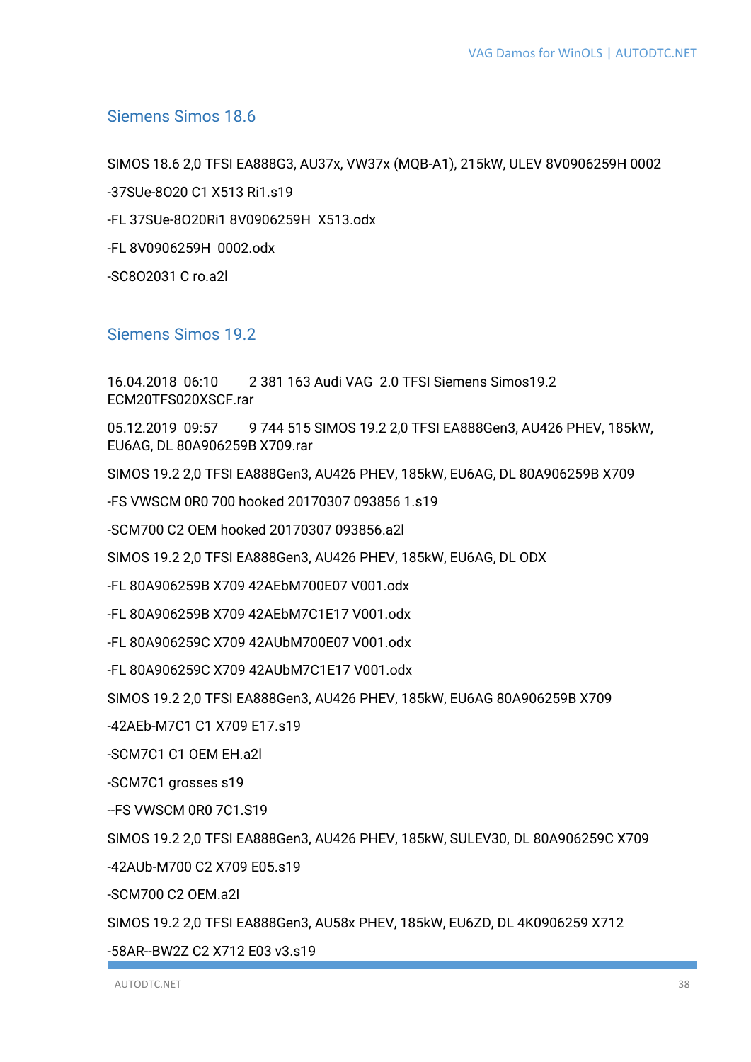## Siemens Simos 18.6

SIMOS 18.6 2,0 TFSI EA888G3, AU37x, VW37x (MQB-A1), 215kW, ULEV 8V0906259H 0002

-37SUe-8O20 C1 X513 Ri1.s19

-FL 37SUe-8O20Ri1 8V0906259H  X513.odx

-FL 8V0906259H  0002.odx

-SC8O2031 C ro.a2l

## Siemens Simos 19.2

16.04.2018  06:10        2 381 163 Audi VAG  2.0 TFSI Siemens Simos19.2 ECM20TFS020XSCF.rar

05.12.2019  09:57        9 744 515 SIMOS 19.2 2,0 TFSI EA888Gen3, AU426 PHEV, 185kW, EU6AG, DL 80A906259B X709.rar

SIMOS 19.2 2,0 TFSI EA888Gen3, AU426 PHEV, 185kW, EU6AG, DL 80A906259B X709

-FS VWSCM 0R0 700 hooked 20170307 093856 1.s19

-SCM700 C2 OEM hooked 20170307 093856.a2l

SIMOS 19.2 2,0 TFSI EA888Gen3, AU426 PHEV, 185kW, EU6AG, DL ODX

-FL 80A906259B X709 42AEbM700E07 V001.odx

-FL 80A906259B X709 42AEbM7C1E17 V001.odx

-FL 80A906259C X709 42AUbM700E07 V001.odx

-FL 80A906259C X709 42AUbM7C1E17 V001.odx

SIMOS 19.2 2,0 TFSI EA888Gen3, AU426 PHEV, 185kW, EU6AG 80A906259B X709

-42AEb-M7C1 C1 X709 E17.s19

-SCM7C1 C1 OEM EH.a2l

-SCM7C1 grosses s19

--FS VWSCM 0R0 7C1.S19

SIMOS 19.2 2,0 TFSI EA888Gen3, AU426 PHEV, 185kW, SULEV30, DL 80A906259C X709

-42AUb-M700 C2 X709 E05.s19

-SCM700 C2 OEM.a2l

SIMOS 19.2 2,0 TFSI EA888Gen3, AU58x PHEV, 185kW, EU6ZD, DL 4K0906259 X712

-58AR--BW2Z C2 X712 E03 v3.s19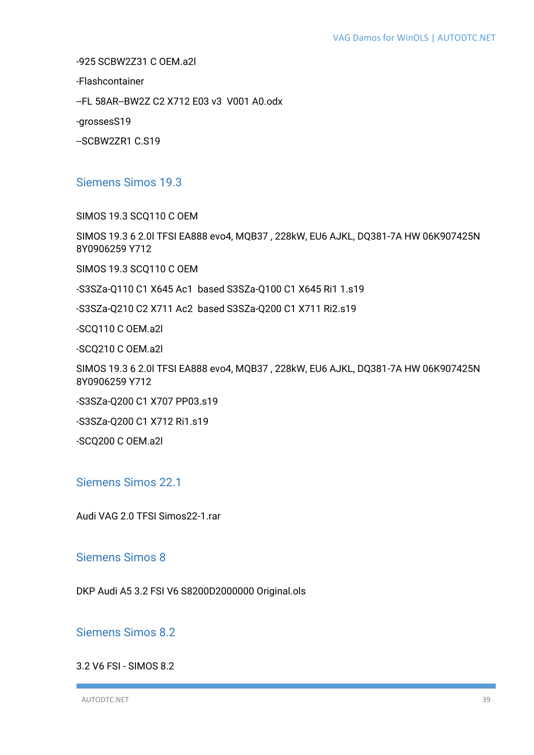-925 SCBW2Z31 C OEM.a2l

-Flashcontainer

--FL 58AR--BW2Z C2 X712 E03 v3  V001 A0.odx

-grossesS19

--SCBW2ZR1 C.S19

## Siemens Simos 19.3

SIMOS 19.3 SCQ110 C OEM

SIMOS 19.3 6 2.0l TFSI EA888 evo4, MQB37 , 228kW, EU6 AJKL, DQ381-7A HW 06K907425N 8Y0906259 Y712

SIMOS 19.3 SCQ110 C OEM

-S3SZa-Q110 C1 X645 Ac1  based S3SZa-Q100 C1 X645 Ri1 1.s19

-S3SZa-Q210 C2 X711 Ac2  based S3SZa-Q200 C1 X711 Ri2.s19

-SCQ110 C OEM.a2l

-SCQ210 C OEM.a2l

SIMOS 19.3 6 2.0l TFSI EA888 evo4, MQB37 , 228kW, EU6 AJKL, DQ381-7A HW 06K907425N 8Y0906259 Y712

-S3SZa-Q200 C1 X707 PP03.s19

-S3SZa-Q200 C1 X712 Ri1.s19

-SCQ200 C OEM.a2l

## Siemens Simos 22.1

Audi VAG 2.0 TFSI Simos22-1.rar

## Siemens Simos 8

DKP Audi A5 3.2 FSI V6 S8200D2000000 Original.ols

## Siemens Simos 8.2

3.2 V6 FSI - SIMOS 8.2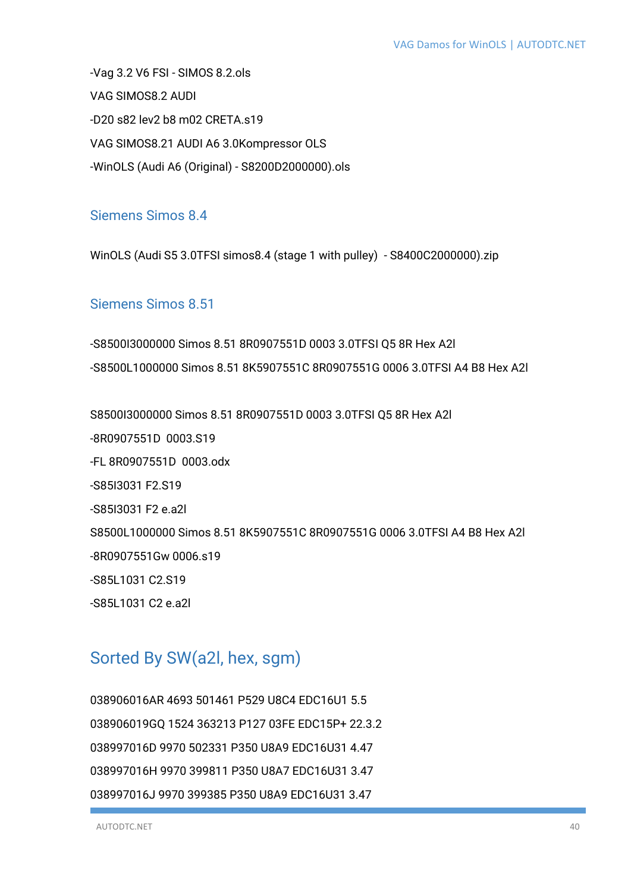-Vag 3.2 V6 FSI - SIMOS 8.2.ols

VAG SIMOS8.2 AUDI

-D20 s82 lev2 b8 m02 CRETA.s19

VAG SIMOS8.21 AUDI A6 3.0Kompressor OLS

-WinOLS (Audi A6 (Original) - S8200D2000000).ols

## Siemens Simos 8.4

WinOLS (Audi S5 3.0TFSI simos8.4 (stage 1 with pulley)  - S8400C2000000).zip

## Siemens Simos 8.51

-S8500I3000000 Simos 8.51 8R0907551D 0003 3.0TFSI Q5 8R Hex A2l

-S8500L1000000 Simos 8.51 8K5907551C 8R0907551G 0006 3.0TFSI A4 B8 Hex A2l

S8500I3000000 Simos 8.51 8R0907551D 0003 3.0TFSI Q5 8R Hex A2l

-8R0907551D  0003.S19

-FL 8R0907551D  0003.odx

-S85I3031 F2.S19

-S85I3031 F2 e.a2l

S8500L1000000 Simos 8.51 8K5907551C 8R0907551G 0006 3.0TFSI A4 B8 Hex A2l

-8R0907551Gw 0006.s19

-S85L1031 C2.S19

-S85L1031 C2 e.a2l

# Sorted By SW(a2l, hex, sgm)

038906016AR 4693 501461 P529 U8C4 EDC16U1 5.5

038906019GQ 1524 363213 P127 03FE EDC15P+ 22.3.2

038997016D 9970 502331 P350 U8A9 EDC16U31 4.47

038997016H 9970 399811 P350 U8A7 EDC16U31 3.47

038997016J 9970 399385 P350 U8A9 EDC16U31 3.47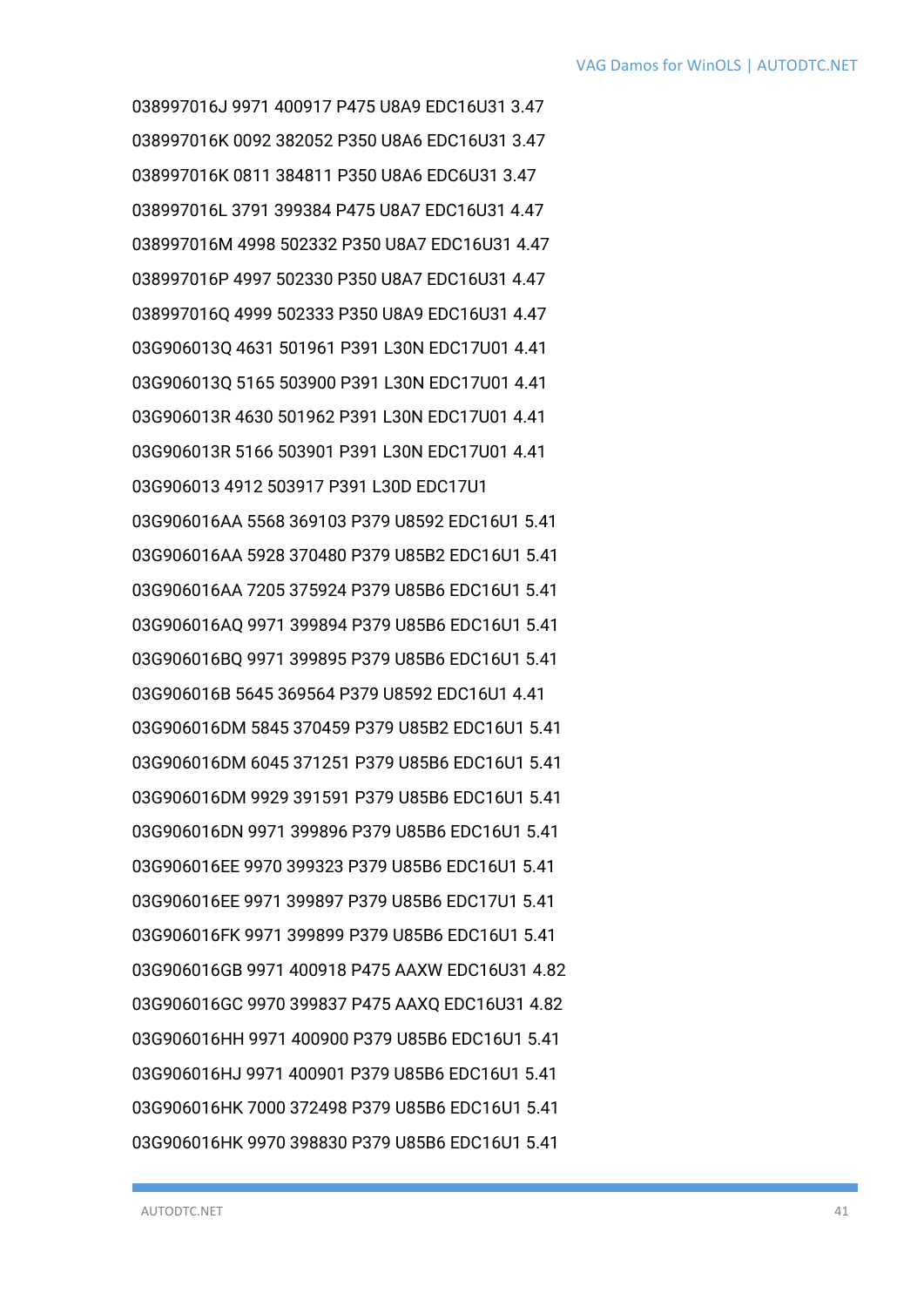038997016J 9971 400917 P475 U8A9 EDC16U31 3.47

038997016K 0092 382052 P350 U8A6 EDC16U31 3.47

038997016K 0811 384811 P350 U8A6 EDC6U31 3.47

038997016L 3791 399384 P475 U8A7 EDC16U31 4.47

038997016M 4998 502332 P350 U8A7 EDC16U31 4.47

038997016P 4997 502330 P350 U8A7 EDC16U31 4.47

038997016Q 4999 502333 P350 U8A9 EDC16U31 4.47

03G906013Q 4631 501961 P391 L30N EDC17U01 4.41

03G906013Q 5165 503900 P391 L30N EDC17U01 4.41

03G906013R 4630 501962 P391 L30N EDC17U01 4.41

03G906013R 5166 503901 P391 L30N EDC17U01 4.41

03G906013 4912 503917 P391 L30D EDC17U1

03G906016AA 5568 369103 P379 U8592 EDC16U1 5.41

03G906016AA 5928 370480 P379 U85B2 EDC16U1 5.41

03G906016AA 7205 375924 P379 U85B6 EDC16U1 5.41

03G906016AQ 9971 399894 P379 U85B6 EDC16U1 5.41

03G906016BQ 9971 399895 P379 U85B6 EDC16U1 5.41

03G906016B 5645 369564 P379 U8592 EDC16U1 4.41

03G906016DM 5845 370459 P379 U85B2 EDC16U1 5.41

03G906016DM 6045 371251 P379 U85B6 EDC16U1 5.41

03G906016DM 9929 391591 P379 U85B6 EDC16U1 5.41

03G906016DN 9971 399896 P379 U85B6 EDC16U1 5.41

03G906016EE 9970 399323 P379 U85B6 EDC16U1 5.41

03G906016EE 9971 399897 P379 U85B6 EDC17U1 5.41

03G906016FK 9971 399899 P379 U85B6 EDC16U1 5.41

03G906016GB 9971 400918 P475 AAXW EDC16U31 4.82

03G906016GC 9970 399837 P475 AAXQ EDC16U31 4.82

03G906016HH 9971 400900 P379 U85B6 EDC16U1 5.41

03G906016HJ 9971 400901 P379 U85B6 EDC16U1 5.41

03G906016HK 7000 372498 P379 U85B6 EDC16U1 5.41

03G906016HK 9970 398830 P379 U85B6 EDC16U1 5.41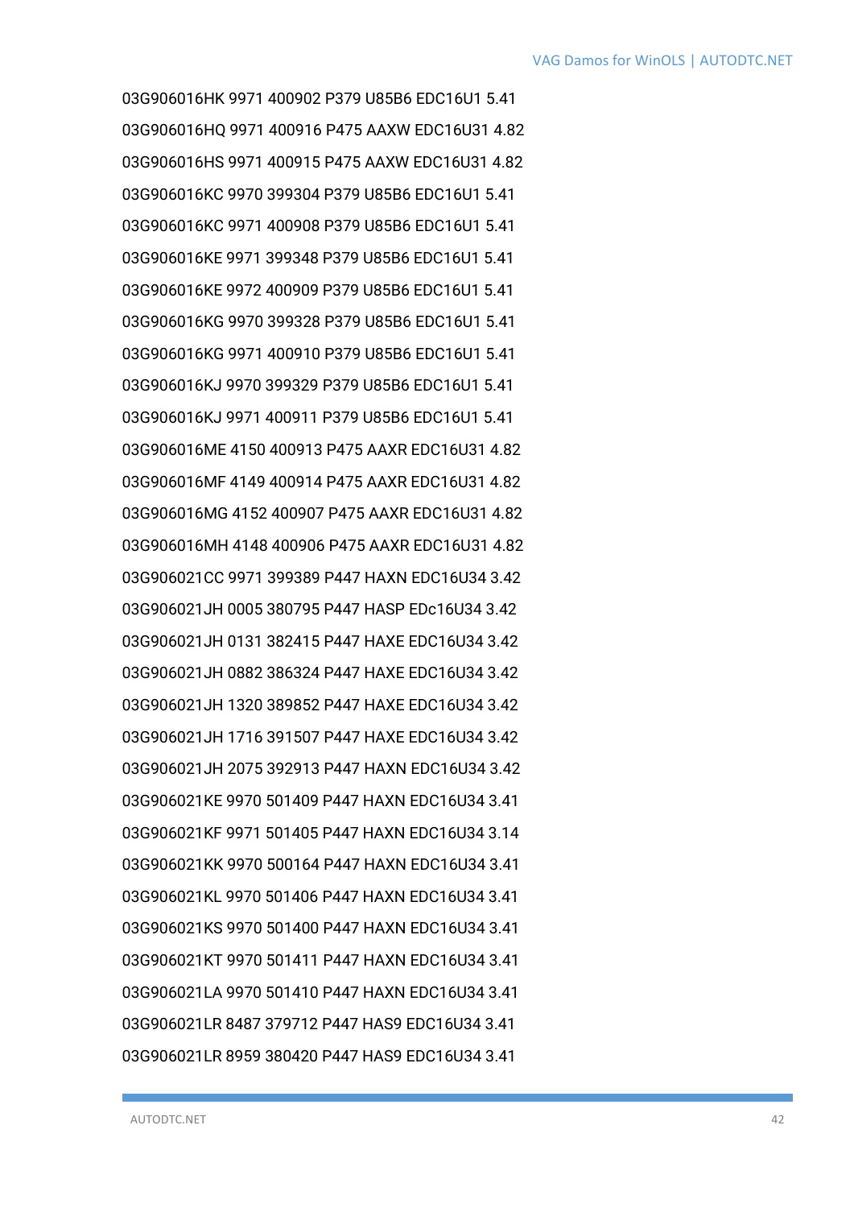03G906016HK 9971 400902 P379 U85B6 EDC16U1 5.41

03G906016HQ 9971 400916 P475 AAXW EDC16U31 4.82

03G906016HS 9971 400915 P475 AAXW EDC16U31 4.82

03G906016KC 9970 399304 P379 U85B6 EDC16U1 5.41

03G906016KC 9971 400908 P379 U85B6 EDC16U1 5.41

03G906016KE 9971 399348 P379 U85B6 EDC16U1 5.41

03G906016KE 9972 400909 P379 U85B6 EDC16U1 5.41

03G906016KG 9970 399328 P379 U85B6 EDC16U1 5.41

03G906016KG 9971 400910 P379 U85B6 EDC16U1 5.41

03G906016KJ 9970 399329 P379 U85B6 EDC16U1 5.41

03G906016KJ 9971 400911 P379 U85B6 EDC16U1 5.41

03G906016ME 4150 400913 P475 AAXR EDC16U31 4.82

03G906016MF 4149 400914 P475 AAXR EDC16U31 4.82

03G906016MG 4152 400907 P475 AAXR EDC16U31 4.82

03G906016MH 4148 400906 P475 AAXR EDC16U31 4.82

03G906021CC 9971 399389 P447 HAXN EDC16U34 3.42

03G906021JH 0005 380795 P447 HASP EDc16U34 3.42

03G906021JH 0131 382415 P447 HAXE EDC16U34 3.42

03G906021JH 0882 386324 P447 HAXE EDC16U34 3.42

03G906021JH 1320 389852 P447 HAXE EDC16U34 3.42

03G906021JH 1716 391507 P447 HAXE EDC16U34 3.42

03G906021JH 2075 392913 P447 HAXN EDC16U34 3.42

03G906021KE 9970 501409 P447 HAXN EDC16U34 3.41

03G906021KF 9971 501405 P447 HAXN EDC16U34 3.14

03G906021KK 9970 500164 P447 HAXN EDC16U34 3.41

03G906021KL 9970 501406 P447 HAXN EDC16U34 3.41

03G906021KS 9970 501400 P447 HAXN EDC16U34 3.41

03G906021KT 9970 501411 P447 HAXN EDC16U34 3.41

03G906021LA 9970 501410 P447 HAXN EDC16U34 3.41

03G906021LR 8487 379712 P447 HAS9 EDC16U34 3.41

03G906021LR 8959 380420 P447 HAS9 EDC16U34 3.41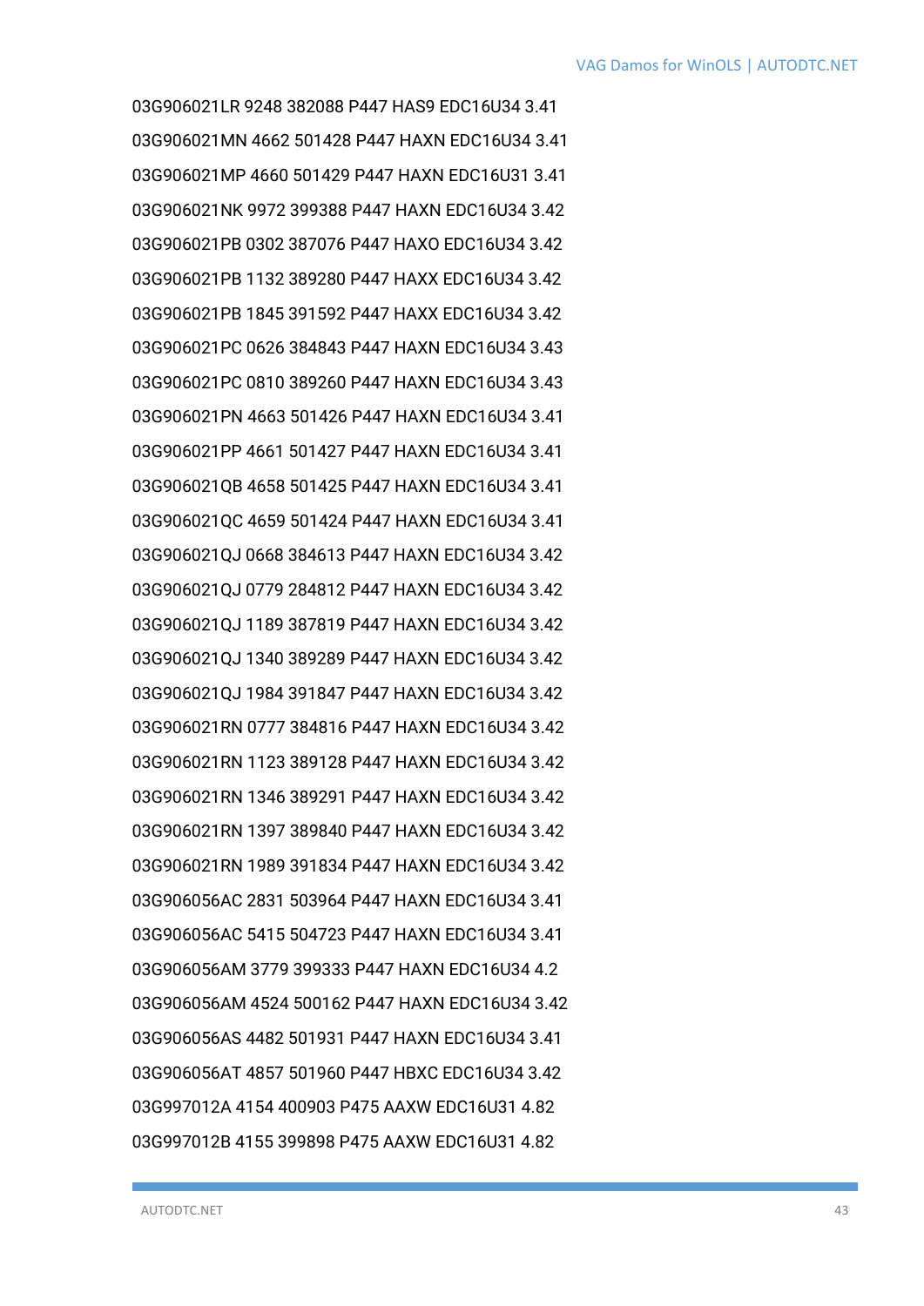03G906021LR 9248 382088 P447 HAS9 EDC16U34 3.41

03G906021MN 4662 501428 P447 HAXN EDC16U34 3.41

03G906021MP 4660 501429 P447 HAXN EDC16U31 3.41

03G906021NK 9972 399388 P447 HAXN EDC16U34 3.42

03G906021PB 0302 387076 P447 HAXO EDC16U34 3.42

03G906021PB 1132 389280 P447 HAXX EDC16U34 3.42

03G906021PB 1845 391592 P447 HAXX EDC16U34 3.42

03G906021PC 0626 384843 P447 HAXN EDC16U34 3.43

03G906021PC 0810 389260 P447 HAXN EDC16U34 3.43

03G906021PN 4663 501426 P447 HAXN EDC16U34 3.41

03G906021PP 4661 501427 P447 HAXN EDC16U34 3.41

03G906021QB 4658 501425 P447 HAXN EDC16U34 3.41

03G906021QC 4659 501424 P447 HAXN EDC16U34 3.41

03G906021QJ 0668 384613 P447 HAXN EDC16U34 3.42

03G906021QJ 0779 284812 P447 HAXN EDC16U34 3.42

03G906021QJ 1189 387819 P447 HAXN EDC16U34 3.42

03G906021QJ 1340 389289 P447 HAXN EDC16U34 3.42

03G906021QJ 1984 391847 P447 HAXN EDC16U34 3.42

03G906021RN 0777 384816 P447 HAXN EDC16U34 3.42

03G906021RN 1123 389128 P447 HAXN EDC16U34 3.42

03G906021RN 1346 389291 P447 HAXN EDC16U34 3.42

03G906021RN 1397 389840 P447 HAXN EDC16U34 3.42

03G906021RN 1989 391834 P447 HAXN EDC16U34 3.42

03G906056AC 2831 503964 P447 HAXN EDC16U34 3.41

03G906056AC 5415 504723 P447 HAXN EDC16U34 3.41

03G906056AM 3779 399333 P447 HAXN EDC16U34 4.2

03G906056AM 4524 500162 P447 HAXN EDC16U34 3.42

03G906056AS 4482 501931 P447 HAXN EDC16U34 3.41

03G906056AT 4857 501960 P447 HBXC EDC16U34 3.42

03G997012A 4154 400903 P475 AAXW EDC16U31 4.82

03G997012B 4155 399898 P475 AAXW EDC16U31 4.82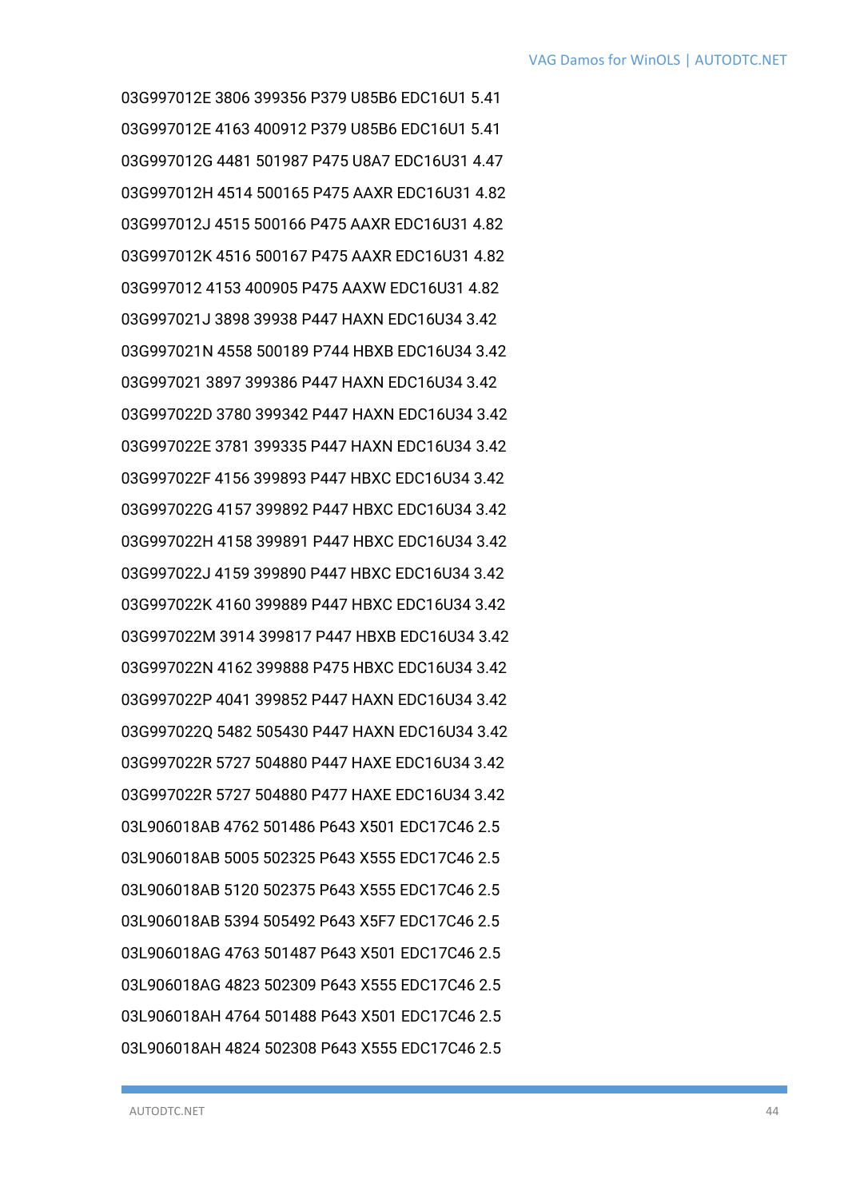03G997012E 3806 399356 P379 U85B6 EDC16U1 5.41

03G997012E 4163 400912 P379 U85B6 EDC16U1 5.41

03G997012G 4481 501987 P475 U8A7 EDC16U31 4.47

03G997012H 4514 500165 P475 AAXR EDC16U31 4.82

03G997012J 4515 500166 P475 AAXR EDC16U31 4.82

03G997012K 4516 500167 P475 AAXR EDC16U31 4.82

03G997012 4153 400905 P475 AAXW EDC16U31 4.82

03G997021J 3898 39938 P447 HAXN EDC16U34 3.42

03G997021N 4558 500189 P744 HBXB EDC16U34 3.42

03G997021 3897 399386 P447 HAXN EDC16U34 3.42

03G997022D 3780 399342 P447 HAXN EDC16U34 3.42

03G997022E 3781 399335 P447 HAXN EDC16U34 3.42

03G997022F 4156 399893 P447 HBXC EDC16U34 3.42

03G997022G 4157 399892 P447 HBXC EDC16U34 3.42

03G997022H 4158 399891 P447 HBXC EDC16U34 3.42

03G997022J 4159 399890 P447 HBXC EDC16U34 3.42

03G997022K 4160 399889 P447 HBXC EDC16U34 3.42

03G997022M 3914 399817 P447 HBXB EDC16U34 3.42

03G997022N 4162 399888 P475 HBXC EDC16U34 3.42

03G997022P 4041 399852 P447 HAXN EDC16U34 3.42

03G997022Q 5482 505430 P447 HAXN EDC16U34 3.42

03G997022R 5727 504880 P447 HAXE EDC16U34 3.42

03G997022R 5727 504880 P477 HAXE EDC16U34 3.42

03L906018AB 4762 501486 P643 X501 EDC17C46 2.5

03L906018AB 5005 502325 P643 X555 EDC17C46 2.5

03L906018AB 5120 502375 P643 X555 EDC17C46 2.5

03L906018AB 5394 505492 P643 X5F7 EDC17C46 2.5

03L906018AG 4763 501487 P643 X501 EDC17C46 2.5

03L906018AG 4823 502309 P643 X555 EDC17C46 2.5

03L906018AH 4764 501488 P643 X501 EDC17C46 2.5

03L906018AH 4824 502308 P643 X555 EDC17C46 2.5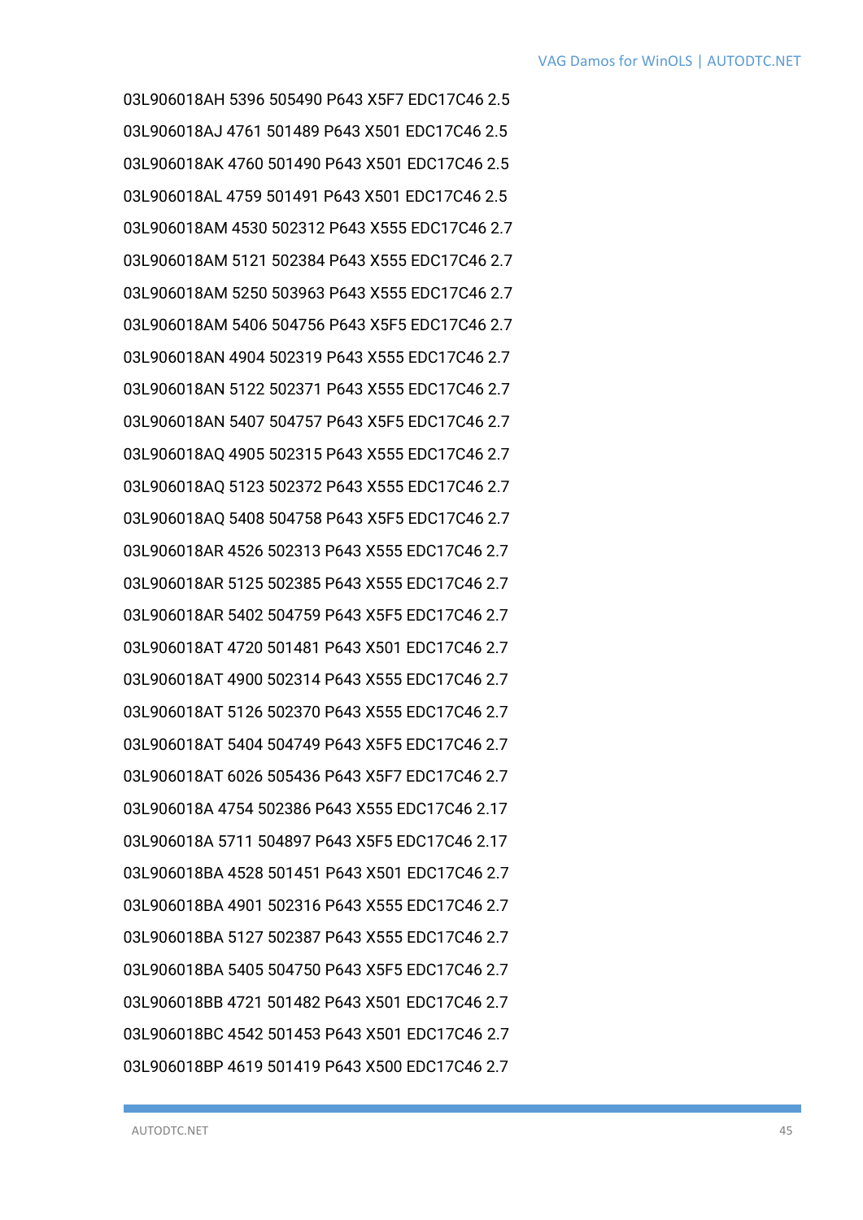03L906018AH 5396 505490 P643 X5F7 EDC17C46 2.5

03L906018AJ 4761 501489 P643 X501 EDC17C46 2.5

03L906018AK 4760 501490 P643 X501 EDC17C46 2.5

03L906018AL 4759 501491 P643 X501 EDC17C46 2.5

03L906018AM 4530 502312 P643 X555 EDC17C46 2.7

03L906018AM 5121 502384 P643 X555 EDC17C46 2.7

03L906018AM 5250 503963 P643 X555 EDC17C46 2.7

03L906018AM 5406 504756 P643 X5F5 EDC17C46 2.7

03L906018AN 4904 502319 P643 X555 EDC17C46 2.7

03L906018AN 5122 502371 P643 X555 EDC17C46 2.7

03L906018AN 5407 504757 P643 X5F5 EDC17C46 2.7

03L906018AQ 4905 502315 P643 X555 EDC17C46 2.7

03L906018AQ 5123 502372 P643 X555 EDC17C46 2.7

03L906018AQ 5408 504758 P643 X5F5 EDC17C46 2.7

03L906018AR 4526 502313 P643 X555 EDC17C46 2.7

03L906018AR 5125 502385 P643 X555 EDC17C46 2.7

03L906018AR 5402 504759 P643 X5F5 EDC17C46 2.7

03L906018AT 4720 501481 P643 X501 EDC17C46 2.7

03L906018AT 4900 502314 P643 X555 EDC17C46 2.7

03L906018AT 5126 502370 P643 X555 EDC17C46 2.7

03L906018AT 5404 504749 P643 X5F5 EDC17C46 2.7

03L906018AT 6026 505436 P643 X5F7 EDC17C46 2.7

03L906018A 4754 502386 P643 X555 EDC17C46 2.17

03L906018A 5711 504897 P643 X5F5 EDC17C46 2.17

03L906018BA 4528 501451 P643 X501 EDC17C46 2.7

03L906018BA 4901 502316 P643 X555 EDC17C46 2.7

03L906018BA 5127 502387 P643 X555 EDC17C46 2.7

03L906018BA 5405 504750 P643 X5F5 EDC17C46 2.7

03L906018BB 4721 501482 P643 X501 EDC17C46 2.7

03L906018BC 4542 501453 P643 X501 EDC17C46 2.7

03L906018BP 4619 501419 P643 X500 EDC17C46 2.7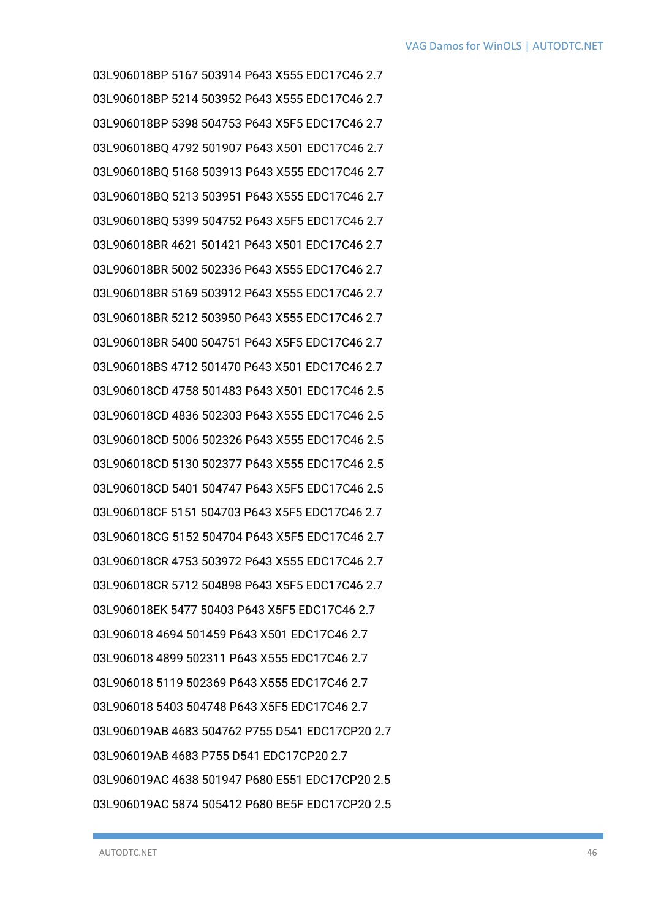03L906018BP 5167 503914 P643 X555 EDC17C46 2.7

03L906018BP 5214 503952 P643 X555 EDC17C46 2.7

03L906018BP 5398 504753 P643 X5F5 EDC17C46 2.7

03L906018BQ 4792 501907 P643 X501 EDC17C46 2.7

03L906018BQ 5168 503913 P643 X555 EDC17C46 2.7

03L906018BQ 5213 503951 P643 X555 EDC17C46 2.7

03L906018BQ 5399 504752 P643 X5F5 EDC17C46 2.7

03L906018BR 4621 501421 P643 X501 EDC17C46 2.7

03L906018BR 5002 502336 P643 X555 EDC17C46 2.7

03L906018BR 5169 503912 P643 X555 EDC17C46 2.7

03L906018BR 5212 503950 P643 X555 EDC17C46 2.7

03L906018BR 5400 504751 P643 X5F5 EDC17C46 2.7

03L906018BS 4712 501470 P643 X501 EDC17C46 2.7

03L906018CD 4758 501483 P643 X501 EDC17C46 2.5

03L906018CD 4836 502303 P643 X555 EDC17C46 2.5

03L906018CD 5006 502326 P643 X555 EDC17C46 2.5

03L906018CD 5130 502377 P643 X555 EDC17C46 2.5

03L906018CD 5401 504747 P643 X5F5 EDC17C46 2.5

03L906018CF 5151 504703 P643 X5F5 EDC17C46 2.7

03L906018CG 5152 504704 P643 X5F5 EDC17C46 2.7

03L906018CR 4753 503972 P643 X555 EDC17C46 2.7

03L906018CR 5712 504898 P643 X5F5 EDC17C46 2.7

03L906018EK 5477 50403 P643 X5F5 EDC17C46 2.7

03L906018 4694 501459 P643 X501 EDC17C46 2.7

03L906018 4899 502311 P643 X555 EDC17C46 2.7

03L906018 5119 502369 P643 X555 EDC17C46 2.7

03L906018 5403 504748 P643 X5F5 EDC17C46 2.7

03L906019AB 4683 504762 P755 D541 EDC17CP20 2.7

03L906019AB 4683 P755 D541 EDC17CP20 2.7

03L906019AC 4638 501947 P680 E551 EDC17CP20 2.5

03L906019AC 5874 505412 P680 BE5F EDC17CP20 2.5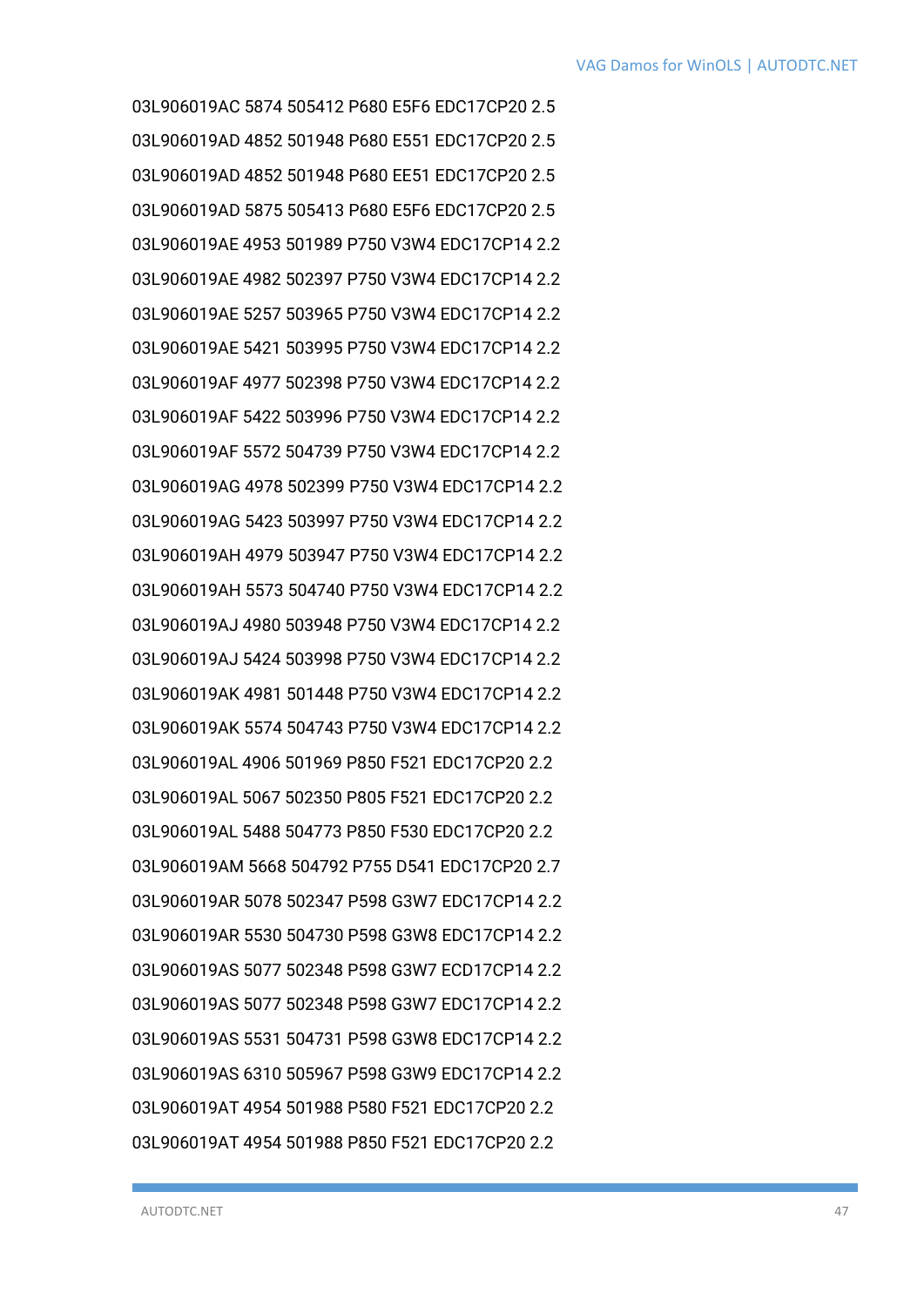03L906019AC 5874 505412 P680 E5F6 EDC17CP20 2.5

03L906019AD 4852 501948 P680 E551 EDC17CP20 2.5

03L906019AD 4852 501948 P680 EE51 EDC17CP20 2.5

03L906019AD 5875 505413 P680 E5F6 EDC17CP20 2.5

03L906019AE 4953 501989 P750 V3W4 EDC17CP14 2.2

03L906019AE 4982 502397 P750 V3W4 EDC17CP14 2.2

03L906019AE 5257 503965 P750 V3W4 EDC17CP14 2.2

03L906019AE 5421 503995 P750 V3W4 EDC17CP14 2.2

03L906019AF 4977 502398 P750 V3W4 EDC17CP14 2.2

03L906019AF 5422 503996 P750 V3W4 EDC17CP14 2.2

03L906019AF 5572 504739 P750 V3W4 EDC17CP14 2.2

03L906019AG 4978 502399 P750 V3W4 EDC17CP14 2.2

03L906019AG 5423 503997 P750 V3W4 EDC17CP14 2.2

03L906019AH 4979 503947 P750 V3W4 EDC17CP14 2.2

03L906019AH 5573 504740 P750 V3W4 EDC17CP14 2.2

03L906019AJ 4980 503948 P750 V3W4 EDC17CP14 2.2

03L906019AJ 5424 503998 P750 V3W4 EDC17CP14 2.2

03L906019AK 4981 501448 P750 V3W4 EDC17CP14 2.2

03L906019AK 5574 504743 P750 V3W4 EDC17CP14 2.2

03L906019AL 4906 501969 P850 F521 EDC17CP20 2.2

03L906019AL 5067 502350 P805 F521 EDC17CP20 2.2

03L906019AL 5488 504773 P850 F530 EDC17CP20 2.2

03L906019AM 5668 504792 P755 D541 EDC17CP20 2.7

03L906019AR 5078 502347 P598 G3W7 EDC17CP14 2.2

03L906019AR 5530 504730 P598 G3W8 EDC17CP14 2.2

03L906019AS 5077 502348 P598 G3W7 ECD17CP14 2.2

03L906019AS 5077 502348 P598 G3W7 EDC17CP14 2.2

03L906019AS 5531 504731 P598 G3W8 EDC17CP14 2.2

03L906019AS 6310 505967 P598 G3W9 EDC17CP14 2.2

03L906019AT 4954 501988 P580 F521 EDC17CP20 2.2

03L906019AT 4954 501988 P850 F521 EDC17CP20 2.2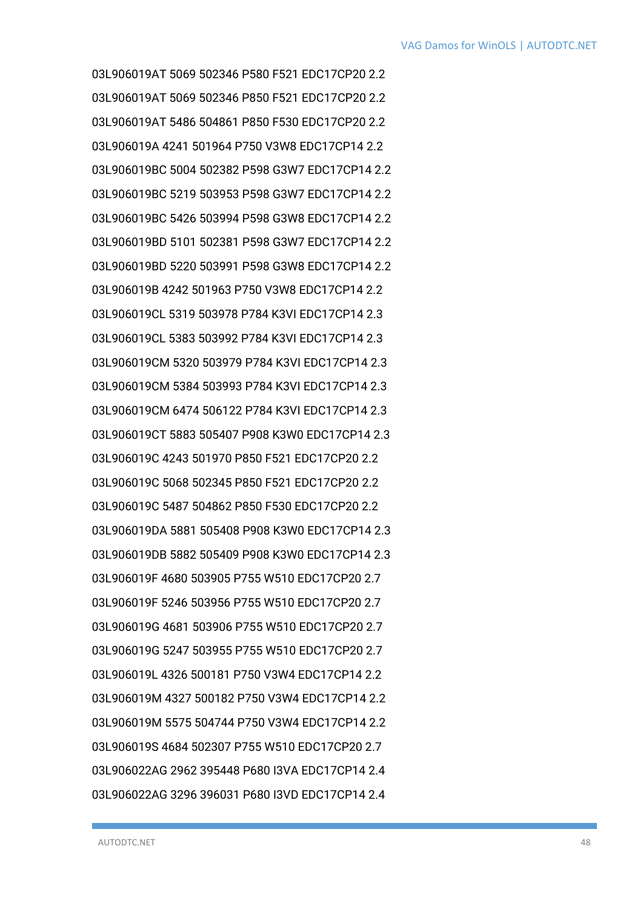03L906019AT 5069 502346 P580 F521 EDC17CP20 2.2

03L906019AT 5069 502346 P850 F521 EDC17CP20 2.2

03L906019AT 5486 504861 P850 F530 EDC17CP20 2.2

03L906019A 4241 501964 P750 V3W8 EDC17CP14 2.2

03L906019BC 5004 502382 P598 G3W7 EDC17CP14 2.2

03L906019BC 5219 503953 P598 G3W7 EDC17CP14 2.2

03L906019BC 5426 503994 P598 G3W8 EDC17CP14 2.2

03L906019BD 5101 502381 P598 G3W7 EDC17CP14 2.2

03L906019BD 5220 503991 P598 G3W8 EDC17CP14 2.2

03L906019B 4242 501963 P750 V3W8 EDC17CP14 2.2

03L906019CL 5319 503978 P784 K3VI EDC17CP14 2.3

03L906019CL 5383 503992 P784 K3VI EDC17CP14 2.3

03L906019CM 5320 503979 P784 K3VI EDC17CP14 2.3

03L906019CM 5384 503993 P784 K3VI EDC17CP14 2.3

03L906019CM 6474 506122 P784 K3VI EDC17CP14 2.3

03L906019CT 5883 505407 P908 K3W0 EDC17CP14 2.3

03L906019C 4243 501970 P850 F521 EDC17CP20 2.2

03L906019C 5068 502345 P850 F521 EDC17CP20 2.2

03L906019C 5487 504862 P850 F530 EDC17CP20 2.2

03L906019DA 5881 505408 P908 K3W0 EDC17CP14 2.3

03L906019DB 5882 505409 P908 K3W0 EDC17CP14 2.3

03L906019F 4680 503905 P755 W510 EDC17CP20 2.7

03L906019F 5246 503956 P755 W510 EDC17CP20 2.7

03L906019G 4681 503906 P755 W510 EDC17CP20 2.7

03L906019G 5247 503955 P755 W510 EDC17CP20 2.7

03L906019L 4326 500181 P750 V3W4 EDC17CP14 2.2

03L906019M 4327 500182 P750 V3W4 EDC17CP14 2.2

03L906019M 5575 504744 P750 V3W4 EDC17CP14 2.2

03L906019S 4684 502307 P755 W510 EDC17CP20 2.7

03L906022AG 2962 395448 P680 I3VA EDC17CP14 2.4

03L906022AG 3296 396031 P680 I3VD EDC17CP14 2.4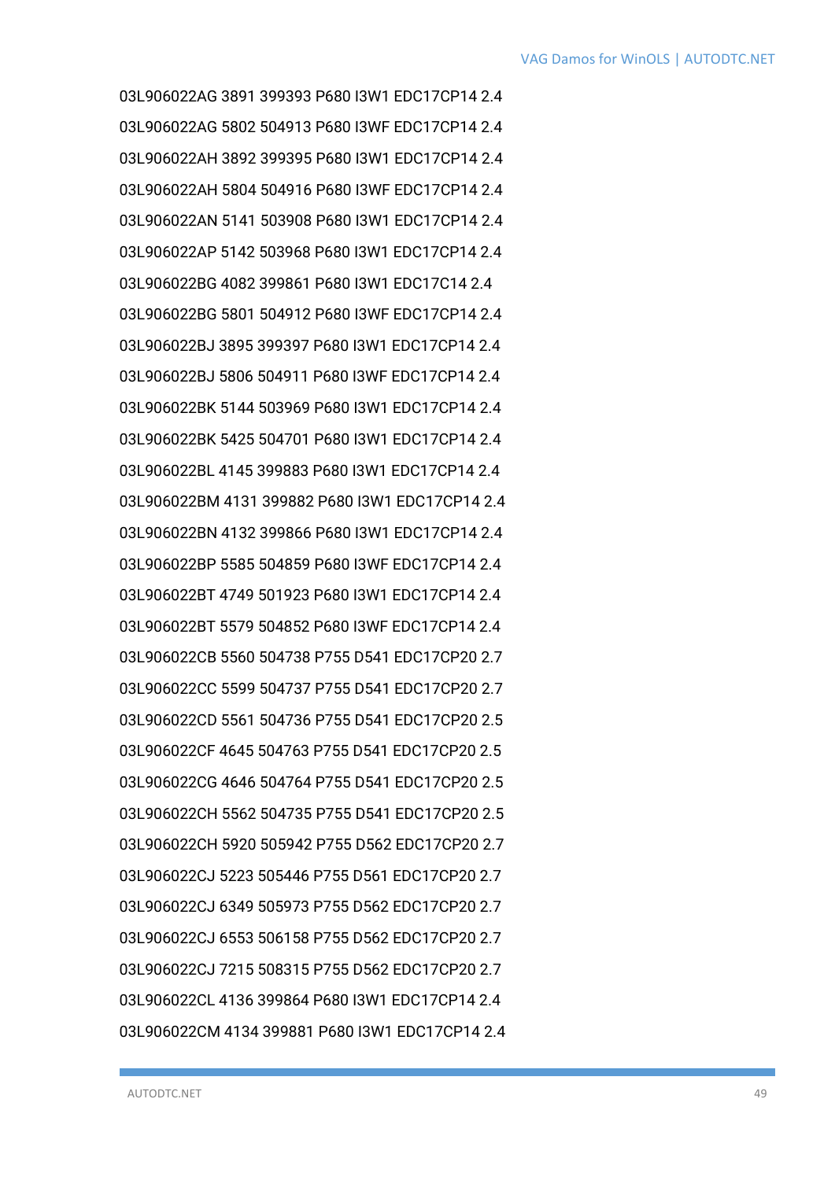03L906022AG 3891 399393 P680 I3W1 EDC17CP14 2.4

03L906022AG 5802 504913 P680 I3WF EDC17CP14 2.4

03L906022AH 3892 399395 P680 I3W1 EDC17CP14 2.4

03L906022AH 5804 504916 P680 I3WF EDC17CP14 2.4

03L906022AN 5141 503908 P680 I3W1 EDC17CP14 2.4

03L906022AP 5142 503968 P680 I3W1 EDC17CP14 2.4

03L906022BG 4082 399861 P680 I3W1 EDC17C14 2.4

03L906022BG 5801 504912 P680 I3WF EDC17CP14 2.4

03L906022BJ 3895 399397 P680 I3W1 EDC17CP14 2.4

03L906022BJ 5806 504911 P680 I3WF EDC17CP14 2.4

03L906022BK 5144 503969 P680 I3W1 EDC17CP14 2.4

03L906022BK 5425 504701 P680 I3W1 EDC17CP14 2.4

03L906022BL 4145 399883 P680 I3W1 EDC17CP14 2.4

03L906022BM 4131 399882 P680 I3W1 EDC17CP14 2.4

03L906022BN 4132 399866 P680 I3W1 EDC17CP14 2.4

03L906022BP 5585 504859 P680 I3WF EDC17CP14 2.4

03L906022BT 4749 501923 P680 I3W1 EDC17CP14 2.4

03L906022BT 5579 504852 P680 I3WF EDC17CP14 2.4

03L906022CB 5560 504738 P755 D541 EDC17CP20 2.7

03L906022CC 5599 504737 P755 D541 EDC17CP20 2.7

03L906022CD 5561 504736 P755 D541 EDC17CP20 2.5

03L906022CF 4645 504763 P755 D541 EDC17CP20 2.5

03L906022CG 4646 504764 P755 D541 EDC17CP20 2.5

03L906022CH 5562 504735 P755 D541 EDC17CP20 2.5

03L906022CH 5920 505942 P755 D562 EDC17CP20 2.7

03L906022CJ 5223 505446 P755 D561 EDC17CP20 2.7

03L906022CJ 6349 505973 P755 D562 EDC17CP20 2.7

03L906022CJ 6553 506158 P755 D562 EDC17CP20 2.7

03L906022CJ 7215 508315 P755 D562 EDC17CP20 2.7

03L906022CL 4136 399864 P680 I3W1 EDC17CP14 2.4

03L906022CM 4134 399881 P680 I3W1 EDC17CP14 2.4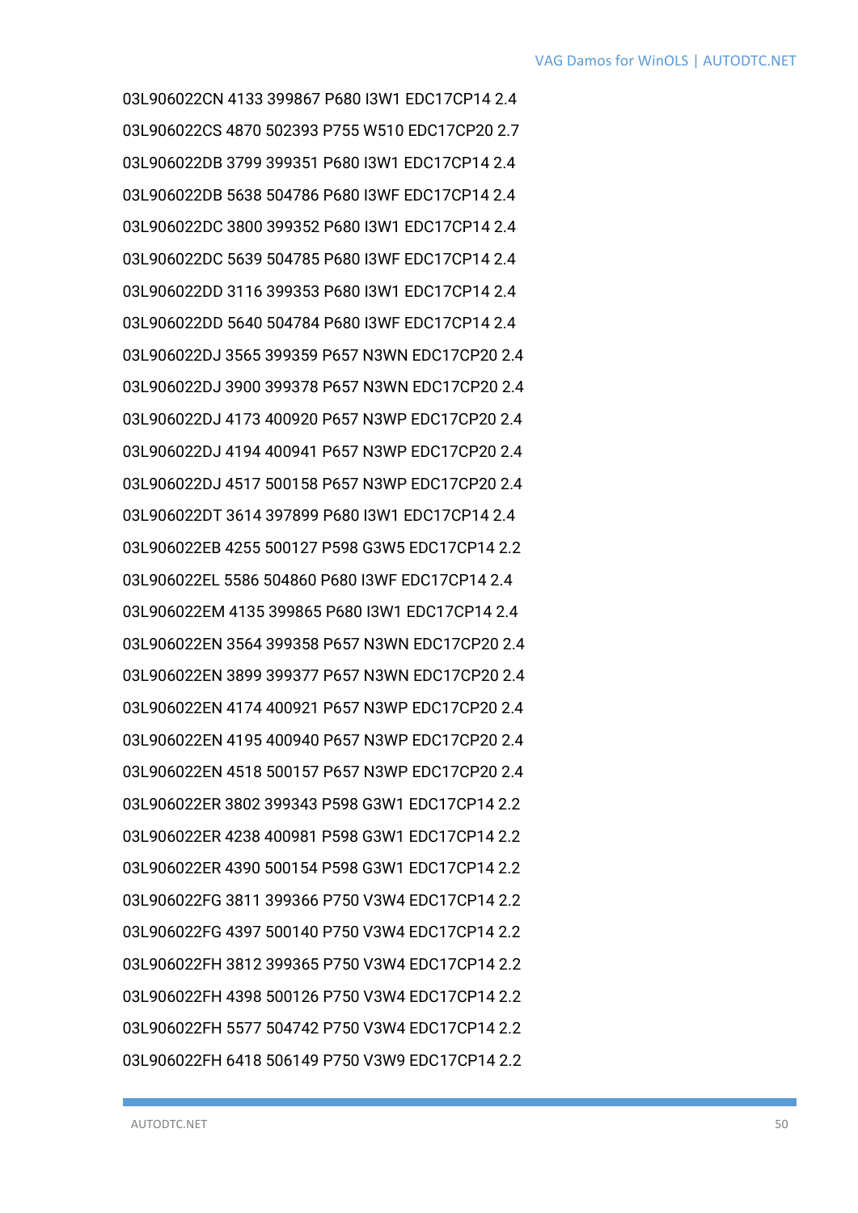03L906022CN 4133 399867 P680 I3W1 EDC17CP14 2.4

03L906022CS 4870 502393 P755 W510 EDC17CP20 2.7

03L906022DB 3799 399351 P680 I3W1 EDC17CP14 2.4

03L906022DB 5638 504786 P680 I3WF EDC17CP14 2.4

03L906022DC 3800 399352 P680 I3W1 EDC17CP14 2.4

03L906022DC 5639 504785 P680 I3WF EDC17CP14 2.4

03L906022DD 3116 399353 P680 I3W1 EDC17CP14 2.4

03L906022DD 5640 504784 P680 I3WF EDC17CP14 2.4

03L906022DJ 3565 399359 P657 N3WN EDC17CP20 2.4

03L906022DJ 3900 399378 P657 N3WN EDC17CP20 2.4

03L906022DJ 4173 400920 P657 N3WP EDC17CP20 2.4

03L906022DJ 4194 400941 P657 N3WP EDC17CP20 2.4

03L906022DJ 4517 500158 P657 N3WP EDC17CP20 2.4

03L906022DT 3614 397899 P680 I3W1 EDC17CP14 2.4

03L906022EB 4255 500127 P598 G3W5 EDC17CP14 2.2

03L906022EL 5586 504860 P680 I3WF EDC17CP14 2.4

03L906022EM 4135 399865 P680 I3W1 EDC17CP14 2.4

03L906022EN 3564 399358 P657 N3WN EDC17CP20 2.4

03L906022EN 3899 399377 P657 N3WN EDC17CP20 2.4

03L906022EN 4174 400921 P657 N3WP EDC17CP20 2.4

03L906022EN 4195 400940 P657 N3WP EDC17CP20 2.4

03L906022EN 4518 500157 P657 N3WP EDC17CP20 2.4

03L906022ER 3802 399343 P598 G3W1 EDC17CP14 2.2

03L906022ER 4238 400981 P598 G3W1 EDC17CP14 2.2

03L906022ER 4390 500154 P598 G3W1 EDC17CP14 2.2

03L906022FG 3811 399366 P750 V3W4 EDC17CP14 2.2

03L906022FG 4397 500140 P750 V3W4 EDC17CP14 2.2

03L906022FH 3812 399365 P750 V3W4 EDC17CP14 2.2

03L906022FH 4398 500126 P750 V3W4 EDC17CP14 2.2

03L906022FH 5577 504742 P750 V3W4 EDC17CP14 2.2

03L906022FH 6418 506149 P750 V3W9 EDC17CP14 2.2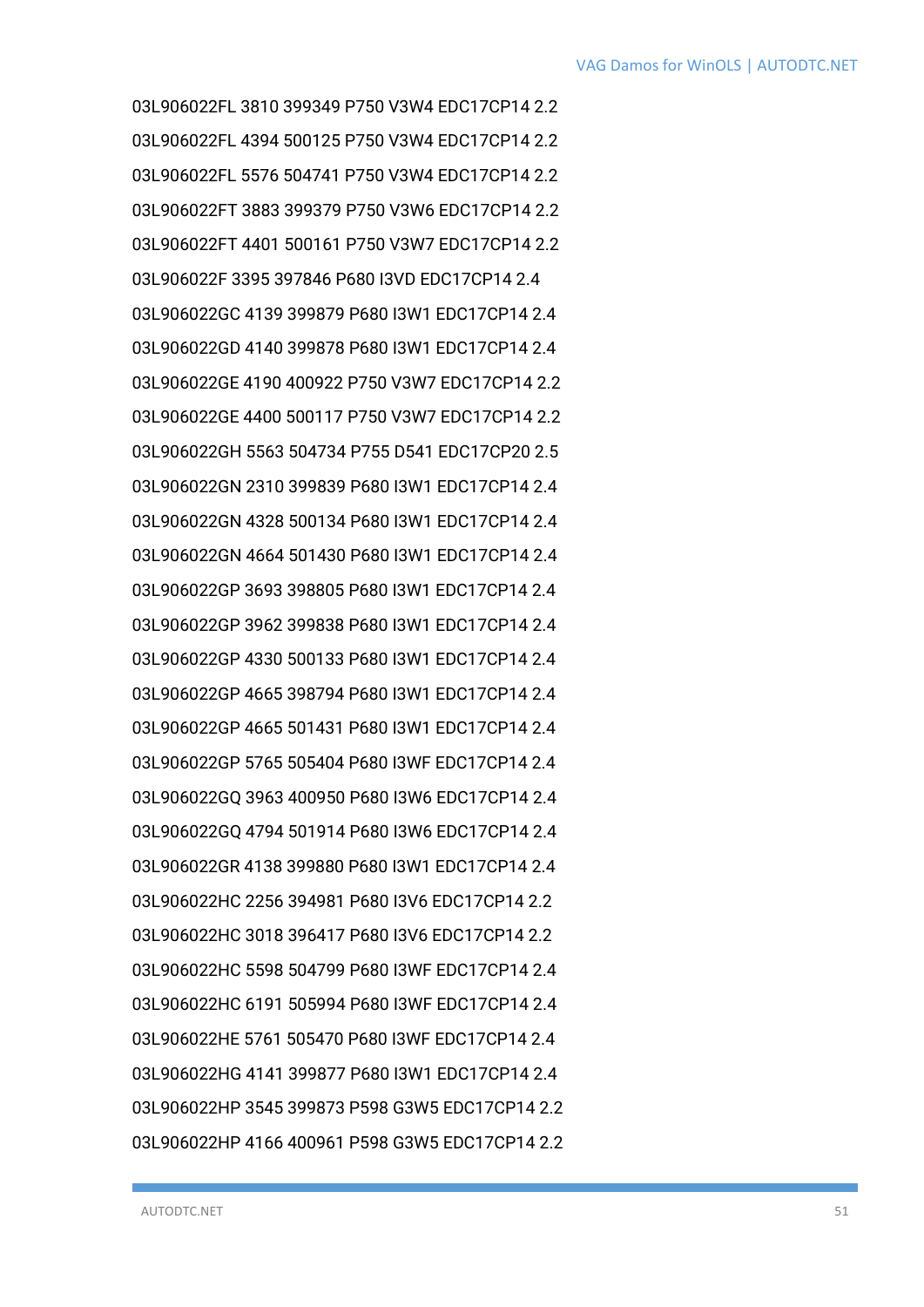03L906022FL 3810 399349 P750 V3W4 EDC17CP14 2.2

03L906022FL 4394 500125 P750 V3W4 EDC17CP14 2.2

03L906022FL 5576 504741 P750 V3W4 EDC17CP14 2.2

03L906022FT 3883 399379 P750 V3W6 EDC17CP14 2.2

03L906022FT 4401 500161 P750 V3W7 EDC17CP14 2.2

03L906022F 3395 397846 P680 I3VD EDC17CP14 2.4

03L906022GC 4139 399879 P680 I3W1 EDC17CP14 2.4

03L906022GD 4140 399878 P680 I3W1 EDC17CP14 2.4

03L906022GE 4190 400922 P750 V3W7 EDC17CP14 2.2

03L906022GE 4400 500117 P750 V3W7 EDC17CP14 2.2

03L906022GH 5563 504734 P755 D541 EDC17CP20 2.5

03L906022GN 2310 399839 P680 I3W1 EDC17CP14 2.4

03L906022GN 4328 500134 P680 I3W1 EDC17CP14 2.4

03L906022GN 4664 501430 P680 I3W1 EDC17CP14 2.4

03L906022GP 3693 398805 P680 I3W1 EDC17CP14 2.4

03L906022GP 3962 399838 P680 I3W1 EDC17CP14 2.4

03L906022GP 4330 500133 P680 I3W1 EDC17CP14 2.4

03L906022GP 4665 398794 P680 I3W1 EDC17CP14 2.4

03L906022GP 4665 501431 P680 I3W1 EDC17CP14 2.4

03L906022GP 5765 505404 P680 I3WF EDC17CP14 2.4

03L906022GQ 3963 400950 P680 I3W6 EDC17CP14 2.4

03L906022GQ 4794 501914 P680 I3W6 EDC17CP14 2.4

03L906022GR 4138 399880 P680 I3W1 EDC17CP14 2.4

03L906022HC 2256 394981 P680 I3V6 EDC17CP14 2.2

03L906022HC 3018 396417 P680 I3V6 EDC17CP14 2.2

03L906022HC 5598 504799 P680 I3WF EDC17CP14 2.4

03L906022HC 6191 505994 P680 I3WF EDC17CP14 2.4

03L906022HE 5761 505470 P680 I3WF EDC17CP14 2.4

03L906022HG 4141 399877 P680 I3W1 EDC17CP14 2.4

03L906022HP 3545 399873 P598 G3W5 EDC17CP14 2.2

03L906022HP 4166 400961 P598 G3W5 EDC17CP14 2.2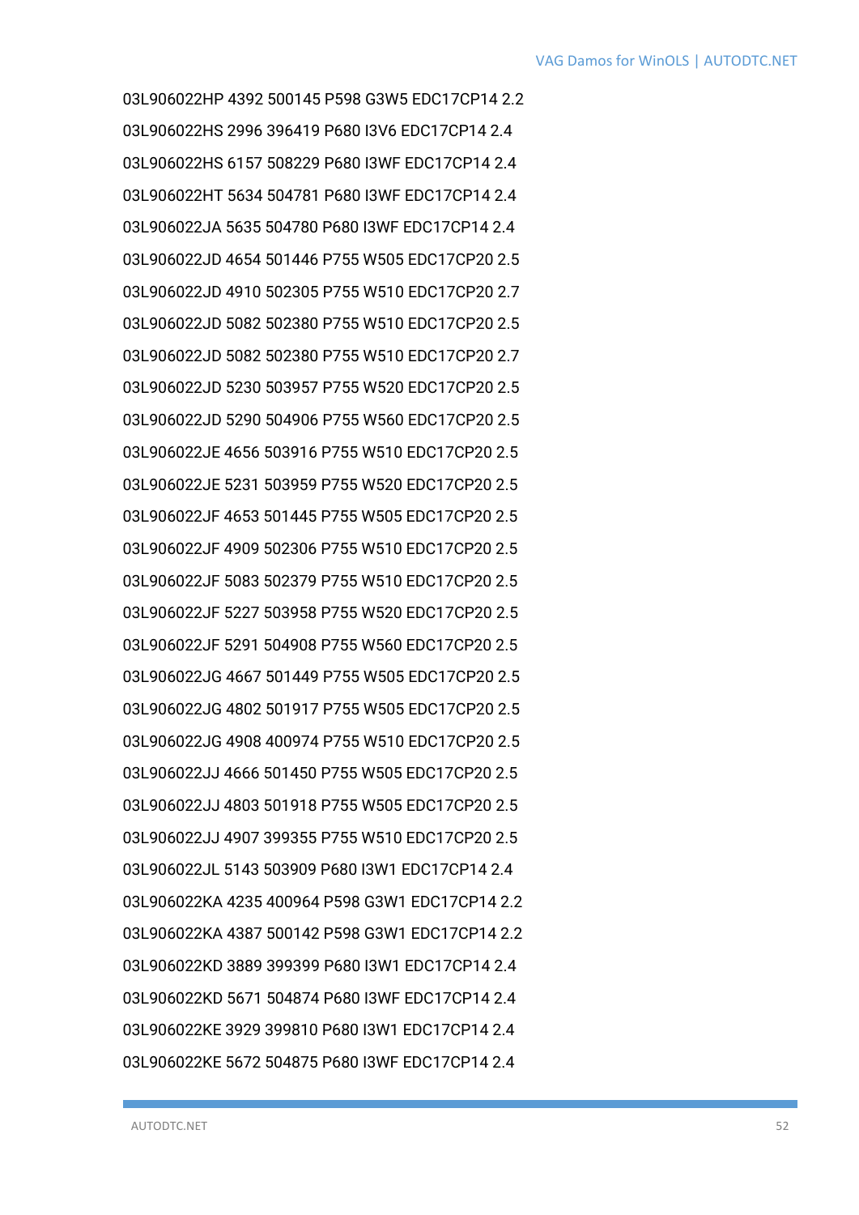03L906022HP 4392 500145 P598 G3W5 EDC17CP14 2.2

03L906022HS 2996 396419 P680 I3V6 EDC17CP14 2.4

03L906022HS 6157 508229 P680 I3WF EDC17CP14 2.4

03L906022HT 5634 504781 P680 I3WF EDC17CP14 2.4

03L906022JA 5635 504780 P680 I3WF EDC17CP14 2.4

03L906022JD 4654 501446 P755 W505 EDC17CP20 2.5

03L906022JD 4910 502305 P755 W510 EDC17CP20 2.7

03L906022JD 5082 502380 P755 W510 EDC17CP20 2.5

03L906022JD 5082 502380 P755 W510 EDC17CP20 2.7

03L906022JD 5230 503957 P755 W520 EDC17CP20 2.5

03L906022JD 5290 504906 P755 W560 EDC17CP20 2.5

03L906022JE 4656 503916 P755 W510 EDC17CP20 2.5

03L906022JE 5231 503959 P755 W520 EDC17CP20 2.5

03L906022JF 4653 501445 P755 W505 EDC17CP20 2.5

03L906022JF 4909 502306 P755 W510 EDC17CP20 2.5

03L906022JF 5083 502379 P755 W510 EDC17CP20 2.5

03L906022JF 5227 503958 P755 W520 EDC17CP20 2.5

03L906022JF 5291 504908 P755 W560 EDC17CP20 2.5

03L906022JG 4667 501449 P755 W505 EDC17CP20 2.5

03L906022JG 4802 501917 P755 W505 EDC17CP20 2.5

03L906022JG 4908 400974 P755 W510 EDC17CP20 2.5

03L906022JJ 4666 501450 P755 W505 EDC17CP20 2.5

03L906022JJ 4803 501918 P755 W505 EDC17CP20 2.5

03L906022JJ 4907 399355 P755 W510 EDC17CP20 2.5

03L906022JL 5143 503909 P680 I3W1 EDC17CP14 2.4

03L906022KA 4235 400964 P598 G3W1 EDC17CP14 2.2

03L906022KA 4387 500142 P598 G3W1 EDC17CP14 2.2

03L906022KD 3889 399399 P680 I3W1 EDC17CP14 2.4

03L906022KD 5671 504874 P680 I3WF EDC17CP14 2.4

03L906022KE 3929 399810 P680 I3W1 EDC17CP14 2.4

03L906022KE 5672 504875 P680 I3WF EDC17CP14 2.4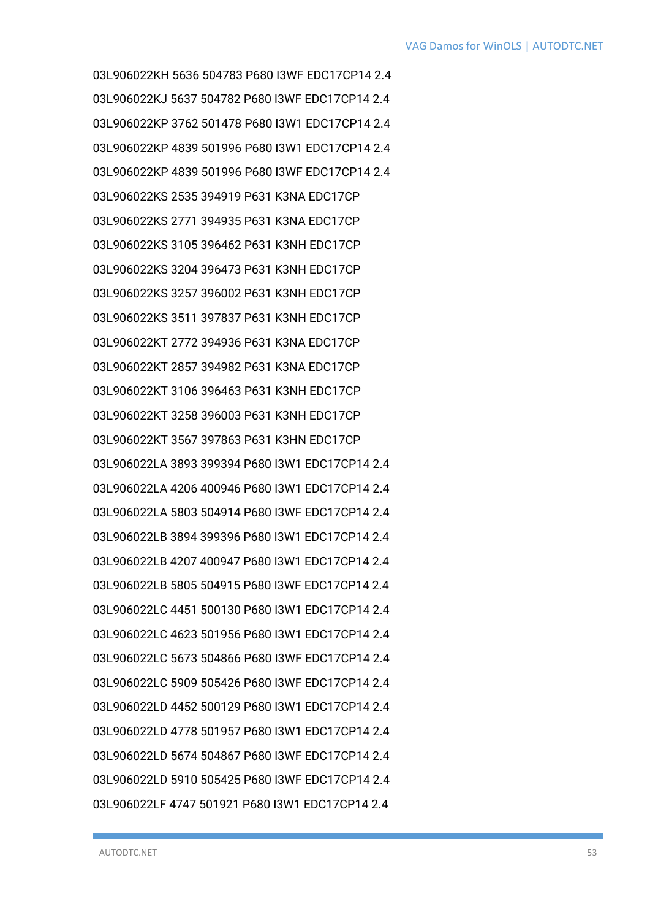03L906022KH 5636 504783 P680 I3WF EDC17CP14 2.4

03L906022KJ 5637 504782 P680 I3WF EDC17CP14 2.4

03L906022KP 3762 501478 P680 I3W1 EDC17CP14 2.4

03L906022KP 4839 501996 P680 I3W1 EDC17CP14 2.4

03L906022KP 4839 501996 P680 I3WF EDC17CP14 2.4

03L906022KS 2535 394919 P631 K3NA EDC17CP

03L906022KS 2771 394935 P631 K3NA EDC17CP

03L906022KS 3105 396462 P631 K3NH EDC17CP

03L906022KS 3204 396473 P631 K3NH EDC17CP

03L906022KS 3257 396002 P631 K3NH EDC17CP

03L906022KS 3511 397837 P631 K3NH EDC17CP

03L906022KT 2772 394936 P631 K3NA EDC17CP

03L906022KT 2857 394982 P631 K3NA EDC17CP

03L906022KT 3106 396463 P631 K3NH EDC17CP

03L906022KT 3258 396003 P631 K3NH EDC17CP

03L906022KT 3567 397863 P631 K3HN EDC17CP

03L906022LA 3893 399394 P680 I3W1 EDC17CP14 2.4

03L906022LA 4206 400946 P680 I3W1 EDC17CP14 2.4

03L906022LA 5803 504914 P680 I3WF EDC17CP14 2.4

03L906022LB 3894 399396 P680 I3W1 EDC17CP14 2.4

03L906022LB 4207 400947 P680 I3W1 EDC17CP14 2.4

03L906022LB 5805 504915 P680 I3WF EDC17CP14 2.4

03L906022LC 4451 500130 P680 I3W1 EDC17CP14 2.4

03L906022LC 4623 501956 P680 I3W1 EDC17CP14 2.4

03L906022LC 5673 504866 P680 I3WF EDC17CP14 2.4

03L906022LC 5909 505426 P680 I3WF EDC17CP14 2.4

03L906022LD 4452 500129 P680 I3W1 EDC17CP14 2.4

03L906022LD 4778 501957 P680 I3W1 EDC17CP14 2.4

03L906022LD 5674 504867 P680 I3WF EDC17CP14 2.4

03L906022LD 5910 505425 P680 I3WF EDC17CP14 2.4

03L906022LF 4747 501921 P680 I3W1 EDC17CP14 2.4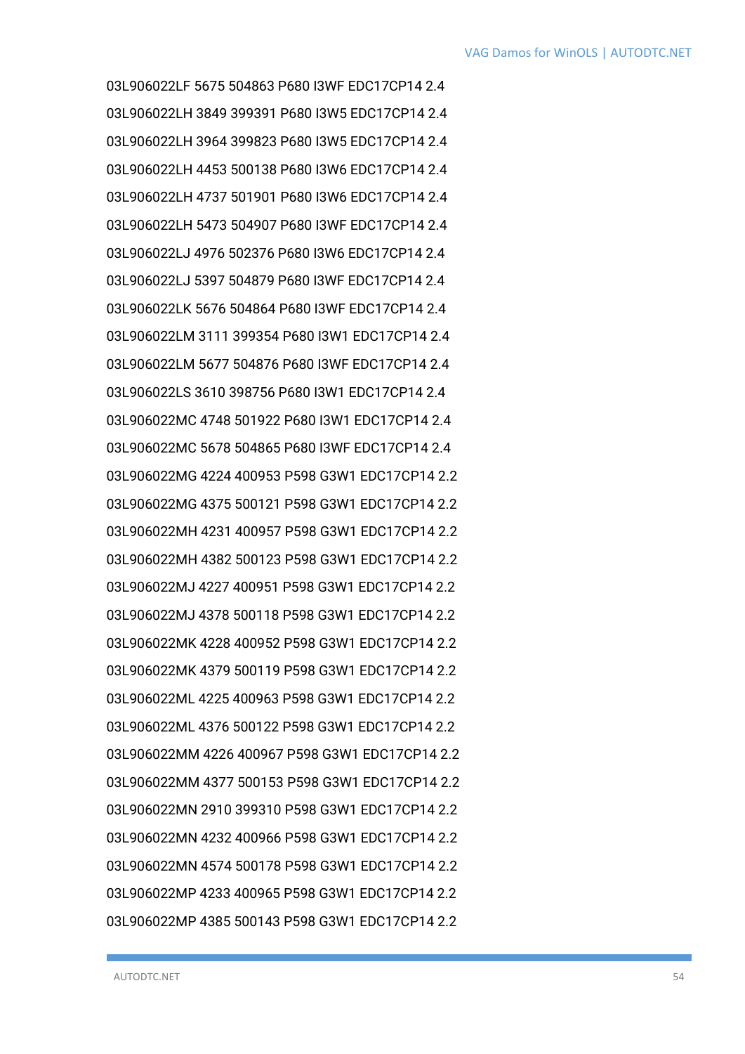03L906022LF 5675 504863 P680 I3WF EDC17CP14 2.4

03L906022LH 3849 399391 P680 I3W5 EDC17CP14 2.4

03L906022LH 3964 399823 P680 I3W5 EDC17CP14 2.4

03L906022LH 4453 500138 P680 I3W6 EDC17CP14 2.4

03L906022LH 4737 501901 P680 I3W6 EDC17CP14 2.4

03L906022LH 5473 504907 P680 I3WF EDC17CP14 2.4

03L906022LJ 4976 502376 P680 I3W6 EDC17CP14 2.4

03L906022LJ 5397 504879 P680 I3WF EDC17CP14 2.4

03L906022LK 5676 504864 P680 I3WF EDC17CP14 2.4

03L906022LM 3111 399354 P680 I3W1 EDC17CP14 2.4

03L906022LM 5677 504876 P680 I3WF EDC17CP14 2.4

03L906022LS 3610 398756 P680 I3W1 EDC17CP14 2.4

03L906022MC 4748 501922 P680 I3W1 EDC17CP14 2.4

03L906022MC 5678 504865 P680 I3WF EDC17CP14 2.4

03L906022MG 4224 400953 P598 G3W1 EDC17CP14 2.2

03L906022MG 4375 500121 P598 G3W1 EDC17CP14 2.2

03L906022MH 4231 400957 P598 G3W1 EDC17CP14 2.2

03L906022MH 4382 500123 P598 G3W1 EDC17CP14 2.2

03L906022MJ 4227 400951 P598 G3W1 EDC17CP14 2.2

03L906022MJ 4378 500118 P598 G3W1 EDC17CP14 2.2

03L906022MK 4228 400952 P598 G3W1 EDC17CP14 2.2

03L906022MK 4379 500119 P598 G3W1 EDC17CP14 2.2

03L906022ML 4225 400963 P598 G3W1 EDC17CP14 2.2

03L906022ML 4376 500122 P598 G3W1 EDC17CP14 2.2

03L906022MM 4226 400967 P598 G3W1 EDC17CP14 2.2

03L906022MM 4377 500153 P598 G3W1 EDC17CP14 2.2

03L906022MN 2910 399310 P598 G3W1 EDC17CP14 2.2

03L906022MN 4232 400966 P598 G3W1 EDC17CP14 2.2

03L906022MN 4574 500178 P598 G3W1 EDC17CP14 2.2

03L906022MP 4233 400965 P598 G3W1 EDC17CP14 2.2

03L906022MP 4385 500143 P598 G3W1 EDC17CP14 2.2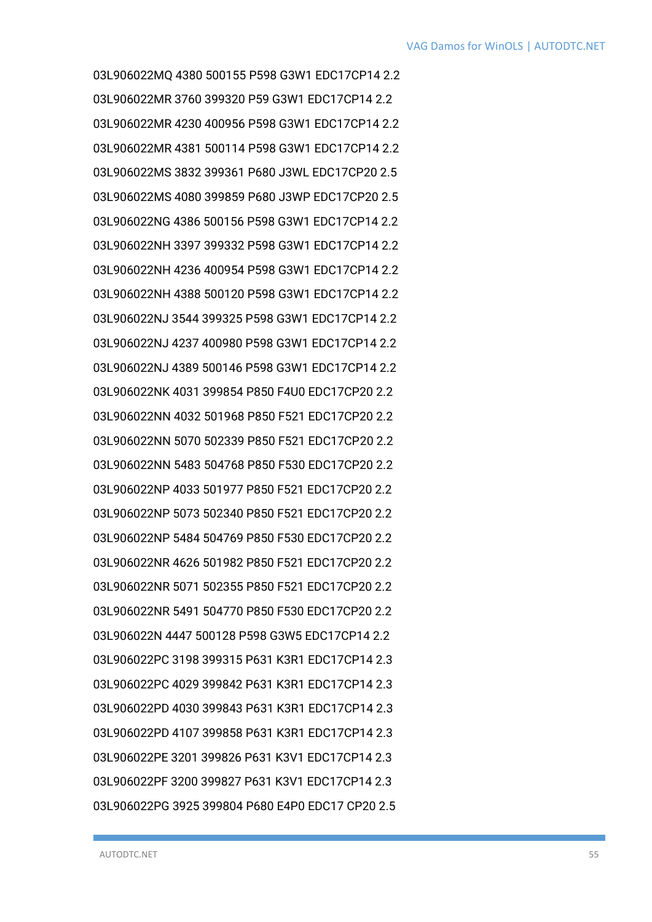03L906022MQ 4380 500155 P598 G3W1 EDC17CP14 2.2

03L906022MR 3760 399320 P59 G3W1 EDC17CP14 2.2

03L906022MR 4230 400956 P598 G3W1 EDC17CP14 2.2

03L906022MR 4381 500114 P598 G3W1 EDC17CP14 2.2

03L906022MS 3832 399361 P680 J3WL EDC17CP20 2.5

03L906022MS 4080 399859 P680 J3WP EDC17CP20 2.5

03L906022NG 4386 500156 P598 G3W1 EDC17CP14 2.2

03L906022NH 3397 399332 P598 G3W1 EDC17CP14 2.2

03L906022NH 4236 400954 P598 G3W1 EDC17CP14 2.2

03L906022NH 4388 500120 P598 G3W1 EDC17CP14 2.2

03L906022NJ 3544 399325 P598 G3W1 EDC17CP14 2.2

03L906022NJ 4237 400980 P598 G3W1 EDC17CP14 2.2

03L906022NJ 4389 500146 P598 G3W1 EDC17CP14 2.2

03L906022NK 4031 399854 P850 F4U0 EDC17CP20 2.2

03L906022NN 4032 501968 P850 F521 EDC17CP20 2.2

03L906022NN 5070 502339 P850 F521 EDC17CP20 2.2

03L906022NN 5483 504768 P850 F530 EDC17CP20 2.2

03L906022NP 4033 501977 P850 F521 EDC17CP20 2.2

03L906022NP 5073 502340 P850 F521 EDC17CP20 2.2

03L906022NP 5484 504769 P850 F530 EDC17CP20 2.2

03L906022NR 4626 501982 P850 F521 EDC17CP20 2.2

03L906022NR 5071 502355 P850 F521 EDC17CP20 2.2

03L906022NR 5491 504770 P850 F530 EDC17CP20 2.2

03L906022N 4447 500128 P598 G3W5 EDC17CP14 2.2

03L906022PC 3198 399315 P631 K3R1 EDC17CP14 2.3

03L906022PC 4029 399842 P631 K3R1 EDC17CP14 2.3

03L906022PD 4030 399843 P631 K3R1 EDC17CP14 2.3

03L906022PD 4107 399858 P631 K3R1 EDC17CP14 2.3

03L906022PE 3201 399826 P631 K3V1 EDC17CP14 2.3

03L906022PF 3200 399827 P631 K3V1 EDC17CP14 2.3

03L906022PG 3925 399804 P680 E4P0 EDC17 CP20 2.5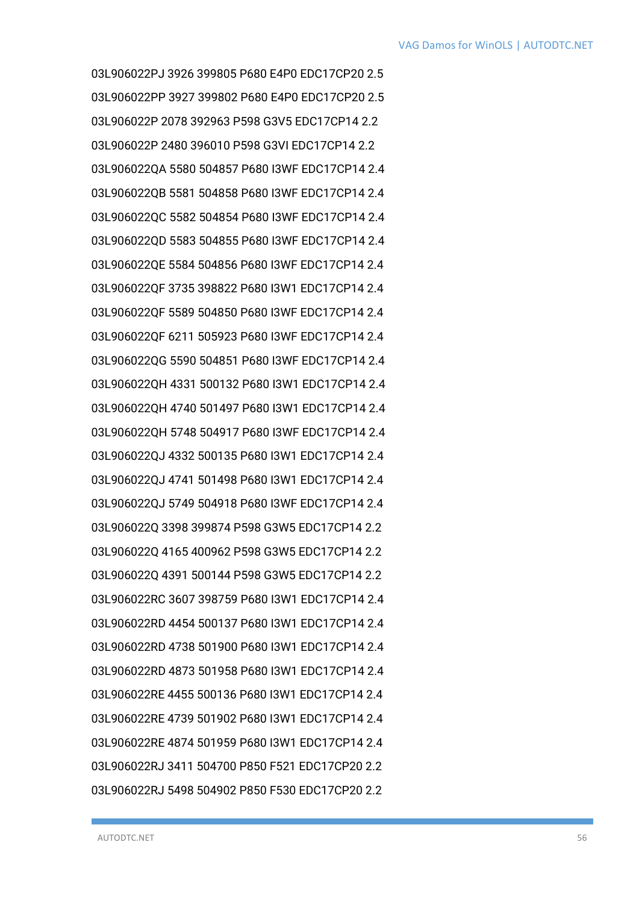03L906022PJ 3926 399805 P680 E4P0 EDC17CP20 2.5

03L906022PP 3927 399802 P680 E4P0 EDC17CP20 2.5

03L906022P 2078 392963 P598 G3V5 EDC17CP14 2.2

03L906022P 2480 396010 P598 G3VI EDC17CP14 2.2

03L906022QA 5580 504857 P680 I3WF EDC17CP14 2.4

03L906022QB 5581 504858 P680 I3WF EDC17CP14 2.4

03L906022QC 5582 504854 P680 I3WF EDC17CP14 2.4

03L906022QD 5583 504855 P680 I3WF EDC17CP14 2.4

03L906022QE 5584 504856 P680 I3WF EDC17CP14 2.4

03L906022QF 3735 398822 P680 I3W1 EDC17CP14 2.4

03L906022QF 5589 504850 P680 I3WF EDC17CP14 2.4

03L906022QF 6211 505923 P680 I3WF EDC17CP14 2.4

03L906022QG 5590 504851 P680 I3WF EDC17CP14 2.4

03L906022QH 4331 500132 P680 I3W1 EDC17CP14 2.4

03L906022QH 4740 501497 P680 I3W1 EDC17CP14 2.4

03L906022QH 5748 504917 P680 I3WF EDC17CP14 2.4

03L906022QJ 4332 500135 P680 I3W1 EDC17CP14 2.4

03L906022QJ 4741 501498 P680 I3W1 EDC17CP14 2.4

03L906022QJ 5749 504918 P680 I3WF EDC17CP14 2.4

03L906022Q 3398 399874 P598 G3W5 EDC17CP14 2.2

03L906022Q 4165 400962 P598 G3W5 EDC17CP14 2.2

03L906022Q 4391 500144 P598 G3W5 EDC17CP14 2.2

03L906022RC 3607 398759 P680 I3W1 EDC17CP14 2.4

03L906022RD 4454 500137 P680 I3W1 EDC17CP14 2.4

03L906022RD 4738 501900 P680 I3W1 EDC17CP14 2.4

03L906022RD 4873 501958 P680 I3W1 EDC17CP14 2.4

03L906022RE 4455 500136 P680 I3W1 EDC17CP14 2.4

03L906022RE 4739 501902 P680 I3W1 EDC17CP14 2.4

03L906022RE 4874 501959 P680 I3W1 EDC17CP14 2.4

03L906022RJ 3411 504700 P850 F521 EDC17CP20 2.2

03L906022RJ 5498 504902 P850 F530 EDC17CP20 2.2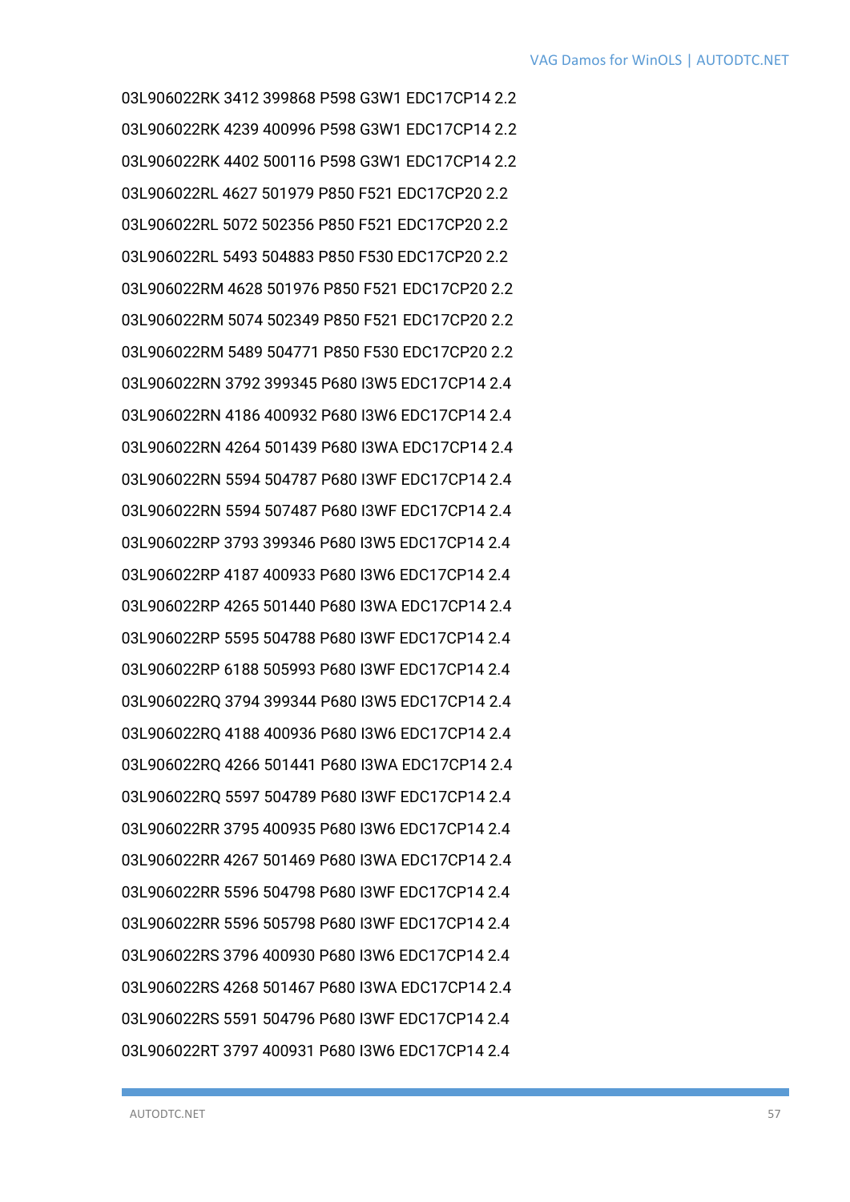03L906022RK 3412 399868 P598 G3W1 EDC17CP14 2.2

03L906022RK 4239 400996 P598 G3W1 EDC17CP14 2.2

03L906022RK 4402 500116 P598 G3W1 EDC17CP14 2.2

03L906022RL 4627 501979 P850 F521 EDC17CP20 2.2

03L906022RL 5072 502356 P850 F521 EDC17CP20 2.2

03L906022RL 5493 504883 P850 F530 EDC17CP20 2.2

03L906022RM 4628 501976 P850 F521 EDC17CP20 2.2

03L906022RM 5074 502349 P850 F521 EDC17CP20 2.2

03L906022RM 5489 504771 P850 F530 EDC17CP20 2.2

03L906022RN 3792 399345 P680 I3W5 EDC17CP14 2.4

03L906022RN 4186 400932 P680 I3W6 EDC17CP14 2.4

03L906022RN 4264 501439 P680 I3WA EDC17CP14 2.4

03L906022RN 5594 504787 P680 I3WF EDC17CP14 2.4

03L906022RN 5594 507487 P680 I3WF EDC17CP14 2.4

03L906022RP 3793 399346 P680 I3W5 EDC17CP14 2.4

03L906022RP 4187 400933 P680 I3W6 EDC17CP14 2.4

03L906022RP 4265 501440 P680 I3WA EDC17CP14 2.4

03L906022RP 5595 504788 P680 I3WF EDC17CP14 2.4

03L906022RP 6188 505993 P680 I3WF EDC17CP14 2.4

03L906022RQ 3794 399344 P680 I3W5 EDC17CP14 2.4

03L906022RQ 4188 400936 P680 I3W6 EDC17CP14 2.4

03L906022RQ 4266 501441 P680 I3WA EDC17CP14 2.4

03L906022RQ 5597 504789 P680 I3WF EDC17CP14 2.4

03L906022RR 3795 400935 P680 I3W6 EDC17CP14 2.4

03L906022RR 4267 501469 P680 I3WA EDC17CP14 2.4

03L906022RR 5596 504798 P680 I3WF EDC17CP14 2.4

03L906022RR 5596 505798 P680 I3WF EDC17CP14 2.4

03L906022RS 3796 400930 P680 I3W6 EDC17CP14 2.4

03L906022RS 4268 501467 P680 I3WA EDC17CP14 2.4

03L906022RS 5591 504796 P680 I3WF EDC17CP14 2.4

03L906022RT 3797 400931 P680 I3W6 EDC17CP14 2.4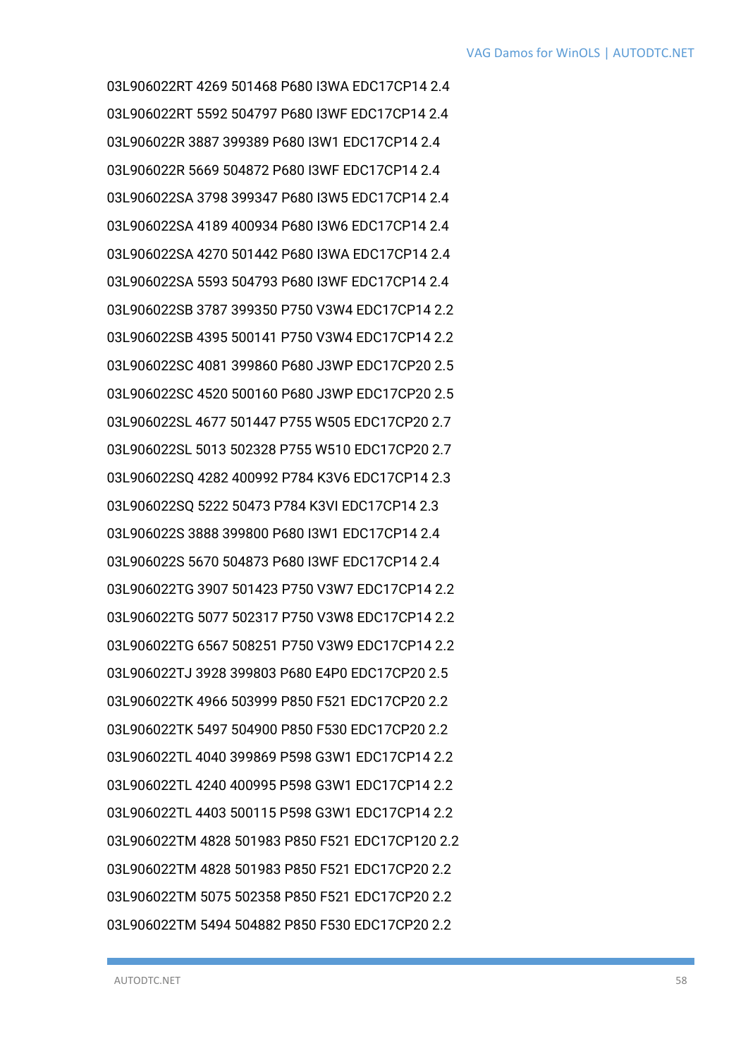03L906022RT 4269 501468 P680 I3WA EDC17CP14 2.4

03L906022RT 5592 504797 P680 I3WF EDC17CP14 2.4

03L906022R 3887 399389 P680 I3W1 EDC17CP14 2.4

03L906022R 5669 504872 P680 I3WF EDC17CP14 2.4

03L906022SA 3798 399347 P680 I3W5 EDC17CP14 2.4

03L906022SA 4189 400934 P680 I3W6 EDC17CP14 2.4

03L906022SA 4270 501442 P680 I3WA EDC17CP14 2.4

03L906022SA 5593 504793 P680 I3WF EDC17CP14 2.4

03L906022SB 3787 399350 P750 V3W4 EDC17CP14 2.2

03L906022SB 4395 500141 P750 V3W4 EDC17CP14 2.2

03L906022SC 4081 399860 P680 J3WP EDC17CP20 2.5

03L906022SC 4520 500160 P680 J3WP EDC17CP20 2.5

03L906022SL 4677 501447 P755 W505 EDC17CP20 2.7

03L906022SL 5013 502328 P755 W510 EDC17CP20 2.7

03L906022SQ 4282 400992 P784 K3V6 EDC17CP14 2.3

03L906022SQ 5222 50473 P784 K3VI EDC17CP14 2.3

03L906022S 3888 399800 P680 I3W1 EDC17CP14 2.4

03L906022S 5670 504873 P680 I3WF EDC17CP14 2.4

03L906022TG 3907 501423 P750 V3W7 EDC17CP14 2.2

03L906022TG 5077 502317 P750 V3W8 EDC17CP14 2.2

03L906022TG 6567 508251 P750 V3W9 EDC17CP14 2.2

03L906022TJ 3928 399803 P680 E4P0 EDC17CP20 2.5

03L906022TK 4966 503999 P850 F521 EDC17CP20 2.2

03L906022TK 5497 504900 P850 F530 EDC17CP20 2.2

03L906022TL 4040 399869 P598 G3W1 EDC17CP14 2.2

03L906022TL 4240 400995 P598 G3W1 EDC17CP14 2.2

03L906022TL 4403 500115 P598 G3W1 EDC17CP14 2.2

03L906022TM 4828 501983 P850 F521 EDC17CP120 2.2

03L906022TM 4828 501983 P850 F521 EDC17CP20 2.2

03L906022TM 5075 502358 P850 F521 EDC17CP20 2.2

03L906022TM 5494 504882 P850 F530 EDC17CP20 2.2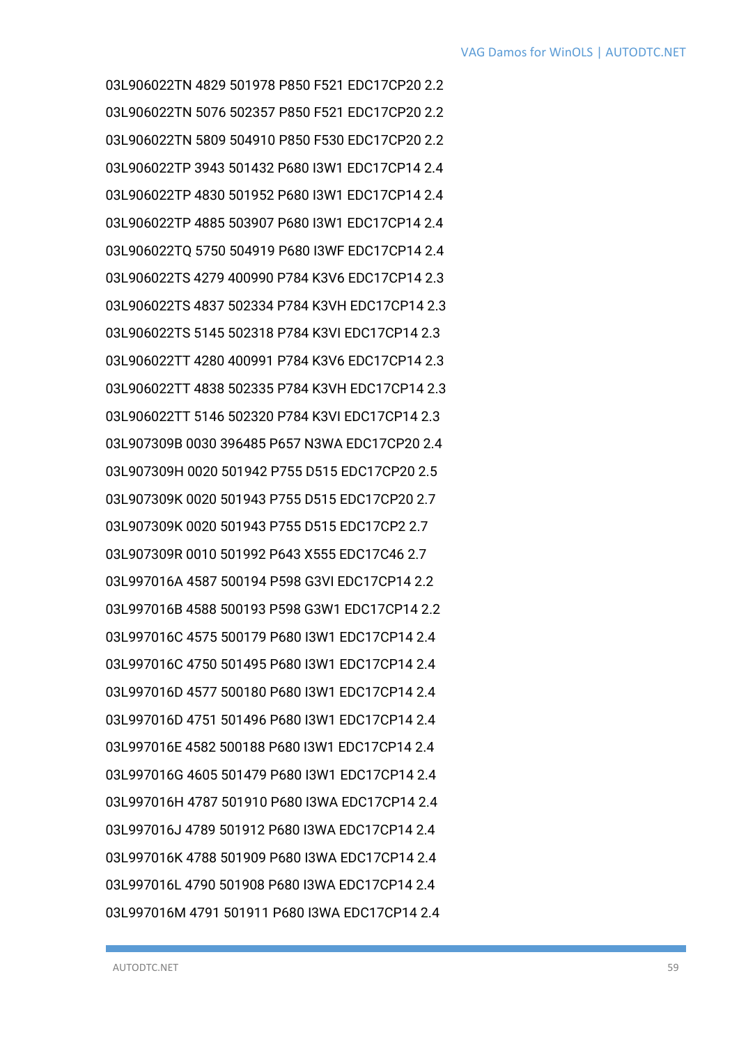03L906022TN 4829 501978 P850 F521 EDC17CP20 2.2

03L906022TN 5076 502357 P850 F521 EDC17CP20 2.2

03L906022TN 5809 504910 P850 F530 EDC17CP20 2.2

03L906022TP 3943 501432 P680 I3W1 EDC17CP14 2.4

03L906022TP 4830 501952 P680 I3W1 EDC17CP14 2.4

03L906022TP 4885 503907 P680 I3W1 EDC17CP14 2.4

03L906022TQ 5750 504919 P680 I3WF EDC17CP14 2.4

03L906022TS 4279 400990 P784 K3V6 EDC17CP14 2.3

03L906022TS 4837 502334 P784 K3VH EDC17CP14 2.3

03L906022TS 5145 502318 P784 K3VI EDC17CP14 2.3

03L906022TT 4280 400991 P784 K3V6 EDC17CP14 2.3

03L906022TT 4838 502335 P784 K3VH EDC17CP14 2.3

03L906022TT 5146 502320 P784 K3VI EDC17CP14 2.3

03L907309B 0030 396485 P657 N3WA EDC17CP20 2.4

03L907309H 0020 501942 P755 D515 EDC17CP20 2.5

03L907309K 0020 501943 P755 D515 EDC17CP20 2.7

03L907309K 0020 501943 P755 D515 EDC17CP2 2.7

03L907309R 0010 501992 P643 X555 EDC17C46 2.7

03L997016A 4587 500194 P598 G3VI EDC17CP14 2.2

03L997016B 4588 500193 P598 G3W1 EDC17CP14 2.2

03L997016C 4575 500179 P680 I3W1 EDC17CP14 2.4

03L997016C 4750 501495 P680 I3W1 EDC17CP14 2.4

03L997016D 4577 500180 P680 I3W1 EDC17CP14 2.4

03L997016D 4751 501496 P680 I3W1 EDC17CP14 2.4

03L997016E 4582 500188 P680 I3W1 EDC17CP14 2.4

03L997016G 4605 501479 P680 I3W1 EDC17CP14 2.4

03L997016H 4787 501910 P680 I3WA EDC17CP14 2.4

03L997016J 4789 501912 P680 I3WA EDC17CP14 2.4

03L997016K 4788 501909 P680 I3WA EDC17CP14 2.4

03L997016L 4790 501908 P680 I3WA EDC17CP14 2.4

03L997016M 4791 501911 P680 I3WA EDC17CP14 2.4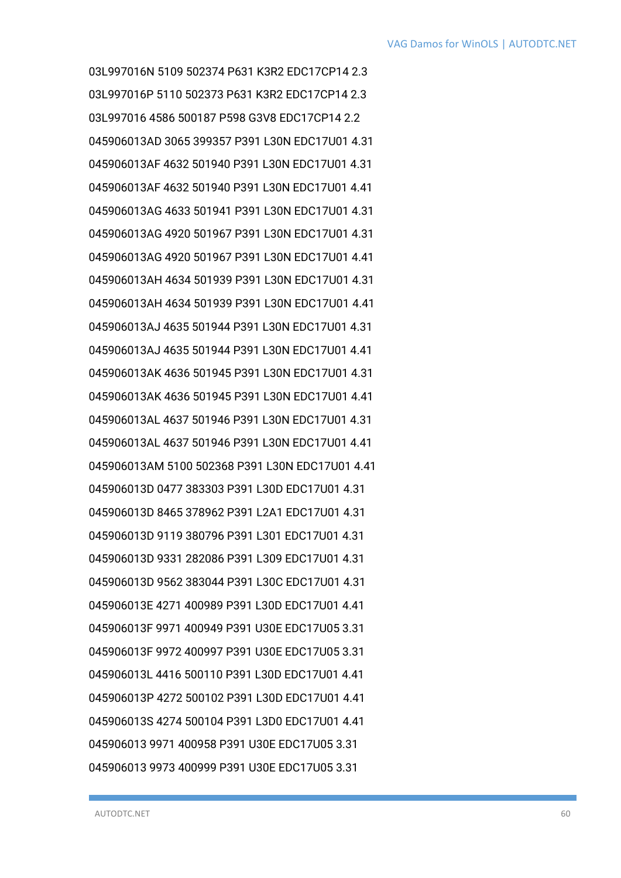03L997016N 5109 502374 P631 K3R2 EDC17CP14 2.3

03L997016P 5110 502373 P631 K3R2 EDC17CP14 2.3

03L997016 4586 500187 P598 G3V8 EDC17CP14 2.2

045906013AD 3065 399357 P391 L30N EDC17U01 4.31

045906013AF 4632 501940 P391 L30N EDC17U01 4.31

045906013AF 4632 501940 P391 L30N EDC17U01 4.41

045906013AG 4633 501941 P391 L30N EDC17U01 4.31

045906013AG 4920 501967 P391 L30N EDC17U01 4.31

045906013AG 4920 501967 P391 L30N EDC17U01 4.41

045906013AH 4634 501939 P391 L30N EDC17U01 4.31

045906013AH 4634 501939 P391 L30N EDC17U01 4.41

045906013AJ 4635 501944 P391 L30N EDC17U01 4.31

045906013AJ 4635 501944 P391 L30N EDC17U01 4.41

045906013AK 4636 501945 P391 L30N EDC17U01 4.31

045906013AK 4636 501945 P391 L30N EDC17U01 4.41

045906013AL 4637 501946 P391 L30N EDC17U01 4.31

045906013AL 4637 501946 P391 L30N EDC17U01 4.41

045906013AM 5100 502368 P391 L30N EDC17U01 4.41

045906013D 0477 383303 P391 L30D EDC17U01 4.31

045906013D 8465 378962 P391 L2A1 EDC17U01 4.31

045906013D 9119 380796 P391 L301 EDC17U01 4.31

045906013D 9331 282086 P391 L309 EDC17U01 4.31

045906013D 9562 383044 P391 L30C EDC17U01 4.31

045906013E 4271 400989 P391 L30D EDC17U01 4.41

045906013F 9971 400949 P391 U30E EDC17U05 3.31

045906013F 9972 400997 P391 U30E EDC17U05 3.31

045906013L 4416 500110 P391 L30D EDC17U01 4.41

045906013P 4272 500102 P391 L30D EDC17U01 4.41

045906013S 4274 500104 P391 L3D0 EDC17U01 4.41

045906013 9971 400958 P391 U30E EDC17U05 3.31

045906013 9973 400999 P391 U30E EDC17U05 3.31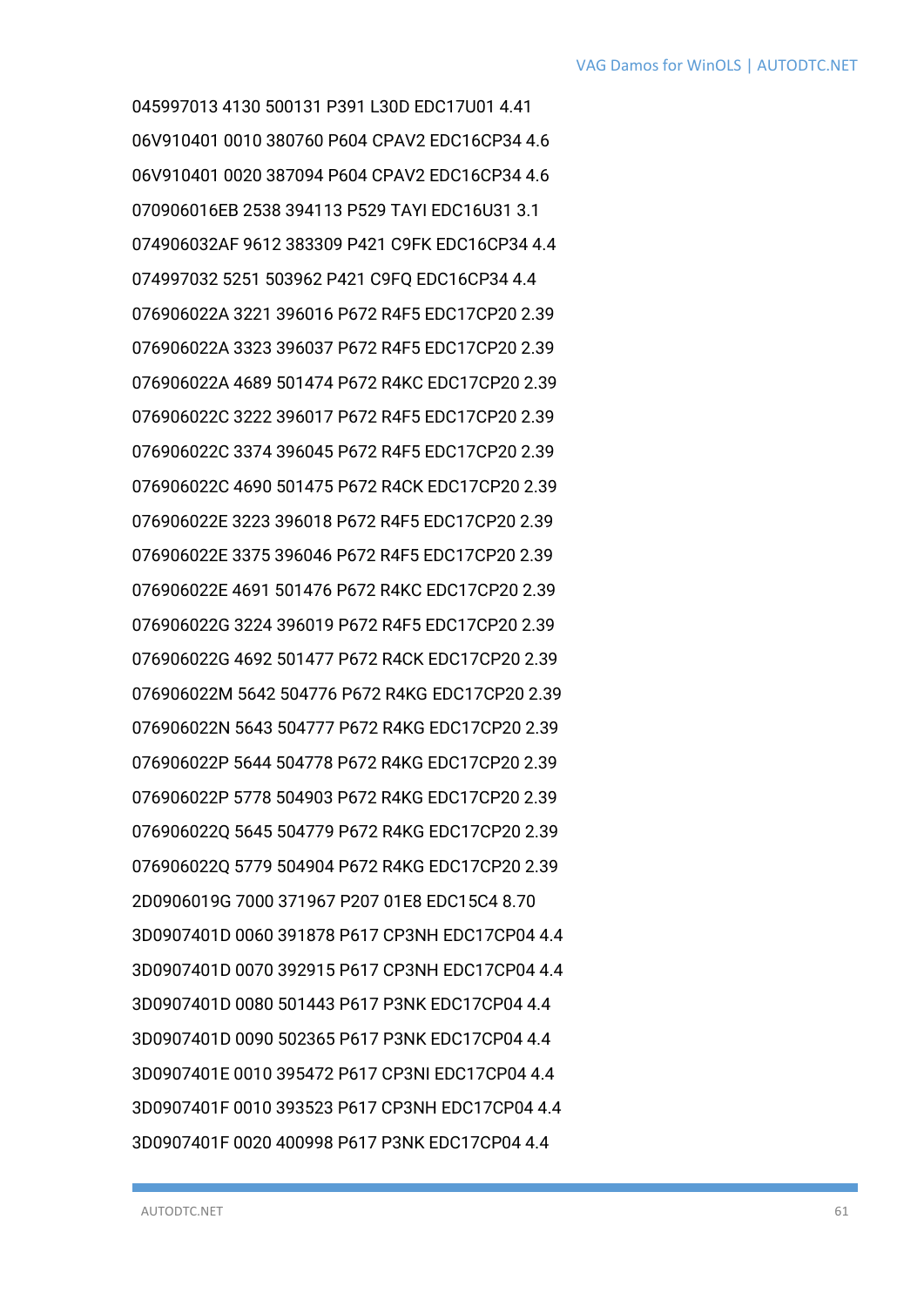045997013 4130 500131 P391 L30D EDC17U01 4.41

06V910401 0010 380760 P604 CPAV2 EDC16CP34 4.6

06V910401 0020 387094 P604 CPAV2 EDC16CP34 4.6

070906016EB 2538 394113 P529 TAYI EDC16U31 3.1

074906032AF 9612 383309 P421 C9FK EDC16CP34 4.4

074997032 5251 503962 P421 C9FQ EDC16CP34 4.4

076906022A 3221 396016 P672 R4F5 EDC17CP20 2.39

076906022A 3323 396037 P672 R4F5 EDC17CP20 2.39

076906022A 4689 501474 P672 R4KC EDC17CP20 2.39

076906022C 3222 396017 P672 R4F5 EDC17CP20 2.39

076906022C 3374 396045 P672 R4F5 EDC17CP20 2.39

076906022C 4690 501475 P672 R4CK EDC17CP20 2.39

076906022E 3223 396018 P672 R4F5 EDC17CP20 2.39

076906022E 3375 396046 P672 R4F5 EDC17CP20 2.39

076906022E 4691 501476 P672 R4KC EDC17CP20 2.39

076906022G 3224 396019 P672 R4F5 EDC17CP20 2.39

076906022G 4692 501477 P672 R4CK EDC17CP20 2.39

076906022M 5642 504776 P672 R4KG EDC17CP20 2.39

076906022N 5643 504777 P672 R4KG EDC17CP20 2.39

076906022P 5644 504778 P672 R4KG EDC17CP20 2.39

076906022P 5778 504903 P672 R4KG EDC17CP20 2.39

076906022Q 5645 504779 P672 R4KG EDC17CP20 2.39

076906022Q 5779 504904 P672 R4KG EDC17CP20 2.39

2D0906019G 7000 371967 P207 01E8 EDC15C4 8.70

3D0907401D 0060 391878 P617 CP3NH EDC17CP04 4.4

3D0907401D 0070 392915 P617 CP3NH EDC17CP04 4.4

3D0907401D 0080 501443 P617 P3NK EDC17CP04 4.4

3D0907401D 0090 502365 P617 P3NK EDC17CP04 4.4

3D0907401E 0010 395472 P617 CP3NI EDC17CP04 4.4

3D0907401F 0010 393523 P617 CP3NH EDC17CP04 4.4

3D0907401F 0020 400998 P617 P3NK EDC17CP04 4.4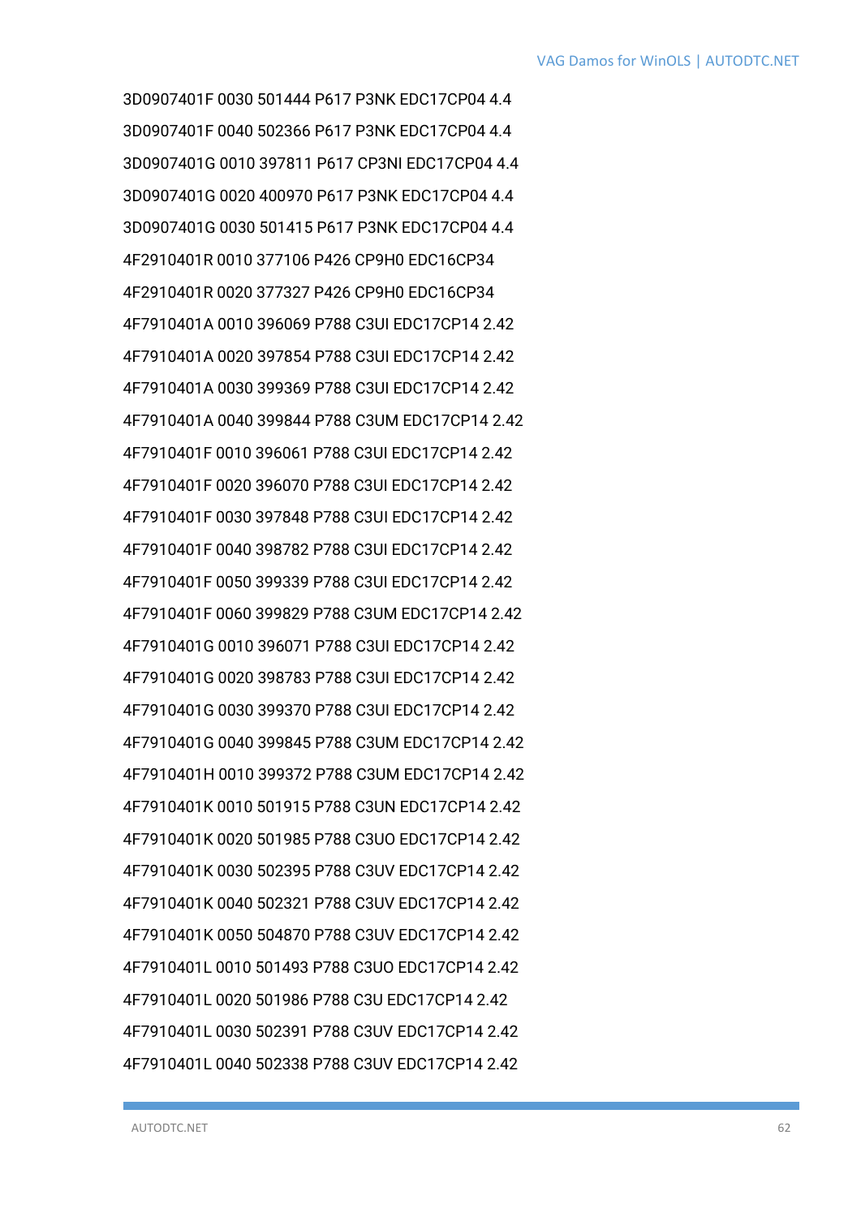3D0907401F 0030 501444 P617 P3NK EDC17CP04 4.4

3D0907401F 0040 502366 P617 P3NK EDC17CP04 4.4

3D0907401G 0010 397811 P617 CP3NI EDC17CP04 4.4

3D0907401G 0020 400970 P617 P3NK EDC17CP04 4.4

3D0907401G 0030 501415 P617 P3NK EDC17CP04 4.4

4F2910401R 0010 377106 P426 CP9H0 EDC16CP34

4F2910401R 0020 377327 P426 CP9H0 EDC16CP34

4F7910401A 0010 396069 P788 C3UI EDC17CP14 2.42

4F7910401A 0020 397854 P788 C3UI EDC17CP14 2.42

4F7910401A 0030 399369 P788 C3UI EDC17CP14 2.42

4F7910401A 0040 399844 P788 C3UM EDC17CP14 2.42

4F7910401F 0010 396061 P788 C3UI EDC17CP14 2.42

4F7910401F 0020 396070 P788 C3UI EDC17CP14 2.42

4F7910401F 0030 397848 P788 C3UI EDC17CP14 2.42

4F7910401F 0040 398782 P788 C3UI EDC17CP14 2.42

4F7910401F 0050 399339 P788 C3UI EDC17CP14 2.42

4F7910401F 0060 399829 P788 C3UM EDC17CP14 2.42

4F7910401G 0010 396071 P788 C3UI EDC17CP14 2.42

4F7910401G 0020 398783 P788 C3UI EDC17CP14 2.42

4F7910401G 0030 399370 P788 C3UI EDC17CP14 2.42

4F7910401G 0040 399845 P788 C3UM EDC17CP14 2.42

4F7910401H 0010 399372 P788 C3UM EDC17CP14 2.42

4F7910401K 0010 501915 P788 C3UN EDC17CP14 2.42

4F7910401K 0020 501985 P788 C3UO EDC17CP14 2.42

4F7910401K 0030 502395 P788 C3UV EDC17CP14 2.42

4F7910401K 0040 502321 P788 C3UV EDC17CP14 2.42

4F7910401K 0050 504870 P788 C3UV EDC17CP14 2.42

4F7910401L 0010 501493 P788 C3UO EDC17CP14 2.42

4F7910401L 0020 501986 P788 C3U EDC17CP14 2.42

4F7910401L 0030 502391 P788 C3UV EDC17CP14 2.42

4F7910401L 0040 502338 P788 C3UV EDC17CP14 2.42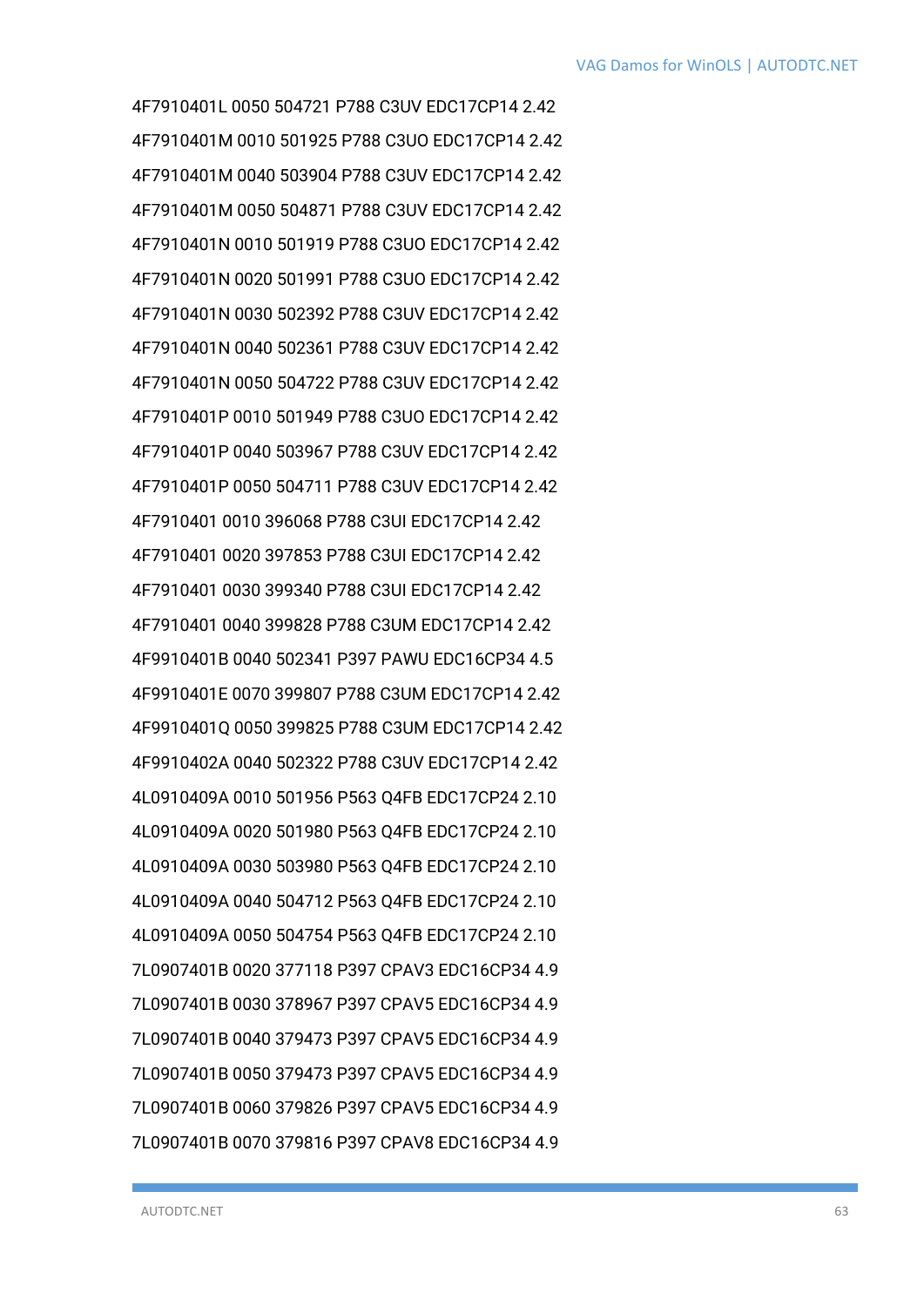4F7910401L 0050 504721 P788 C3UV EDC17CP14 2.42

4F7910401M 0010 501925 P788 C3UO EDC17CP14 2.42

4F7910401M 0040 503904 P788 C3UV EDC17CP14 2.42

4F7910401M 0050 504871 P788 C3UV EDC17CP14 2.42

4F7910401N 0010 501919 P788 C3UO EDC17CP14 2.42

4F7910401N 0020 501991 P788 C3UO EDC17CP14 2.42

4F7910401N 0030 502392 P788 C3UV EDC17CP14 2.42

4F7910401N 0040 502361 P788 C3UV EDC17CP14 2.42

4F7910401N 0050 504722 P788 C3UV EDC17CP14 2.42

4F7910401P 0010 501949 P788 C3UO EDC17CP14 2.42

4F7910401P 0040 503967 P788 C3UV EDC17CP14 2.42

4F7910401P 0050 504711 P788 C3UV EDC17CP14 2.42

4F7910401 0010 396068 P788 C3UI EDC17CP14 2.42

4F7910401 0020 397853 P788 C3UI EDC17CP14 2.42

4F7910401 0030 399340 P788 C3UI EDC17CP14 2.42

4F7910401 0040 399828 P788 C3UM EDC17CP14 2.42

4F9910401B 0040 502341 P397 PAWU EDC16CP34 4.5

4F9910401E 0070 399807 P788 C3UM EDC17CP14 2.42

4F9910401Q 0050 399825 P788 C3UM EDC17CP14 2.42

4F9910402A 0040 502322 P788 C3UV EDC17CP14 2.42

4L0910409A 0010 501956 P563 Q4FB EDC17CP24 2.10

4L0910409A 0020 501980 P563 Q4FB EDC17CP24 2.10

4L0910409A 0030 503980 P563 Q4FB EDC17CP24 2.10

4L0910409A 0040 504712 P563 Q4FB EDC17CP24 2.10

4L0910409A 0050 504754 P563 Q4FB EDC17CP24 2.10

7L0907401B 0020 377118 P397 CPAV3 EDC16CP34 4.9

7L0907401B 0030 378967 P397 CPAV5 EDC16CP34 4.9

7L0907401B 0040 379473 P397 CPAV5 EDC16CP34 4.9

7L0907401B 0050 379473 P397 CPAV5 EDC16CP34 4.9

7L0907401B 0060 379826 P397 CPAV5 EDC16CP34 4.9

7L0907401B 0070 379816 P397 CPAV8 EDC16CP34 4.9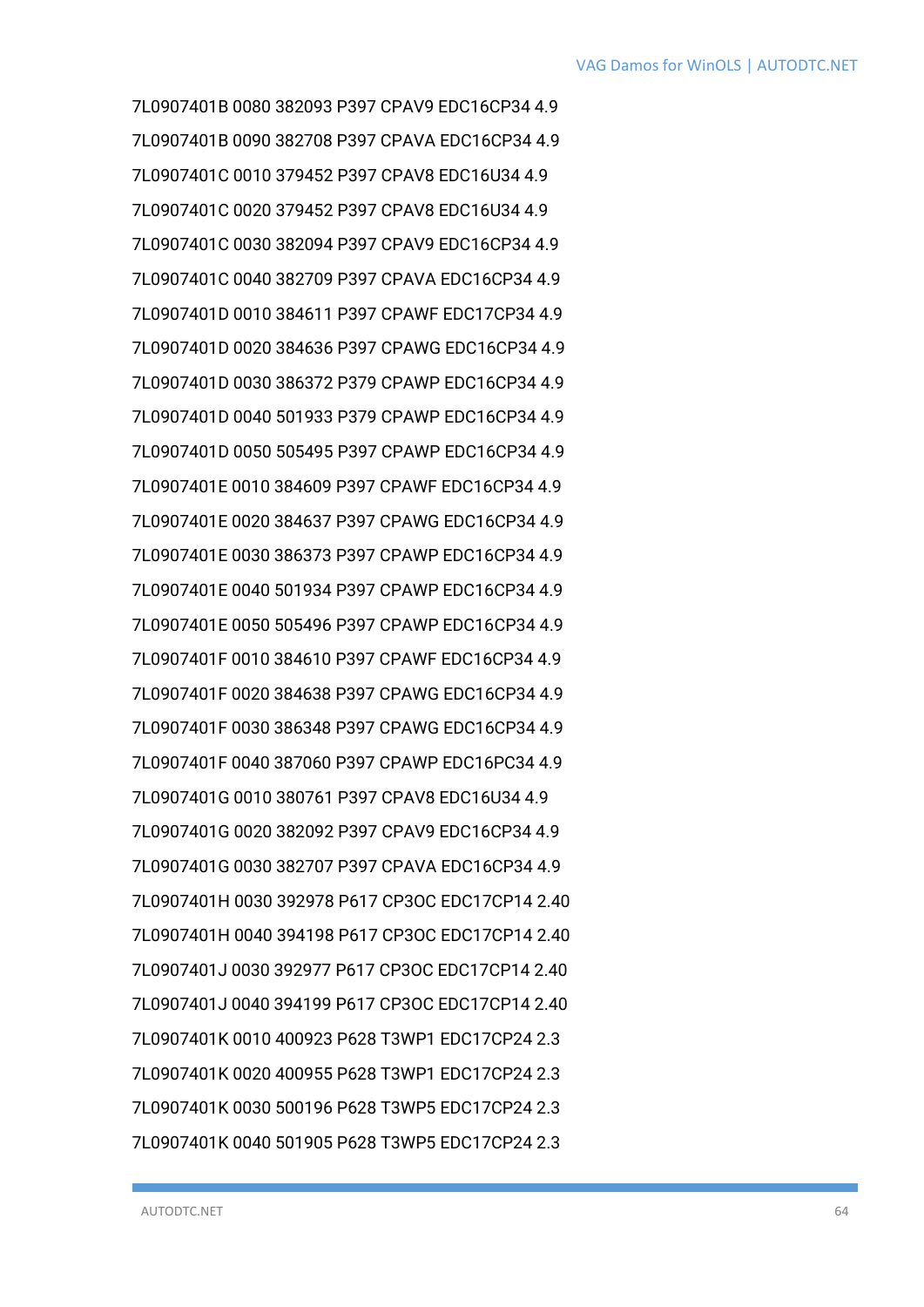7L0907401B 0080 382093 P397 CPAV9 EDC16CP34 4.9

7L0907401B 0090 382708 P397 CPAVA EDC16CP34 4.9

7L0907401C 0010 379452 P397 CPAV8 EDC16U34 4.9

7L0907401C 0020 379452 P397 CPAV8 EDC16U34 4.9

7L0907401C 0030 382094 P397 CPAV9 EDC16CP34 4.9

7L0907401C 0040 382709 P397 CPAVA EDC16CP34 4.9

7L0907401D 0010 384611 P397 CPAWF EDC17CP34 4.9

7L0907401D 0020 384636 P397 CPAWG EDC16CP34 4.9

7L0907401D 0030 386372 P379 CPAWP EDC16CP34 4.9

7L0907401D 0040 501933 P379 CPAWP EDC16CP34 4.9

7L0907401D 0050 505495 P397 CPAWP EDC16CP34 4.9

7L0907401E 0010 384609 P397 CPAWF EDC16CP34 4.9

7L0907401E 0020 384637 P397 CPAWG EDC16CP34 4.9

7L0907401E 0030 386373 P397 CPAWP EDC16CP34 4.9

7L0907401E 0040 501934 P397 CPAWP EDC16CP34 4.9

7L0907401E 0050 505496 P397 CPAWP EDC16CP34 4.9

7L0907401F 0010 384610 P397 CPAWF EDC16CP34 4.9

7L0907401F 0020 384638 P397 CPAWG EDC16CP34 4.9

7L0907401F 0030 386348 P397 CPAWG EDC16CP34 4.9

7L0907401F 0040 387060 P397 CPAWP EDC16PC34 4.9

7L0907401G 0010 380761 P397 CPAV8 EDC16U34 4.9

7L0907401G 0020 382092 P397 CPAV9 EDC16CP34 4.9

7L0907401G 0030 382707 P397 CPAVA EDC16CP34 4.9

7L0907401H 0030 392978 P617 CP3OC EDC17CP14 2.40

7L0907401H 0040 394198 P617 CP3OC EDC17CP14 2.40

7L0907401J 0030 392977 P617 CP3OC EDC17CP14 2.40

7L0907401J 0040 394199 P617 CP3OC EDC17CP14 2.40

7L0907401K 0010 400923 P628 T3WP1 EDC17CP24 2.3

7L0907401K 0020 400955 P628 T3WP1 EDC17CP24 2.3

7L0907401K 0030 500196 P628 T3WP5 EDC17CP24 2.3

7L0907401K 0040 501905 P628 T3WP5 EDC17CP24 2.3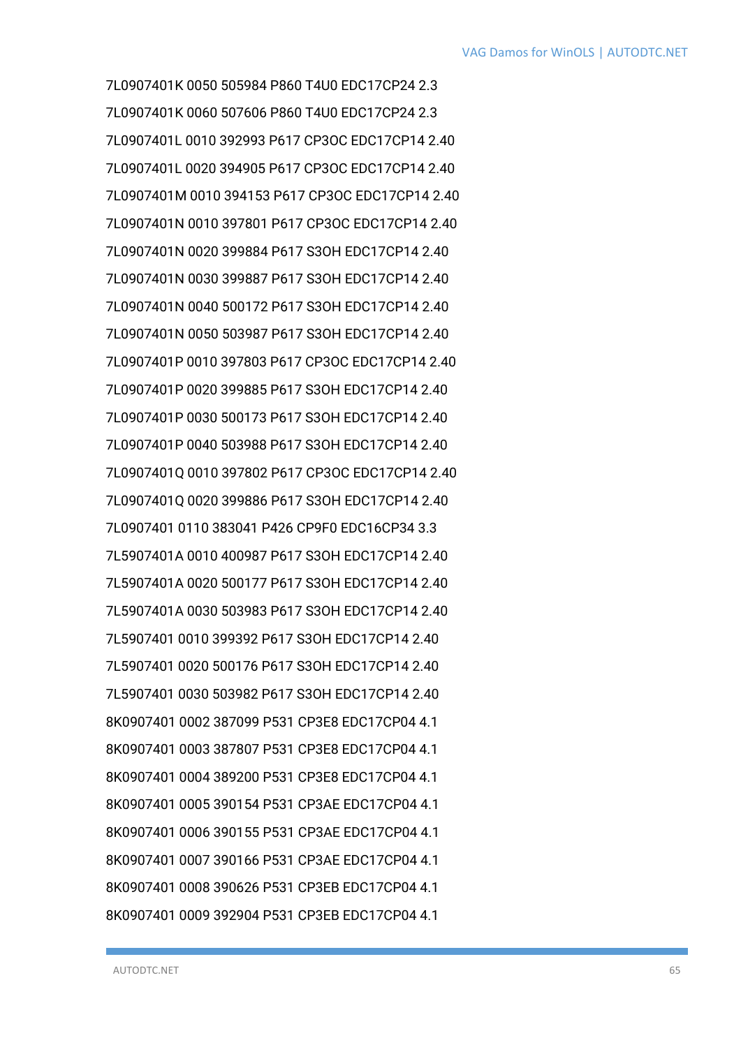7L0907401K 0050 505984 P860 T4U0 EDC17CP24 2.3

7L0907401K 0060 507606 P860 T4U0 EDC17CP24 2.3

7L0907401L 0010 392993 P617 CP3OC EDC17CP14 2.40

7L0907401L 0020 394905 P617 CP3OC EDC17CP14 2.40

7L0907401M 0010 394153 P617 CP3OC EDC17CP14 2.40

7L0907401N 0010 397801 P617 CP3OC EDC17CP14 2.40

7L0907401N 0020 399884 P617 S3OH EDC17CP14 2.40

7L0907401N 0030 399887 P617 S3OH EDC17CP14 2.40

7L0907401N 0040 500172 P617 S3OH EDC17CP14 2.40

7L0907401N 0050 503987 P617 S3OH EDC17CP14 2.40

7L0907401P 0010 397803 P617 CP3OC EDC17CP14 2.40

7L0907401P 0020 399885 P617 S3OH EDC17CP14 2.40

7L0907401P 0030 500173 P617 S3OH EDC17CP14 2.40

7L0907401P 0040 503988 P617 S3OH EDC17CP14 2.40

7L0907401Q 0010 397802 P617 CP3OC EDC17CP14 2.40

7L0907401Q 0020 399886 P617 S3OH EDC17CP14 2.40

7L0907401 0110 383041 P426 CP9F0 EDC16CP34 3.3

7L5907401A 0010 400987 P617 S3OH EDC17CP14 2.40

7L5907401A 0020 500177 P617 S3OH EDC17CP14 2.40

7L5907401A 0030 503983 P617 S3OH EDC17CP14 2.40

7L5907401 0010 399392 P617 S3OH EDC17CP14 2.40

7L5907401 0020 500176 P617 S3OH EDC17CP14 2.40

7L5907401 0030 503982 P617 S3OH EDC17CP14 2.40

8K0907401 0002 387099 P531 CP3E8 EDC17CP04 4.1

8K0907401 0003 387807 P531 CP3E8 EDC17CP04 4.1

8K0907401 0004 389200 P531 CP3E8 EDC17CP04 4.1

8K0907401 0005 390154 P531 CP3AE EDC17CP04 4.1

8K0907401 0006 390155 P531 CP3AE EDC17CP04 4.1

8K0907401 0007 390166 P531 CP3AE EDC17CP04 4.1

8K0907401 0008 390626 P531 CP3EB EDC17CP04 4.1

8K0907401 0009 392904 P531 CP3EB EDC17CP04 4.1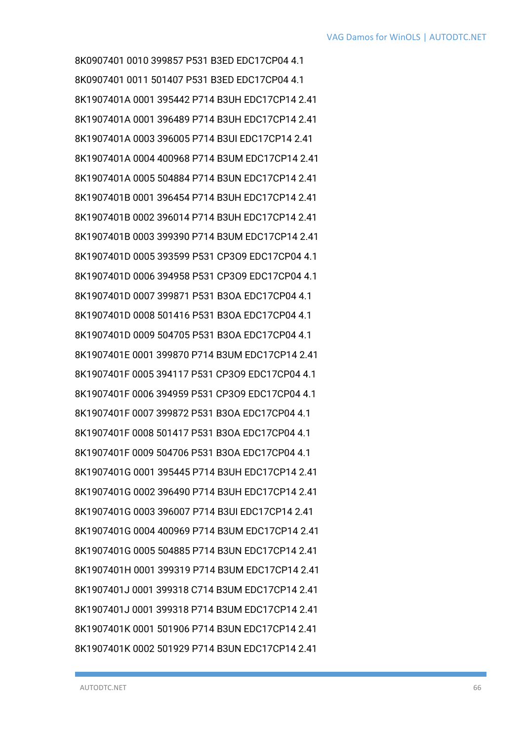8K0907401 0010 399857 P531 B3ED EDC17CP04 4.1

8K0907401 0011 501407 P531 B3ED EDC17CP04 4.1

8K1907401A 0001 395442 P714 B3UH EDC17CP14 2.41

8K1907401A 0001 396489 P714 B3UH EDC17CP14 2.41

8K1907401A 0003 396005 P714 B3UI EDC17CP14 2.41

8K1907401A 0004 400968 P714 B3UM EDC17CP14 2.41

8K1907401A 0005 504884 P714 B3UN EDC17CP14 2.41

8K1907401B 0001 396454 P714 B3UH EDC17CP14 2.41

8K1907401B 0002 396014 P714 B3UH EDC17CP14 2.41

8K1907401B 0003 399390 P714 B3UM EDC17CP14 2.41

8K1907401D 0005 393599 P531 CP3O9 EDC17CP04 4.1

8K1907401D 0006 394958 P531 CP3O9 EDC17CP04 4.1

8K1907401D 0007 399871 P531 B3OA EDC17CP04 4.1

8K1907401D 0008 501416 P531 B3OA EDC17CP04 4.1

8K1907401D 0009 504705 P531 B3OA EDC17CP04 4.1

8K1907401E 0001 399870 P714 B3UM EDC17CP14 2.41

8K1907401F 0005 394117 P531 CP3O9 EDC17CP04 4.1

8K1907401F 0006 394959 P531 CP3O9 EDC17CP04 4.1

8K1907401F 0007 399872 P531 B3OA EDC17CP04 4.1

8K1907401F 0008 501417 P531 B3OA EDC17CP04 4.1

8K1907401F 0009 504706 P531 B3OA EDC17CP04 4.1

8K1907401G 0001 395445 P714 B3UH EDC17CP14 2.41

8K1907401G 0002 396490 P714 B3UH EDC17CP14 2.41

8K1907401G 0003 396007 P714 B3UI EDC17CP14 2.41

8K1907401G 0004 400969 P714 B3UM EDC17CP14 2.41

8K1907401G 0005 504885 P714 B3UN EDC17CP14 2.41

8K1907401H 0001 399319 P714 B3UM EDC17CP14 2.41

8K1907401J 0001 399318 C714 B3UM EDC17CP14 2.41

8K1907401J 0001 399318 P714 B3UM EDC17CP14 2.41

8K1907401K 0001 501906 P714 B3UN EDC17CP14 2.41

8K1907401K 0002 501929 P714 B3UN EDC17CP14 2.41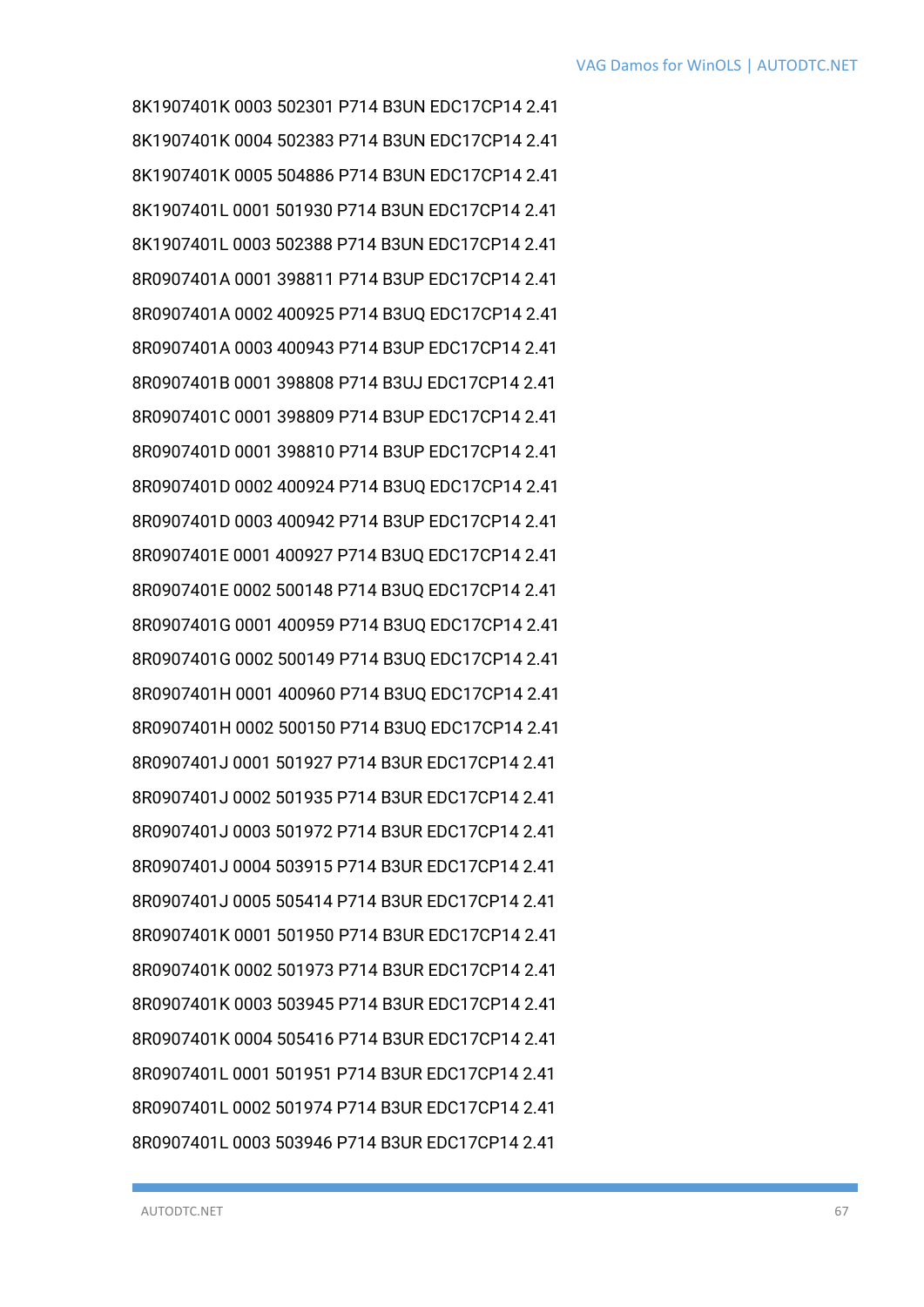8K1907401K 0003 502301 P714 B3UN EDC17CP14 2.41

8K1907401K 0004 502383 P714 B3UN EDC17CP14 2.41

8K1907401K 0005 504886 P714 B3UN EDC17CP14 2.41

8K1907401L 0001 501930 P714 B3UN EDC17CP14 2.41

8K1907401L 0003 502388 P714 B3UN EDC17CP14 2.41

8R0907401A 0001 398811 P714 B3UP EDC17CP14 2.41

8R0907401A 0002 400925 P714 B3UQ EDC17CP14 2.41

8R0907401A 0003 400943 P714 B3UP EDC17CP14 2.41

8R0907401B 0001 398808 P714 B3UJ EDC17CP14 2.41

8R0907401C 0001 398809 P714 B3UP EDC17CP14 2.41

8R0907401D 0001 398810 P714 B3UP EDC17CP14 2.41

8R0907401D 0002 400924 P714 B3UQ EDC17CP14 2.41

8R0907401D 0003 400942 P714 B3UP EDC17CP14 2.41

8R0907401E 0001 400927 P714 B3UQ EDC17CP14 2.41

8R0907401E 0002 500148 P714 B3UQ EDC17CP14 2.41

8R0907401G 0001 400959 P714 B3UQ EDC17CP14 2.41

8R0907401G 0002 500149 P714 B3UQ EDC17CP14 2.41

8R0907401H 0001 400960 P714 B3UQ EDC17CP14 2.41

8R0907401H 0002 500150 P714 B3UQ EDC17CP14 2.41

8R0907401J 0001 501927 P714 B3UR EDC17CP14 2.41

8R0907401J 0002 501935 P714 B3UR EDC17CP14 2.41

8R0907401J 0003 501972 P714 B3UR EDC17CP14 2.41

8R0907401J 0004 503915 P714 B3UR EDC17CP14 2.41

8R0907401J 0005 505414 P714 B3UR EDC17CP14 2.41

8R0907401K 0001 501950 P714 B3UR EDC17CP14 2.41

8R0907401K 0002 501973 P714 B3UR EDC17CP14 2.41

8R0907401K 0003 503945 P714 B3UR EDC17CP14 2.41

8R0907401K 0004 505416 P714 B3UR EDC17CP14 2.41

8R0907401L 0001 501951 P714 B3UR EDC17CP14 2.41

8R0907401L 0002 501974 P714 B3UR EDC17CP14 2.41

8R0907401L 0003 503946 P714 B3UR EDC17CP14 2.41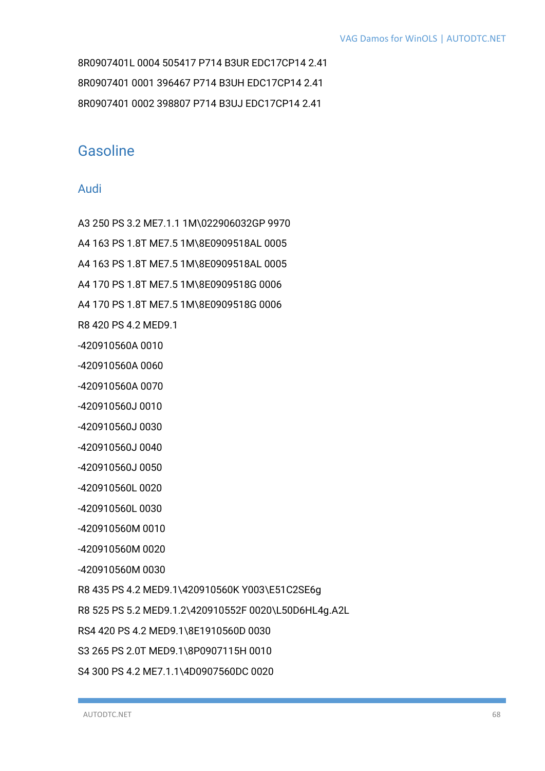8R0907401L 0004 505417 P714 B3UR EDC17CP14 2.41

8R0907401 0001 396467 P714 B3UH EDC17CP14 2.41

8R0907401 0002 398807 P714 B3UJ EDC17CP14 2.41

## Gasoline

### Audi

A3 250 PS 3.2 ME7.1.1 1M\022906032GP 9970

A4 163 PS 1.8T ME7.5 1M\8E0909518AL 0005

A4 163 PS 1.8T ME7.5 1M\8E0909518AL 0005

A4 170 PS 1.8T ME7.5 1M\8E0909518G 0006

A4 170 PS 1.8T ME7.5 1M\8E0909518G 0006

R8 420 PS 4.2 MED9.1

-420910560A 0010

-420910560A 0060

-420910560A 0070

-420910560J 0010

-420910560J 0030

-420910560J 0040

-420910560J 0050

-420910560L 0020

-420910560L 0030

-420910560M 0010

-420910560M 0020

-420910560M 0030

R8 435 PS 4.2 MED9.1\420910560K Y003\E51C2SE6g

R8 525 PS 5.2 MED9.1.2\420910552F 0020\L50D6HL4g.A2L

RS4 420 PS 4.2 MED9.1\8E1910560D 0030

S3 265 PS 2.0T MED9.1\8P0907115H 0010

S4 300 PS 4.2 ME7.1.1\4D0907560DC 0020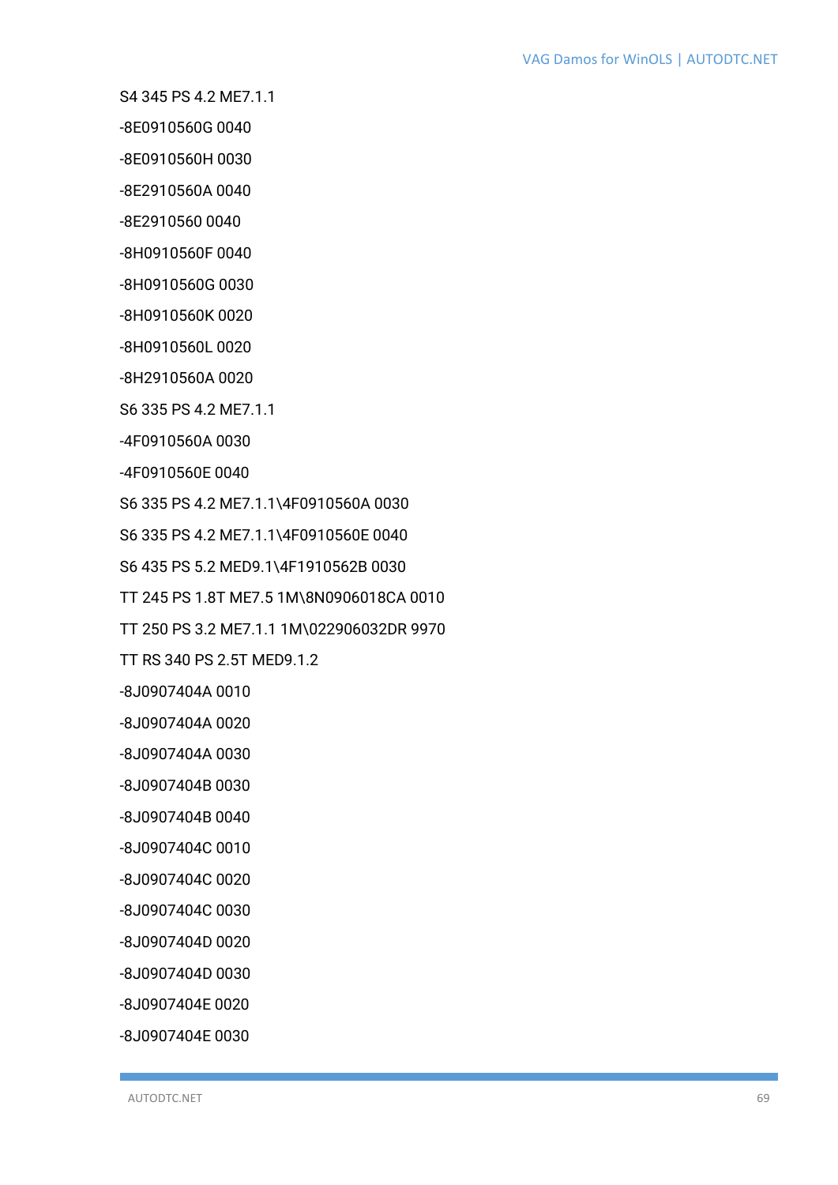S4 345 PS 4.2 ME7.1.1

-8E0910560G 0040

-8E0910560H 0030

-8E2910560A 0040

-8E2910560 0040

-8H0910560F 0040

-8H0910560G 0030

-8H0910560K 0020

-8H0910560L 0020

-8H2910560A 0020

S6 335 PS 4.2 ME7.1.1

-4F0910560A 0030

-4F0910560E 0040

S6 335 PS 4.2 ME7.1.1\4F0910560A 0030

S6 335 PS 4.2 ME7.1.1\4F0910560E 0040

S6 435 PS 5.2 MED9.1\4F1910562B 0030

TT 245 PS 1.8T ME7.5 1M\8N0906018CA 0010

TT 250 PS 3.2 ME7.1.1 1M\022906032DR 9970

TT RS 340 PS 2.5T MED9.1.2

-8J0907404A 0010

-8J0907404A 0020

-8J0907404A 0030

-8J0907404B 0030

-8J0907404B 0040

-8J0907404C 0010

-8J0907404C 0020

-8J0907404C 0030

-8J0907404D 0020

-8J0907404D 0030

-8J0907404E 0020

-8J0907404E 0030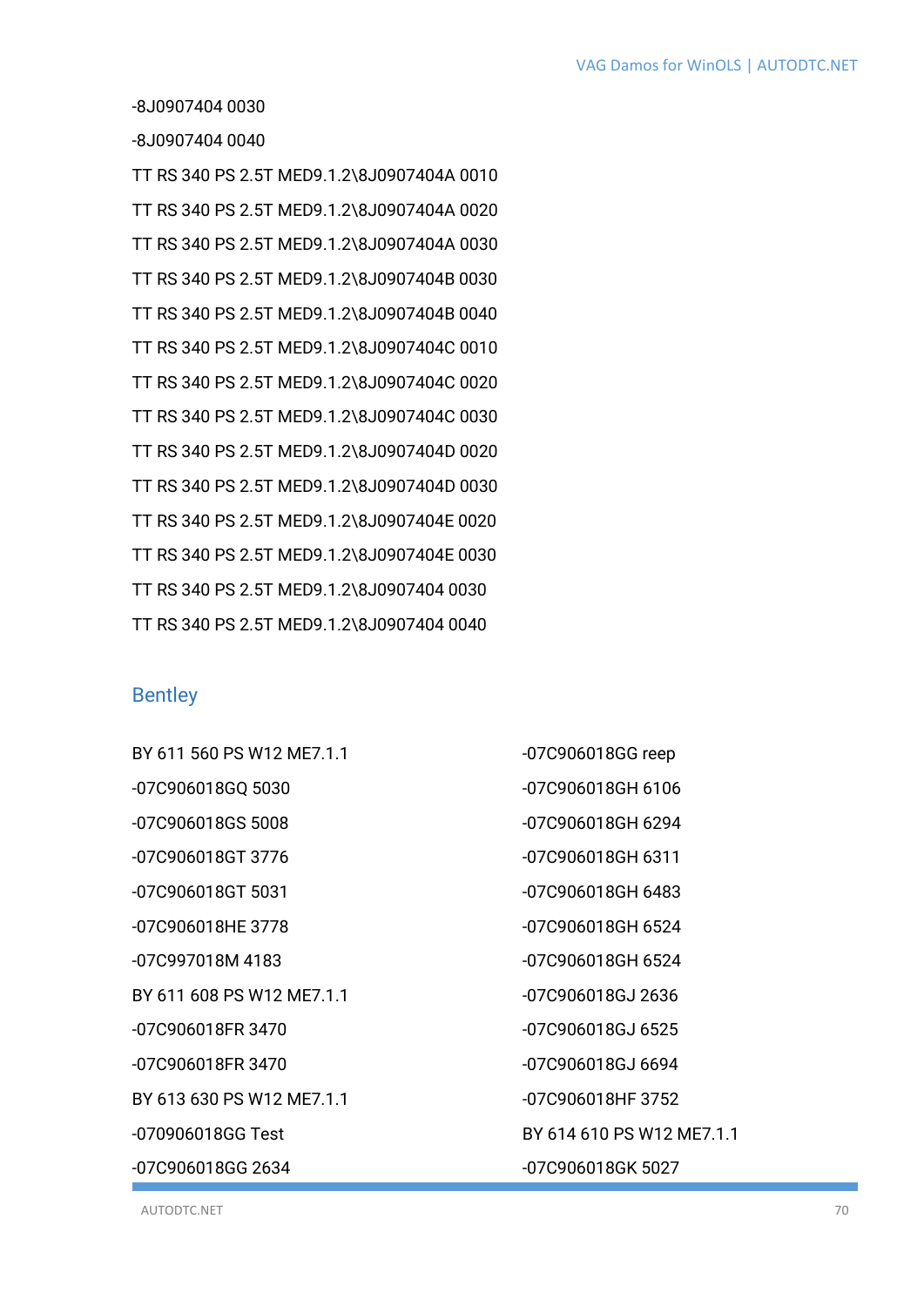-8J0907404 0030

-8J0907404 0040

TT RS 340 PS 2.5T MED9.1.2\8J0907404A 0010

TT RS 340 PS 2.5T MED9.1.2\8J0907404A 0020

TT RS 340 PS 2.5T MED9.1.2\8J0907404A 0030

TT RS 340 PS 2.5T MED9.1.2\8J0907404B 0030

TT RS 340 PS 2.5T MED9.1.2\8J0907404B 0040

TT RS 340 PS 2.5T MED9.1.2\8J0907404C 0010

TT RS 340 PS 2.5T MED9.1.2\8J0907404C 0020

TT RS 340 PS 2.5T MED9.1.2\8J0907404C 0030

TT RS 340 PS 2.5T MED9.1.2\8J0907404D 0020

TT RS 340 PS 2.5T MED9.1.2\8J0907404D 0030

TT RS 340 PS 2.5T MED9.1.2\8J0907404E 0020

TT RS 340 PS 2.5T MED9.1.2\8J0907404E 0030

TT RS 340 PS 2.5T MED9.1.2\8J0907404 0030

TT RS 340 PS 2.5T MED9.1.2\8J0907404 0040

## Bentley

BY 611 560 PS W12 ME7.1.1

-07C906018GQ 5030

-07C906018GS 5008

-07C906018GT 3776

-07C906018GT 5031

-07C906018HE 3778

-07C997018M 4183

BY 611 608 PS W12 ME7.1.1

-07C906018FR 3470

-07C906018FR 3470

BY 613 630 PS W12 ME7.1.1

-070906018GG Test

-07C906018GG 2634

-07C906018GG reep

-07C906018GH 6106

-07C906018GH 6294

-07C906018GH 6311

-07C906018GH 6483

-07C906018GH 6524

-07C906018GH 6524

-07C906018GJ 2636

-07C906018GJ 6525

-07C906018GJ 6694

-07C906018HF 3752

BY 614 610 PS W12 ME7.1.1

-07C906018GK 5027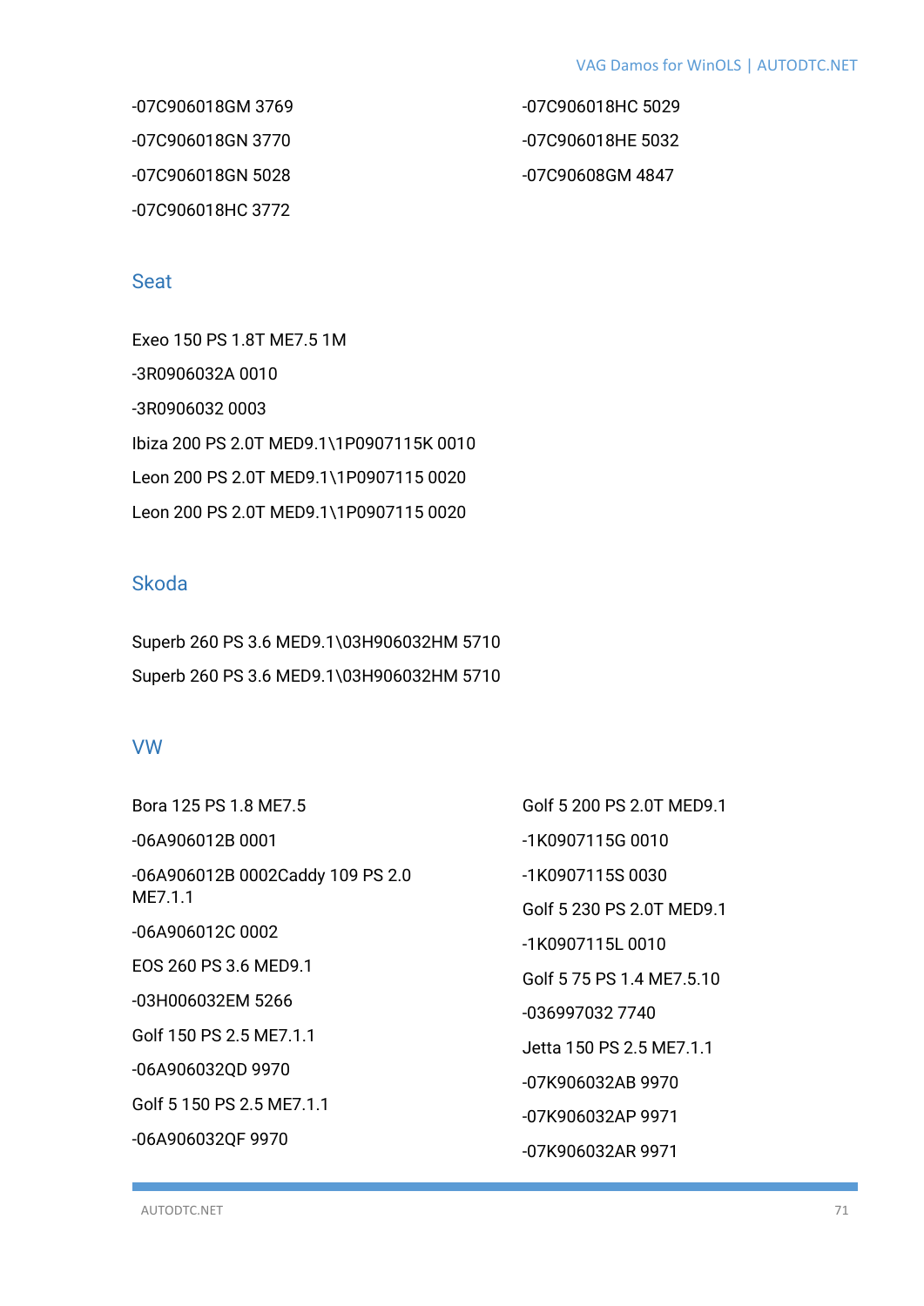-07C906018GM 3769

-07C906018GN 3770

-07C906018GN 5028

-07C906018HC 3772

-07C906018HC 5029

-07C906018HE 5032

-07C90608GM 4847

## Seat

Exeo 150 PS 1.8T ME7.5 1M

-3R0906032A 0010

-3R0906032 0003

Ibiza 200 PS 2.0T MED9.1\1P0907115K 0010

Leon 200 PS 2.0T MED9.1\1P0907115 0020

Leon 200 PS 2.0T MED9.1\1P0907115 0020

## Skoda

Superb 260 PS 3.6 MED9.1\03H906032HM 5710

Superb 260 PS 3.6 MED9.1\03H906032HM 5710

## VW

Bora 125 PS 1.8 ME7.5

-06A906012B 0001

-06A906012B 0002Caddy 109 PS 2.0 ME7.1.1

-06A906012C 0002

EOS 260 PS 3.6 MED9.1

-03H006032EM 5266

Golf 150 PS 2.5 ME7.1.1

-06A906032QD 9970

Golf 5 150 PS 2.5 ME7.1.1

-06A906032QF 9970

Golf 5 200 PS 2.0T MED9.1

-1K0907115G 0010

-1K0907115S 0030

Golf 5 230 PS 2.0T MED9.1

-1K0907115L 0010

Golf 5 75 PS 1.4 ME7.5.10

-036997032 7740

Jetta 150 PS 2.5 ME7.1.1

-07K906032AB 9970

-07K906032AP 9971

-07K906032AR 9971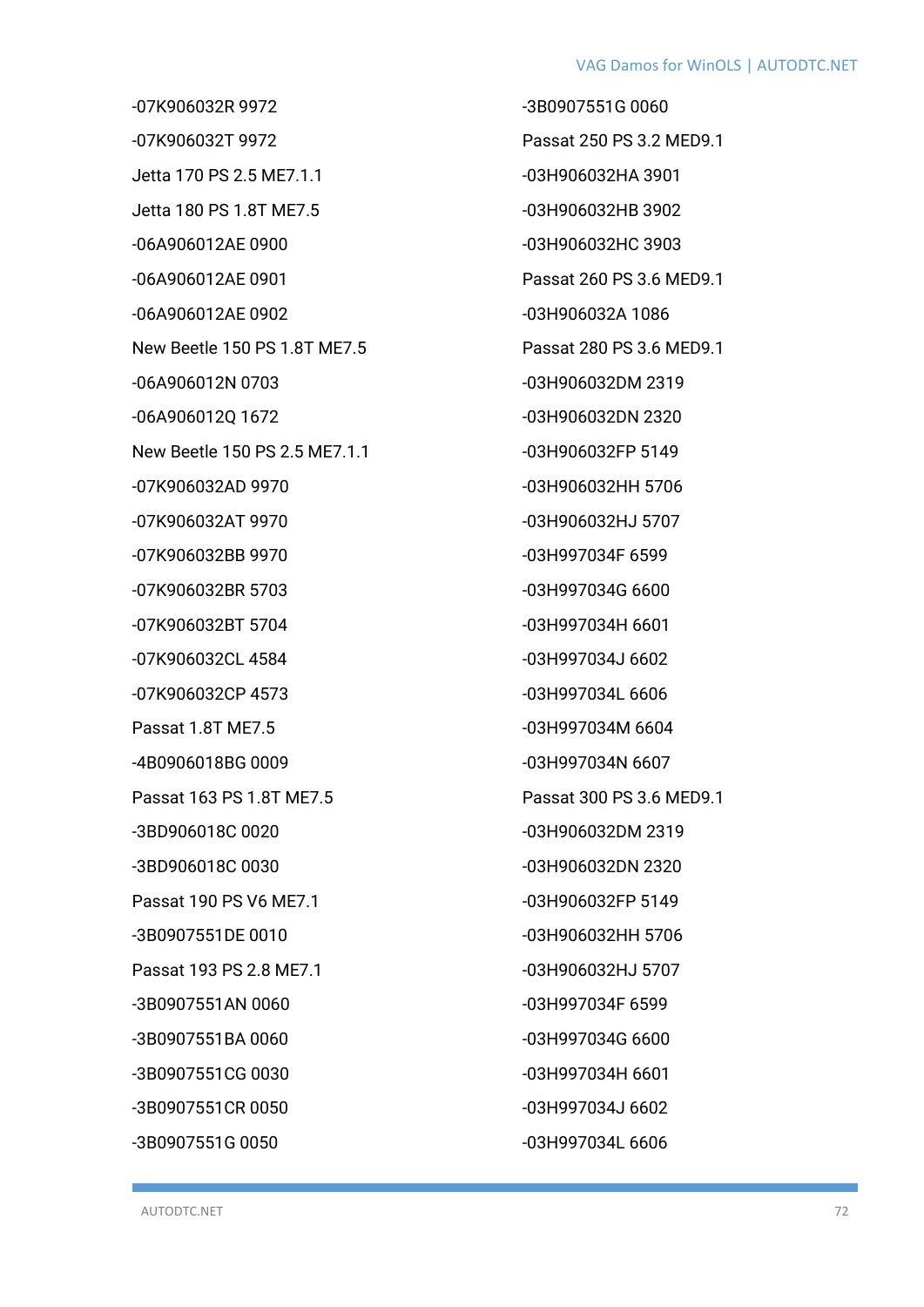-07K906032R 9972

-07K906032T 9972

Jetta 170 PS 2.5 ME7.1.1

Jetta 180 PS 1.8T ME7.5

-06A906012AE 0900

-06A906012AE 0901

-06A906012AE 0902

New Beetle 150 PS 1.8T ME7.5

-06A906012N 0703

-06A906012Q 1672

New Beetle 150 PS 2.5 ME7.1.1

-07K906032AD 9970

-07K906032AT 9970

-07K906032BB 9970

-07K906032BR 5703

-07K906032BT 5704

-07K906032CL 4584

-07K906032CP 4573

Passat 1.8T ME7.5

-4B0906018BG 0009

Passat 163 PS 1.8T ME7.5

-3BD906018C 0020

-3BD906018C 0030

Passat 190 PS V6 ME7.1

-3B0907551DE 0010

Passat 193 PS 2.8 ME7.1

-3B0907551AN 0060

-3B0907551BA 0060

-3B0907551CG 0030

-3B0907551CR 0050

-3B0907551G 0050

-3B0907551G 0060

Passat 250 PS 3.2 MED9.1

-03H906032HA 3901

-03H906032HB 3902

-03H906032HC 3903

Passat 260 PS 3.6 MED9.1

-03H906032A 1086

Passat 280 PS 3.6 MED9.1

-03H906032DM 2319

-03H906032DN 2320

-03H906032FP 5149

-03H906032HH 5706

-03H906032HJ 5707

-03H997034F 6599

-03H997034G 6600

-03H997034H 6601

-03H997034J 6602

-03H997034L 6606

-03H997034M 6604

-03H997034N 6607

Passat 300 PS 3.6 MED9.1

-03H906032DM 2319

-03H906032DN 2320

-03H906032FP 5149

-03H906032HH 5706

-03H906032HJ 5707

-03H997034F 6599

-03H997034G 6600

-03H997034H 6601

-03H997034J 6602

-03H997034L 6606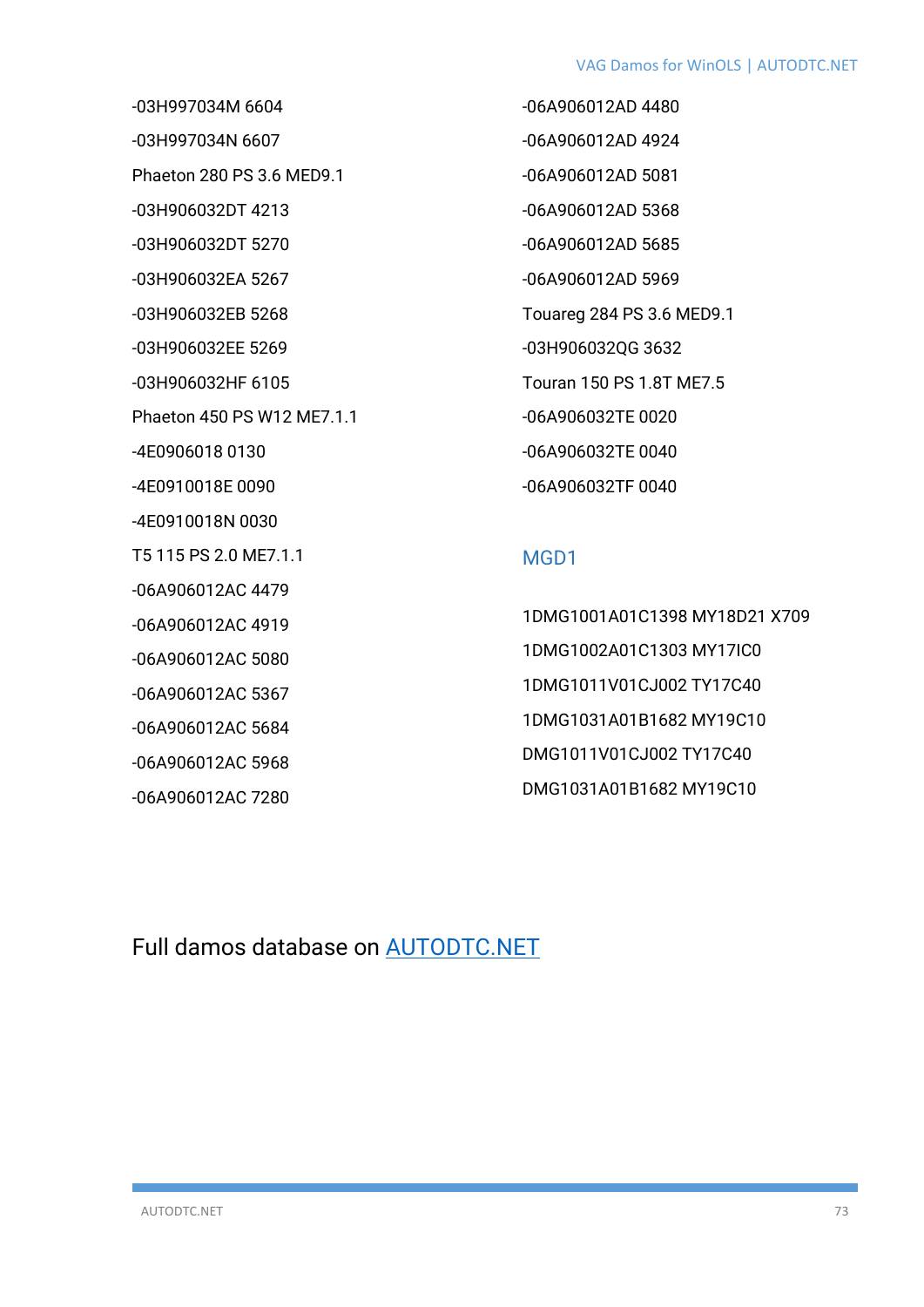-03H997034M 6604

-03H997034N 6607

Phaeton 280 PS 3.6 MED9.1

-03H906032DT 4213

-03H906032DT 5270

-03H906032EA 5267

-03H906032EB 5268

-03H906032EE 5269

-03H906032HF 6105

Phaeton 450 PS W12 ME7.1.1

-4E0906018 0130

-4E0910018E 0090

-4E0910018N 0030

T5 115 PS 2.0 ME7.1.1

-06A906012AC 4479

-06A906012AC 4919

-06A906012AC 5080

-06A906012AC 5367

-06A906012AC 5684

-06A906012AC 5968

-06A906012AC 7280

-06A906012AD 4480

-06A906012AD 4924

-06A906012AD 5081

-06A906012AD 5368

-06A906012AD 5685

-06A906012AD 5969

Touareg 284 PS 3.6 MED9.1

-03H906032QG 3632

Touran 150 PS 1.8T ME7.5

-06A906032TE 0020

-06A906032TE 0040

-06A906032TF 0040

## MGD1

1DMG1001A01C1398 MY18D21 X709

1DMG1002A01C1303 MY17IC0

1DMG1011V01CJ002 TY17C40

1DMG1031A01B1682 MY19C10

DMG1011V01CJ002 TY17C40

DMG1031A01B1682 MY19C10

Full damos database on [AUTODTC.NET](https://autodtc.net)